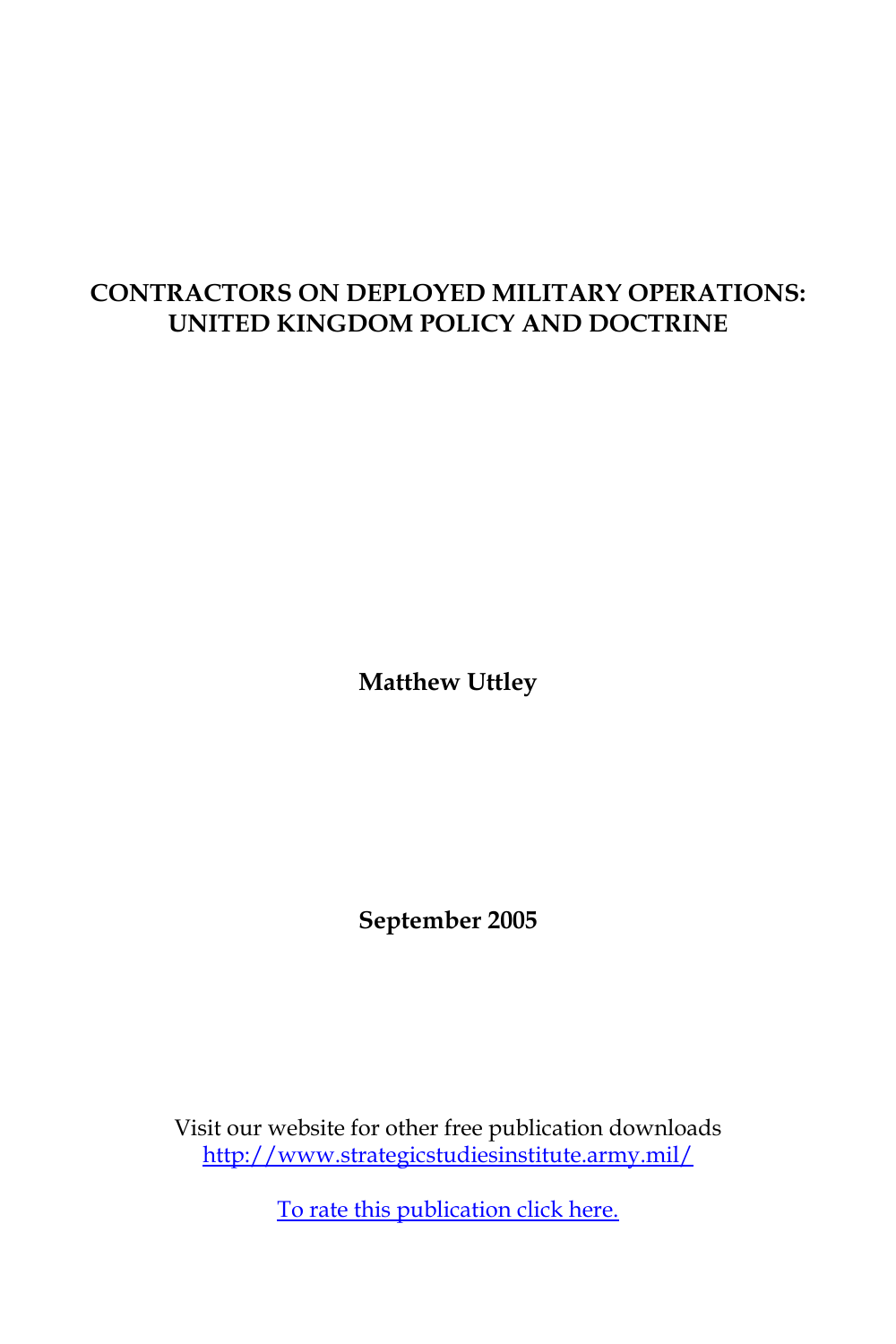# CONTRACTORS ON DEPLOYED MILITARY OPERATIONS: UNITED KINGDOM POLICY AND DOCTRINE

**Matthew Uttley**

**September 2005**

Visit our website for other free publication downloads
http://www.strategicstudiesinstitute.army.mil/

To rate this publication click here.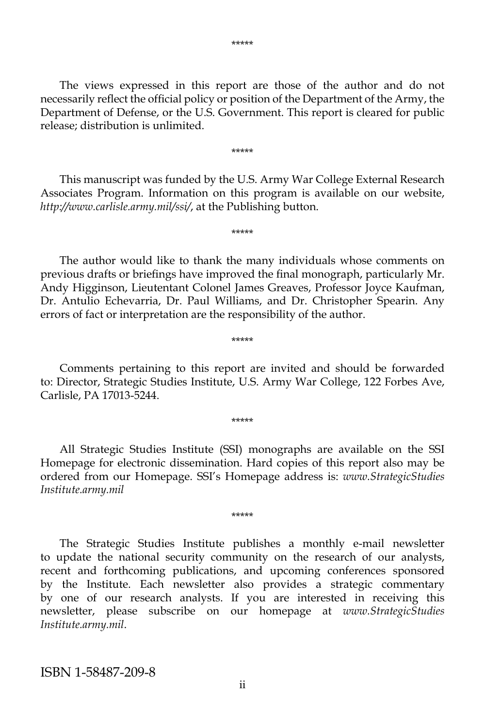*****

The views expressed in this report are those of the author and do not necessarily reflect the official policy or position of the Department of the Army, the Department of Defense, or the U.S. Government. This report is cleared for public release; distribution is unlimited.

*****

This manuscript was funded by the U.S. Army War College External Research Associates Program. Information on this program is available on our website, *http://www.carlisle.army.mil/ssi/*, at the Publishing button.

*****

The author would like to thank the many individuals whose comments on previous drafts or briefings have improved the final monograph, particularly Mr. Andy Higginson, Lieutentant Colonel James Greaves, Professor Joyce Kaufman, Dr. Antulio Echevarria, Dr. Paul Williams, and Dr. Christopher Spearin. Any errors of fact or interpretation are the responsibility of the author.

*****

Comments pertaining to this report are invited and should be forwarded to: Director, Strategic Studies Institute, U.S. Army War College, 122 Forbes Ave, Carlisle, PA 17013-5244.

*****

All Strategic Studies Institute (SSI) monographs are available on the SSI Homepage for electronic dissemination. Hard copies of this report also may be ordered from our Homepage. SSI's Homepage address is: *www.StrategicStudiesInstitute.army.mil*

*****

The Strategic Studies Institute publishes a monthly e-mail newsletter to update the national security community on the research of our analysts, recent and forthcoming publications, and upcoming conferences sponsored by the Institute. Each newsletter also provides a strategic commentary by one of our research analysts. If you are interested in receiving this newsletter, please subscribe on our homepage at *www.StrategicStudiesInstitute.army.mil*.

ISBN 1-58487-209-8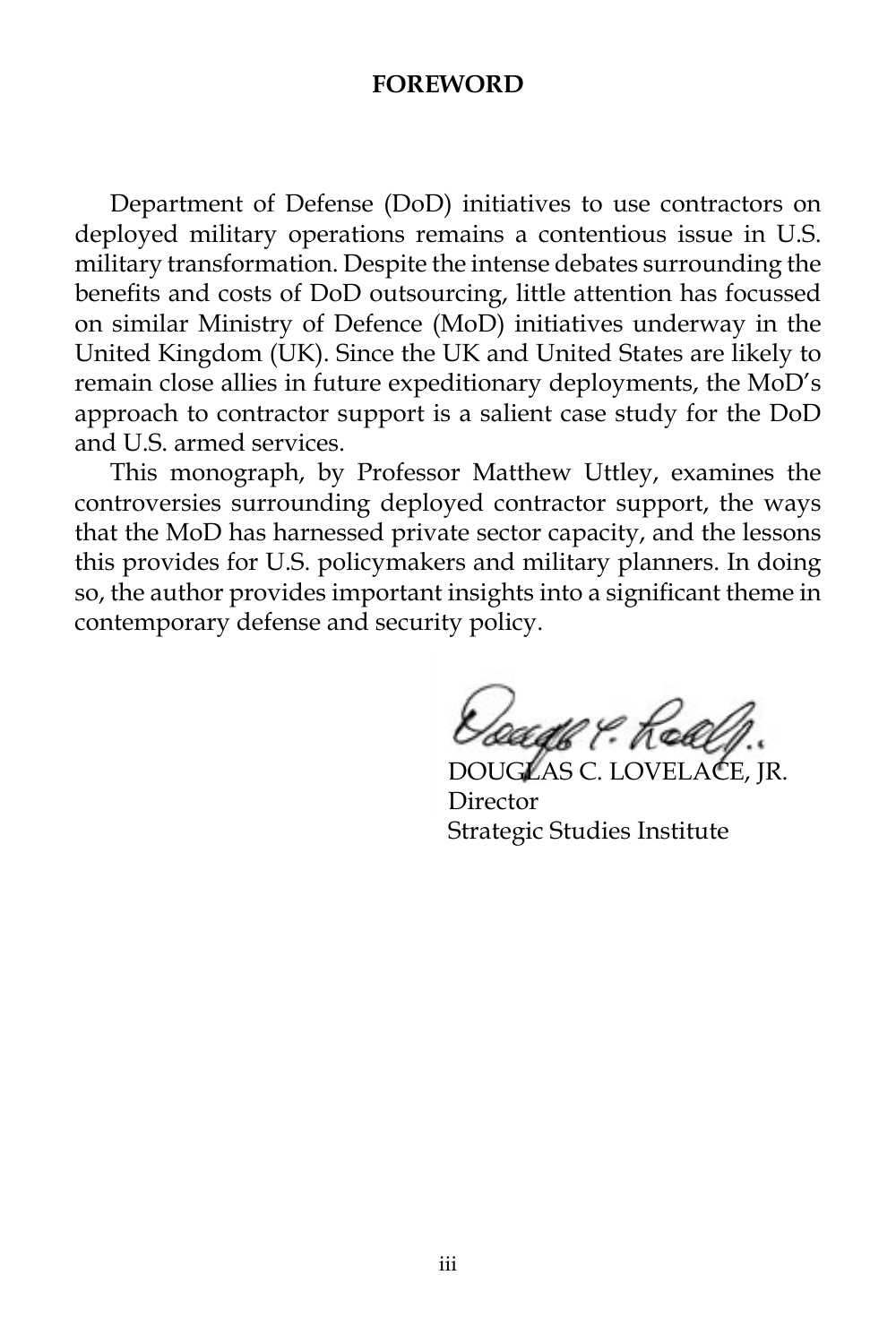# FOREWORD

Department of Defense (DoD) initiatives to use contractors on deployed military operations remains a contentious issue in U.S. military transformation. Despite the intense debates surrounding the benefits and costs of DoD outsourcing, little attention has focussed on similar Ministry of Defence (MoD) initiatives underway in the United Kingdom (UK). Since the UK and United States are likely to remain close allies in future expeditionary deployments, the MoD's approach to contractor support is a salient case study for the DoD and U.S. armed services.

This monograph, by Professor Matthew Uttley, examines the controversies surrounding deployed contractor support, the ways that the MoD has harnessed private sector capacity, and the lessons this provides for U.S. policymakers and military planners. In doing so, the author provides important insights into a significant theme in contemporary defense and security policy.

DOUGLAS C. LOVELACE, JR.
Director
Strategic Studies Institute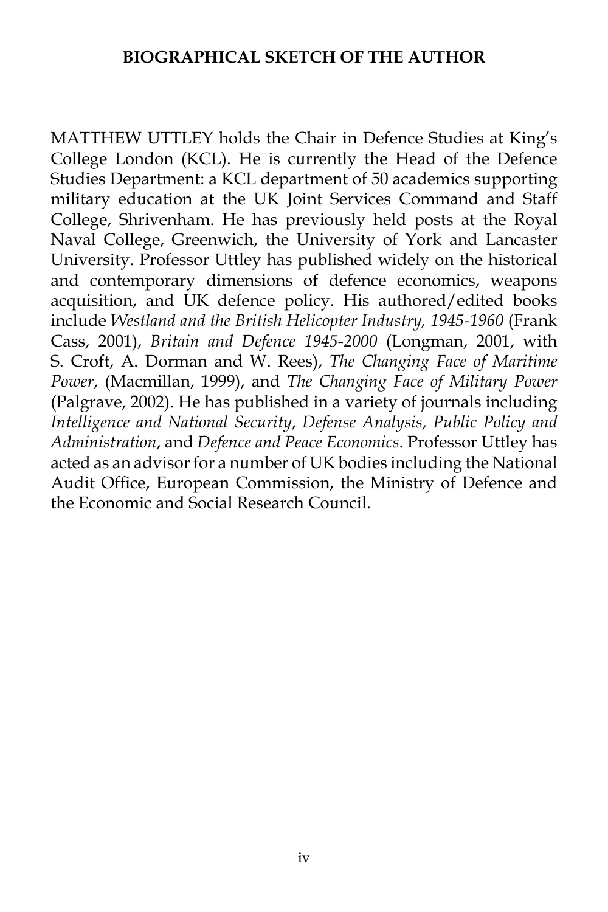## BIOGRAPHICAL SKETCH OF THE AUTHOR

MATTHEW UTTLEY holds the Chair in Defence Studies at King's College London (KCL). He is currently the Head of the Defence Studies Department: a KCL department of 50 academics supporting military education at the UK Joint Services Command and Staff College, Shrivenham. He has previously held posts at the Royal Naval College, Greenwich, the University of York and Lancaster University. Professor Uttley has published widely on the historical and contemporary dimensions of defence economics, weapons acquisition, and UK defence policy. His authored/edited books include *Westland and the British Helicopter Industry, 1945-1960* (Frank Cass, 2001), *Britain and Defence 1945-2000* (Longman, 2001, with S. Croft, A. Dorman and W. Rees), *The Changing Face of Maritime Power*, (Macmillan, 1999), and *The Changing Face of Military Power* (Palgrave, 2002). He has published in a variety of journals including *Intelligence and National Security*, *Defense Analysis*, *Public Policy and Administration*, and *Defence and Peace Economics*. Professor Uttley has acted as an advisor for a number of UK bodies including the National Audit Office, European Commission, the Ministry of Defence and the Economic and Social Research Council.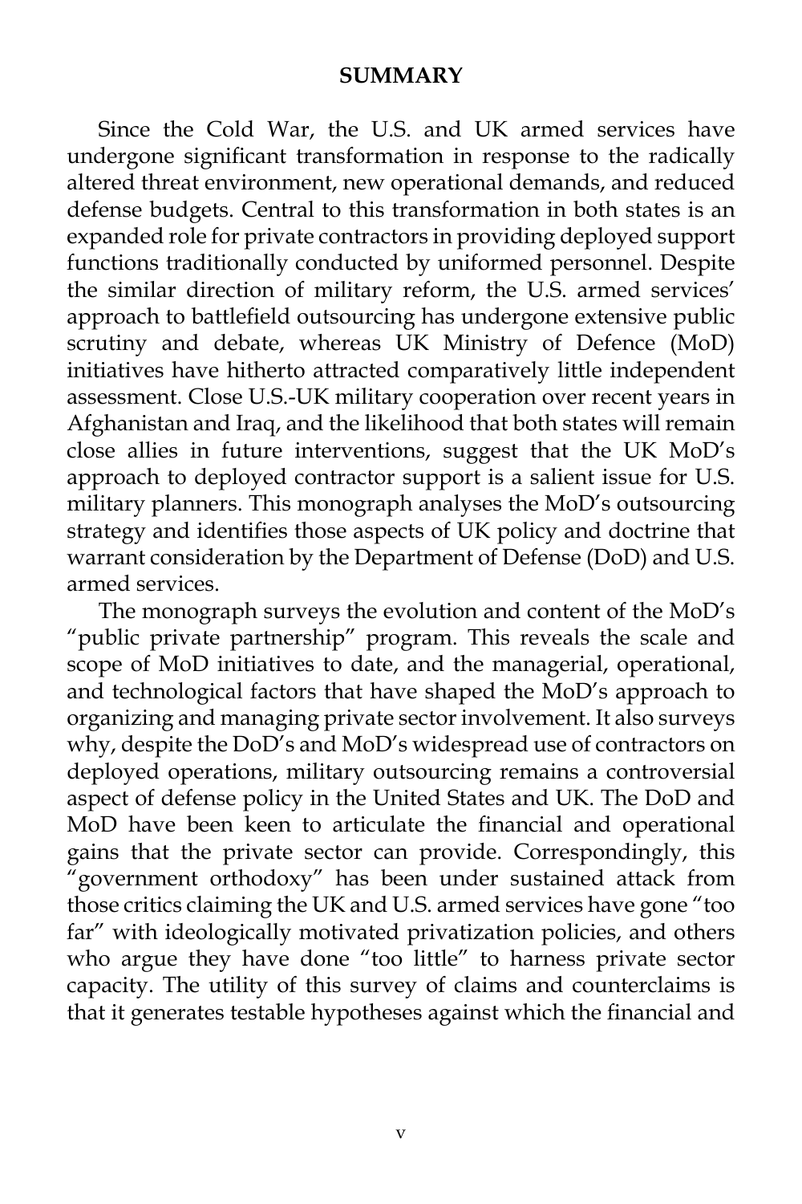## SUMMARY

Since the Cold War, the U.S. and UK armed services have undergone significant transformation in response to the radically altered threat environment, new operational demands, and reduced defense budgets. Central to this transformation in both states is an expanded role for private contractors in providing deployed support functions traditionally conducted by uniformed personnel. Despite the similar direction of military reform, the U.S. armed services' approach to battlefield outsourcing has undergone extensive public scrutiny and debate, whereas UK Ministry of Defence (MoD) initiatives have hitherto attracted comparatively little independent assessment. Close U.S.-UK military cooperation over recent years in Afghanistan and Iraq, and the likelihood that both states will remain close allies in future interventions, suggest that the UK MoD's approach to deployed contractor support is a salient issue for U.S. military planners. This monograph analyses the MoD's outsourcing strategy and identifies those aspects of UK policy and doctrine that warrant consideration by the Department of Defense (DoD) and U.S. armed services.

The monograph surveys the evolution and content of the MoD's "public private partnership" program. This reveals the scale and scope of MoD initiatives to date, and the managerial, operational, and technological factors that have shaped the MoD's approach to organizing and managing private sector involvement. It also surveys why, despite the DoD's and MoD's widespread use of contractors on deployed operations, military outsourcing remains a controversial aspect of defense policy in the United States and UK. The DoD and MoD have been keen to articulate the financial and operational gains that the private sector can provide. Correspondingly, this "government orthodoxy" has been under sustained attack from those critics claiming the UK and U.S. armed services have gone "too far" with ideologically motivated privatization policies, and others who argue they have done "too little" to harness private sector capacity. The utility of this survey of claims and counterclaims is that it generates testable hypotheses against which the financial and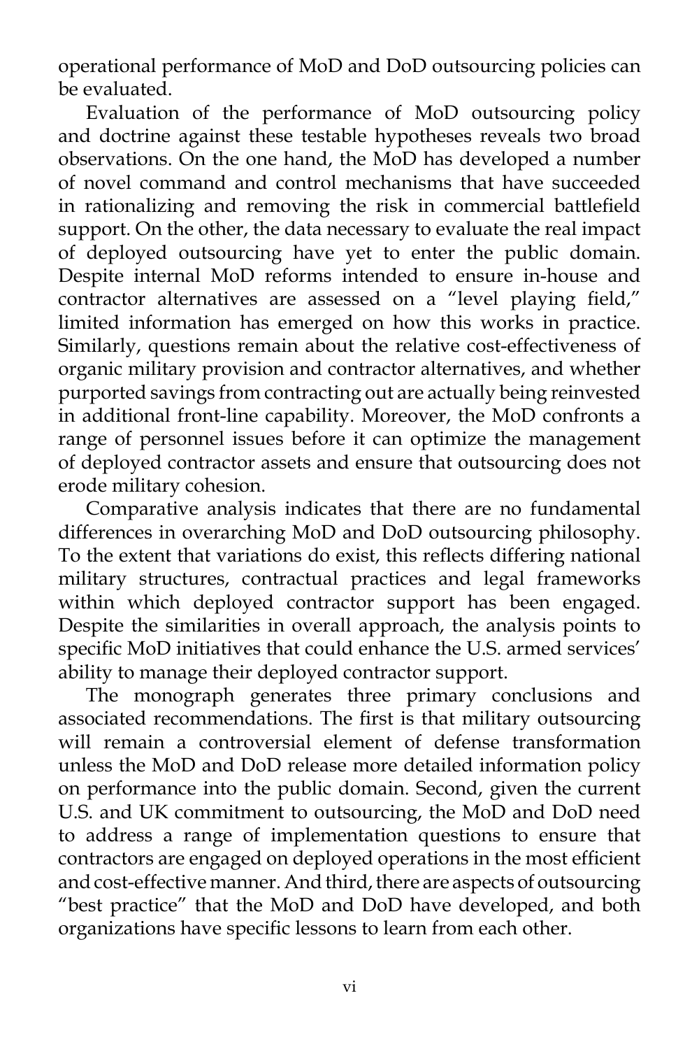operational performance of MoD and DoD outsourcing policies can be evaluated.

Evaluation of the performance of MoD outsourcing policy and doctrine against these testable hypotheses reveals two broad observations. On the one hand, the MoD has developed a number of novel command and control mechanisms that have succeeded in rationalizing and removing the risk in commercial battlefield support. On the other, the data necessary to evaluate the real impact of deployed outsourcing have yet to enter the public domain. Despite internal MoD reforms intended to ensure in-house and contractor alternatives are assessed on a "level playing field," limited information has emerged on how this works in practice. Similarly, questions remain about the relative cost-effectiveness of organic military provision and contractor alternatives, and whether purported savings from contracting out are actually being reinvested in additional front-line capability. Moreover, the MoD confronts a range of personnel issues before it can optimize the management of deployed contractor assets and ensure that outsourcing does not erode military cohesion.

Comparative analysis indicates that there are no fundamental differences in overarching MoD and DoD outsourcing philosophy. To the extent that variations do exist, this reflects differing national military structures, contractual practices and legal frameworks within which deployed contractor support has been engaged. Despite the similarities in overall approach, the analysis points to specific MoD initiatives that could enhance the U.S. armed services' ability to manage their deployed contractor support.

The monograph generates three primary conclusions and associated recommendations. The first is that military outsourcing will remain a controversial element of defense transformation unless the MoD and DoD release more detailed information policy on performance into the public domain. Second, given the current U.S. and UK commitment to outsourcing, the MoD and DoD need to address a range of implementation questions to ensure that contractors are engaged on deployed operations in the most efficient and cost-effective manner. And third, there are aspects of outsourcing "best practice" that the MoD and DoD have developed, and both organizations have specific lessons to learn from each other.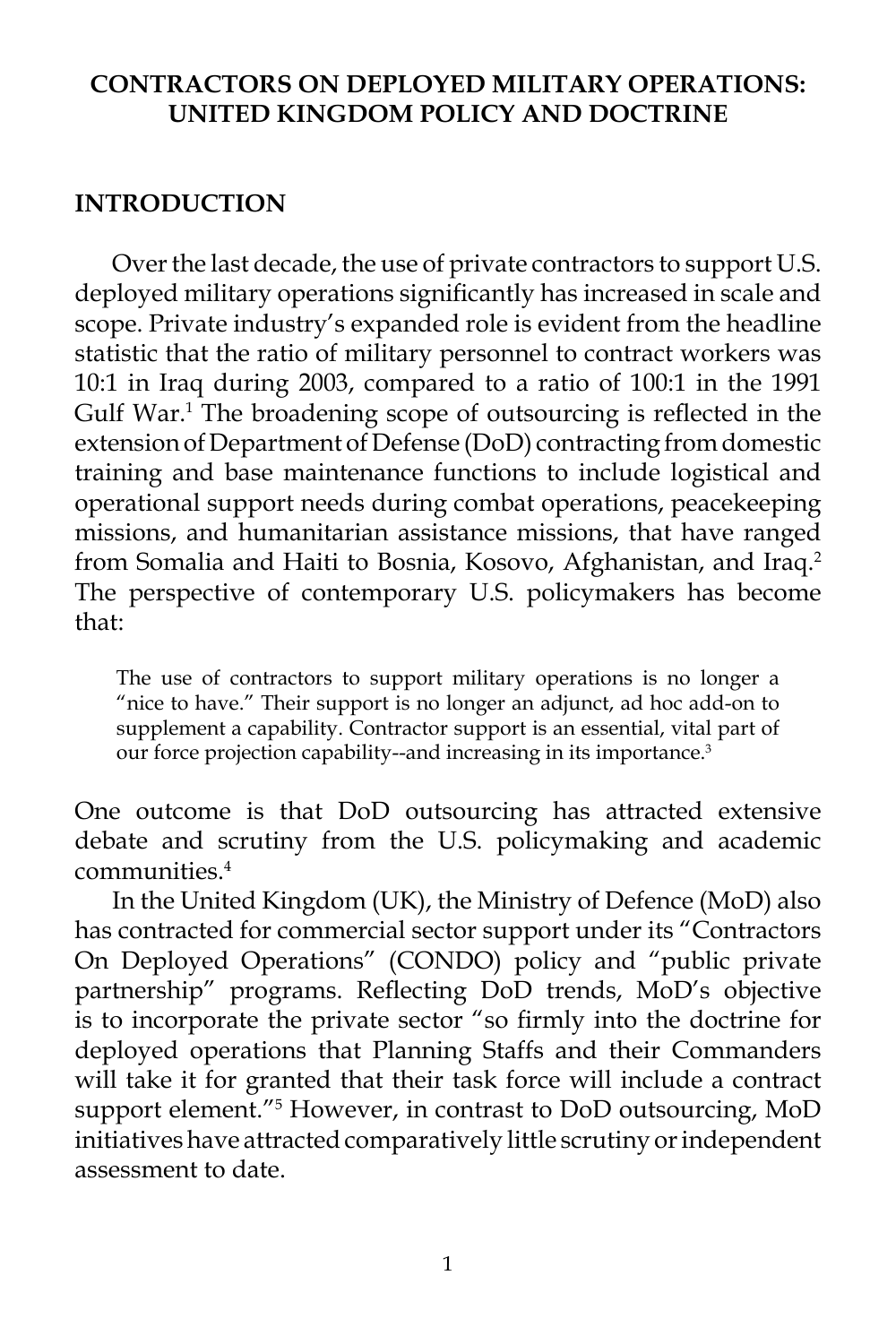# CONTRACTORS ON DEPLOYED MILITARY OPERATIONS: UNITED KINGDOM POLICY AND DOCTRINE

## INTRODUCTION

Over the last decade, the use of private contractors to support U.S. deployed military operations significantly has increased in scale and scope. Private industry's expanded role is evident from the headline statistic that the ratio of military personnel to contract workers was 10:1 in Iraq during 2003, compared to a ratio of 100:1 in the 1991 Gulf War.[1] The broadening scope of outsourcing is reflected in the extension of Department of Defense (DoD) contracting from domestic training and base maintenance functions to include logistical and operational support needs during combat operations, peacekeeping missions, and humanitarian assistance missions, that have ranged from Somalia and Haiti to Bosnia, Kosovo, Afghanistan, and Iraq.[2] The perspective of contemporary U.S. policymakers has become that:

> The use of contractors to support military operations is no longer a "nice to have." Their support is no longer an adjunct, ad hoc add-on to supplement a capability. Contractor support is an essential, vital part of our force projection capability--and increasing in its importance.[3]

One outcome is that DoD outsourcing has attracted extensive debate and scrutiny from the U.S. policymaking and academic communities.[4]

In the United Kingdom (UK), the Ministry of Defence (MoD) also has contracted for commercial sector support under its "Contractors On Deployed Operations" (CONDO) policy and "public private partnership" programs. Reflecting DoD trends, MoD's objective is to incorporate the private sector "so firmly into the doctrine for deployed operations that Planning Staffs and their Commanders will take it for granted that their task force will include a contract support element."[5] However, in contrast to DoD outsourcing, MoD initiatives have attracted comparatively little scrutiny or independent assessment to date.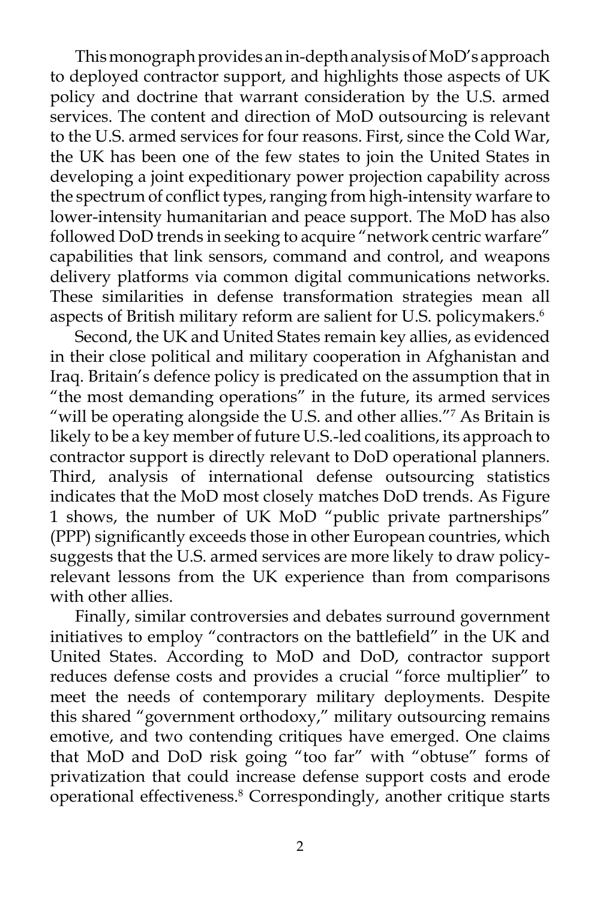This monograph provides an in-depth analysis of MoD's approach to deployed contractor support, and highlights those aspects of UK policy and doctrine that warrant consideration by the U.S. armed services. The content and direction of MoD outsourcing is relevant to the U.S. armed services for four reasons. First, since the Cold War, the UK has been one of the few states to join the United States in developing a joint expeditionary power projection capability across the spectrum of conflict types, ranging from high-intensity warfare to lower-intensity humanitarian and peace support. The MoD has also followed DoD trends in seeking to acquire "network centric warfare" capabilities that link sensors, command and control, and weapons delivery platforms via common digital communications networks. These similarities in defense transformation strategies mean all aspects of British military reform are salient for U.S. policymakers.[6]

Second, the UK and United States remain key allies, as evidenced in their close political and military cooperation in Afghanistan and Iraq. Britain's defence policy is predicated on the assumption that in "the most demanding operations" in the future, its armed services "will be operating alongside the U.S. and other allies."[7] As Britain is likely to be a key member of future U.S.-led coalitions, its approach to contractor support is directly relevant to DoD operational planners. Third, analysis of international defense outsourcing statistics indicates that the MoD most closely matches DoD trends. As Figure 1 shows, the number of UK MoD "public private partnerships" (PPP) significantly exceeds those in other European countries, which suggests that the U.S. armed services are more likely to draw policy-relevant lessons from the UK experience than from comparisons with other allies.

Finally, similar controversies and debates surround government initiatives to employ "contractors on the battlefield" in the UK and United States. According to MoD and DoD, contractor support reduces defense costs and provides a crucial "force multiplier" to meet the needs of contemporary military deployments. Despite this shared "government orthodoxy," military outsourcing remains emotive, and two contending critiques have emerged. One claims that MoD and DoD risk going "too far" with "obtuse" forms of privatization that could increase defense support costs and erode operational effectiveness.[8] Correspondingly, another critique starts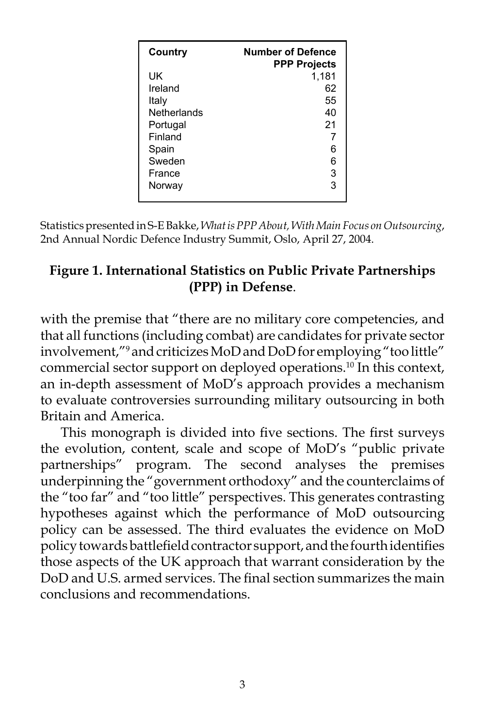| Country | Number of Defence PPP Projects |
|---|---|
| UK | 1,181 |
| Ireland | 62 |
| Italy | 55 |
| Netherlands | 40 |
| Portugal | 21 |
| Finland | 7 |
| Spain | 6 |
| Sweden | 6 |
| France | 3 |
| Norway | 3 |

Statistics presented in S-E Bakke, *What is PPP About, With Main Focus on Outsourcing*, 2nd Annual Nordic Defence Industry Summit, Oslo, April 27, 2004.

**Figure 1. International Statistics on Public Private Partnerships (PPP) in Defense**.

with the premise that "there are no military core competencies, and that all functions (including combat) are candidates for private sector involvement,"[9] and criticizes MoD and DoD for employing "too little" commercial sector support on deployed operations.[10] In this context, an in-depth assessment of MoD's approach provides a mechanism to evaluate controversies surrounding military outsourcing in both Britain and America.

This monograph is divided into five sections. The first surveys the evolution, content, scale and scope of MoD's "public private partnerships" program. The second analyses the premises underpinning the "government orthodoxy" and the counterclaims of the "too far" and "too little" perspectives. This generates contrasting hypotheses against which the performance of MoD outsourcing policy can be assessed. The third evaluates the evidence on MoD policy towards battlefield contractor support, and the fourth identifies those aspects of the UK approach that warrant consideration by the DoD and U.S. armed services. The final section summarizes the main conclusions and recommendations.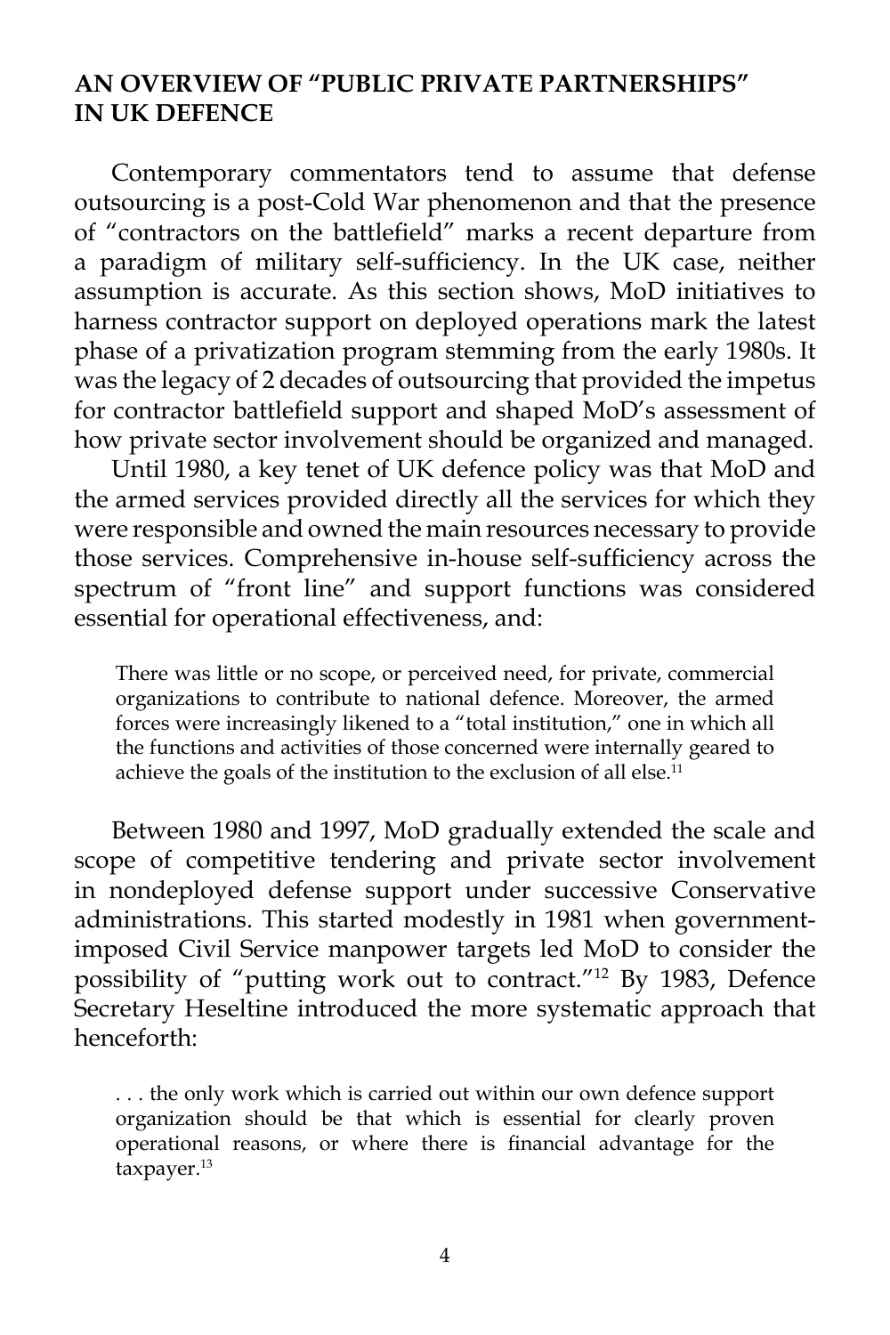## AN OVERVIEW OF "PUBLIC PRIVATE PARTNERSHIPS" IN UK DEFENCE

Contemporary commentators tend to assume that defense outsourcing is a post-Cold War phenomenon and that the presence of "contractors on the battlefield" marks a recent departure from a paradigm of military self-sufficiency. In the UK case, neither assumption is accurate. As this section shows, MoD initiatives to harness contractor support on deployed operations mark the latest phase of a privatization program stemming from the early 1980s. It was the legacy of 2 decades of outsourcing that provided the impetus for contractor battlefield support and shaped MoD's assessment of how private sector involvement should be organized and managed.

Until 1980, a key tenet of UK defence policy was that MoD and the armed services provided directly all the services for which they were responsible and owned the main resources necessary to provide those services. Comprehensive in-house self-sufficiency across the spectrum of "front line" and support functions was considered essential for operational effectiveness, and:

> There was little or no scope, or perceived need, for private, commercial organizations to contribute to national defence. Moreover, the armed forces were increasingly likened to a "total institution," one in which all the functions and activities of those concerned were internally geared to achieve the goals of the institution to the exclusion of all else.[11]

Between 1980 and 1997, MoD gradually extended the scale and scope of competitive tendering and private sector involvement in nondeployed defense support under successive Conservative administrations. This started modestly in 1981 when government-imposed Civil Service manpower targets led MoD to consider the possibility of "putting work out to contract."[12] By 1983, Defence Secretary Heseltine introduced the more systematic approach that henceforth:

> . . . the only work which is carried out within our own defence support organization should be that which is essential for clearly proven operational reasons, or where there is financial advantage for the taxpayer.[13]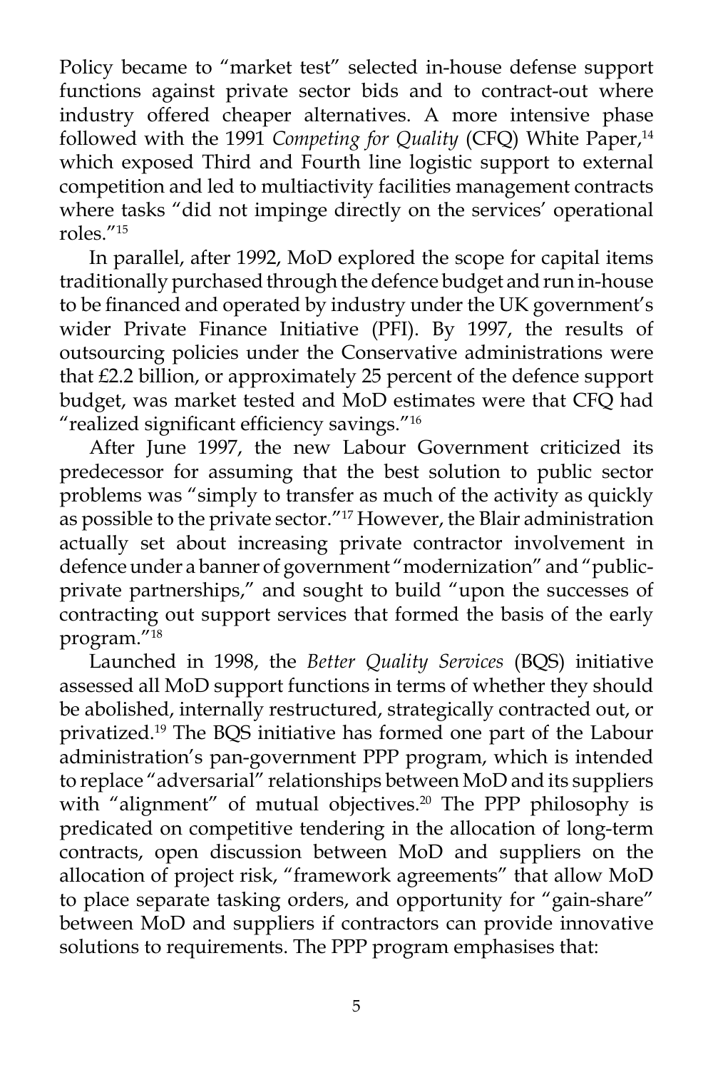Policy became to "market test" selected in-house defense support functions against private sector bids and to contract-out where industry offered cheaper alternatives. A more intensive phase followed with the 1991 *Competing for Quality* (CFQ) White Paper,[14] which exposed Third and Fourth line logistic support to external competition and led to multiactivity facilities management contracts where tasks "did not impinge directly on the services' operational roles."[15]

In parallel, after 1992, MoD explored the scope for capital items traditionally purchased through the defence budget and run in-house to be financed and operated by industry under the UK government's wider Private Finance Initiative (PFI). By 1997, the results of outsourcing policies under the Conservative administrations were that £2.2 billion, or approximately 25 percent of the defence support budget, was market tested and MoD estimates were that CFQ had "realized significant efficiency savings."[16]

After June 1997, the new Labour Government criticized its predecessor for assuming that the best solution to public sector problems was "simply to transfer as much of the activity as quickly as possible to the private sector."[17] However, the Blair administration actually set about increasing private contractor involvement in defence under a banner of government "modernization" and "public-private partnerships," and sought to build "upon the successes of contracting out support services that formed the basis of the early program."[18]

Launched in 1998, the *Better Quality Services* (BQS) initiative assessed all MoD support functions in terms of whether they should be abolished, internally restructured, strategically contracted out, or privatized.[19] The BQS initiative has formed one part of the Labour administration's pan-government PPP program, which is intended to replace "adversarial" relationships between MoD and its suppliers with "alignment" of mutual objectives.[20] The PPP philosophy is predicated on competitive tendering in the allocation of long-term contracts, open discussion between MoD and suppliers on the allocation of project risk, "framework agreements" that allow MoD to place separate tasking orders, and opportunity for "gain-share" between MoD and suppliers if contractors can provide innovative solutions to requirements. The PPP program emphasises that: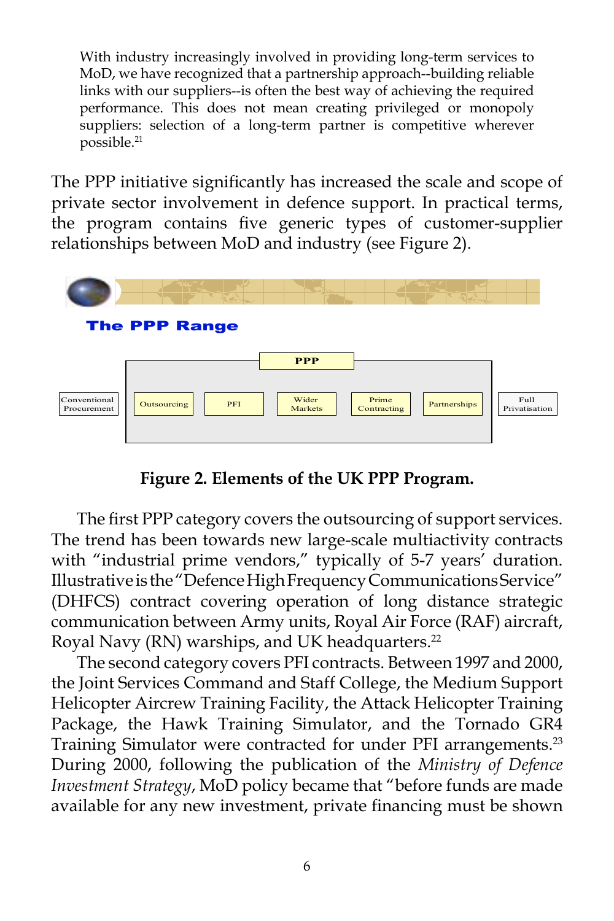> With industry increasingly involved in providing long-term services to MoD, we have recognized that a partnership approach--building reliable links with our suppliers--is often the best way of achieving the required performance. This does not mean creating privileged or monopoly suppliers: selection of a long-term partner is competitive wherever possible.[21]

The PPP initiative significantly has increased the scale and scope of private sector involvement in defence support. In practical terms, the program contains five generic types of customer-supplier relationships between MoD and industry (see Figure 2).

**The PPP Range**

PPP

Conventional Procurement | Outsourcing | PFI | Wider Markets | Prime Contracting | Partnerships | Full Privatisation

**Figure 2. Elements of the UK PPP Program.**

The first PPP category covers the outsourcing of support services. The trend has been towards new large-scale multiactivity contracts with "industrial prime vendors," typically of 5-7 years' duration. Illustrative is the "Defence High Frequency Communications Service" (DHFCS) contract covering operation of long distance strategic communication between Army units, Royal Air Force (RAF) aircraft, Royal Navy (RN) warships, and UK headquarters.[22]

The second category covers PFI contracts. Between 1997 and 2000, the Joint Services Command and Staff College, the Medium Support Helicopter Aircrew Training Facility, the Attack Helicopter Training Package, the Hawk Training Simulator, and the Tornado GR4 Training Simulator were contracted for under PFI arrangements.[23] During 2000, following the publication of the *Ministry of Defence Investment Strategy*, MoD policy became that "before funds are made available for any new investment, private financing must be shown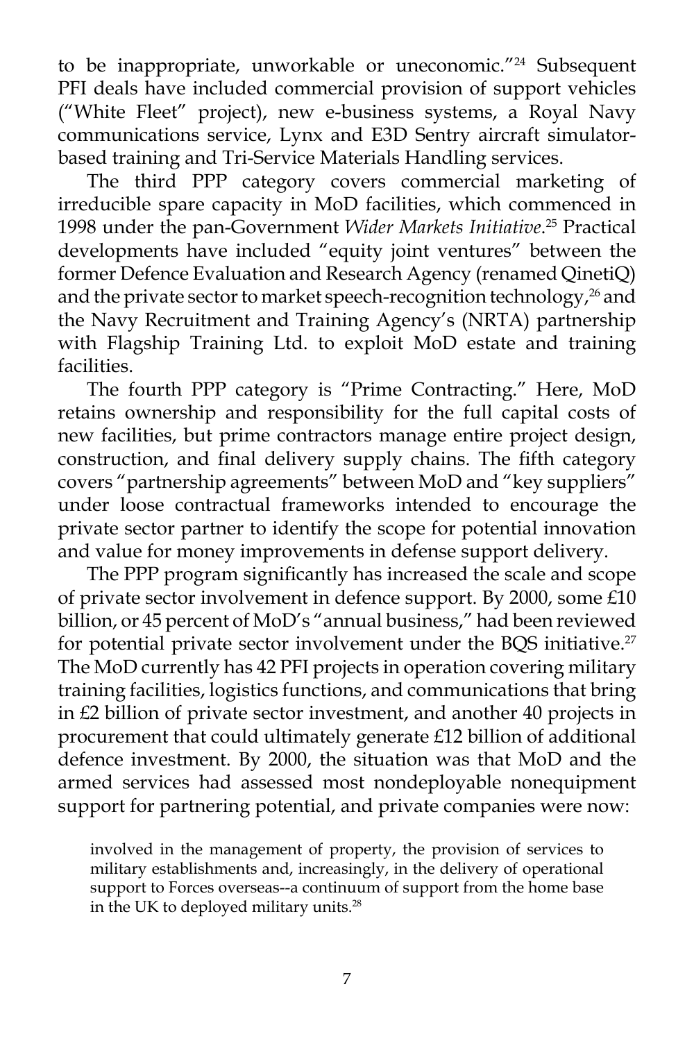to be inappropriate, unworkable or uneconomic."[24] Subsequent PFI deals have included commercial provision of support vehicles ("White Fleet" project), new e-business systems, a Royal Navy communications service, Lynx and E3D Sentry aircraft simulator-based training and Tri-Service Materials Handling services.

The third PPP category covers commercial marketing of irreducible spare capacity in MoD facilities, which commenced in 1998 under the pan-Government *Wider Markets Initiative*.[25] Practical developments have included "equity joint ventures" between the former Defence Evaluation and Research Agency (renamed QinetiQ) and the private sector to market speech-recognition technology,[26] and the Navy Recruitment and Training Agency's (NRTA) partnership with Flagship Training Ltd. to exploit MoD estate and training facilities.

The fourth PPP category is "Prime Contracting." Here, MoD retains ownership and responsibility for the full capital costs of new facilities, but prime contractors manage entire project design, construction, and final delivery supply chains. The fifth category covers "partnership agreements" between MoD and "key suppliers" under loose contractual frameworks intended to encourage the private sector partner to identify the scope for potential innovation and value for money improvements in defense support delivery.

The PPP program significantly has increased the scale and scope of private sector involvement in defence support. By 2000, some £10 billion, or 45 percent of MoD's "annual business," had been reviewed for potential private sector involvement under the BQS initiative.[27] The MoD currently has 42 PFI projects in operation covering military training facilities, logistics functions, and communications that bring in £2 billion of private sector investment, and another 40 projects in procurement that could ultimately generate £12 billion of additional defence investment. By 2000, the situation was that MoD and the armed services had assessed most nondeployable nonequipment support for partnering potential, and private companies were now:

> involved in the management of property, the provision of services to military establishments and, increasingly, in the delivery of operational support to Forces overseas--a continuum of support from the home base in the UK to deployed military units.[28]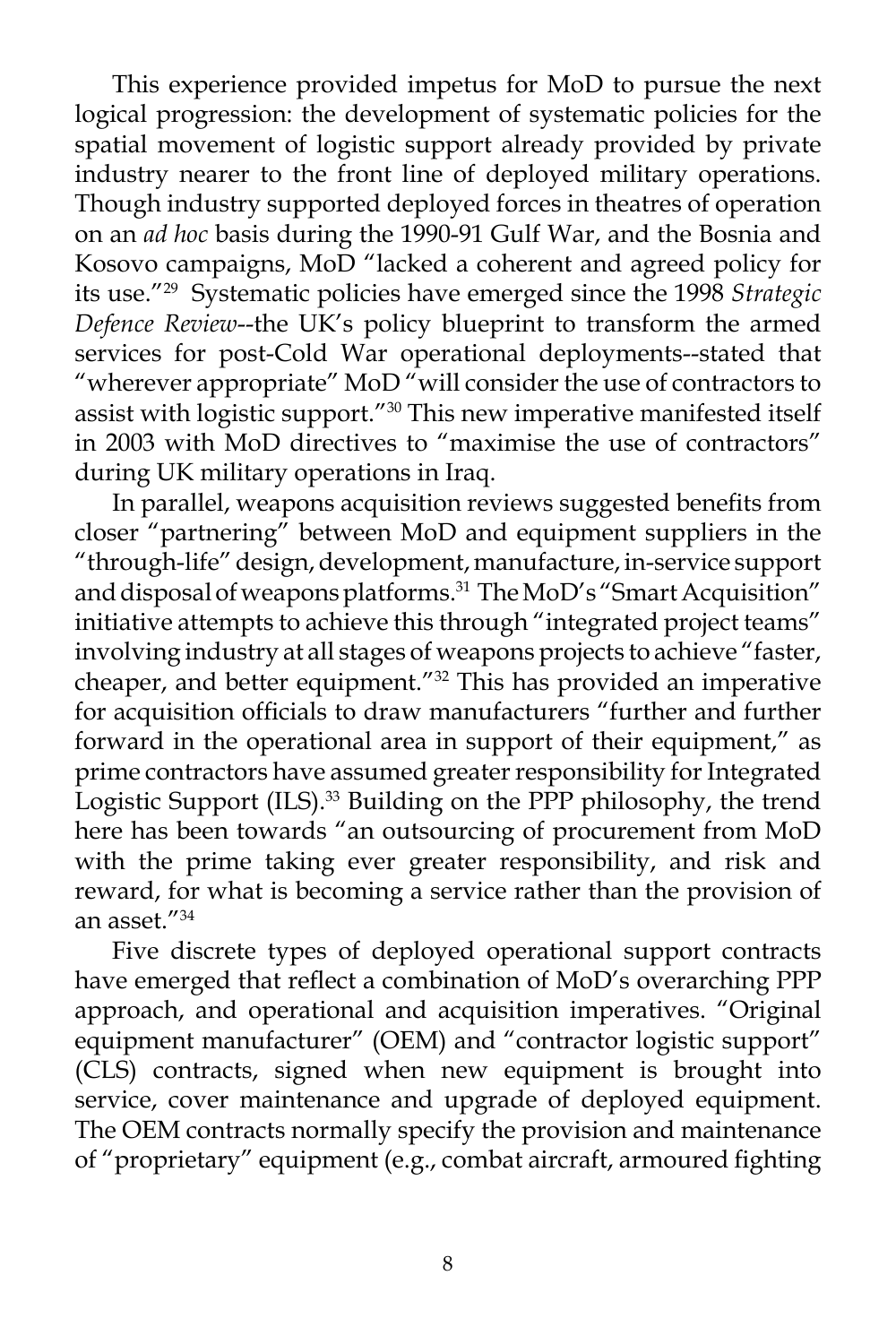This experience provided impetus for MoD to pursue the next logical progression: the development of systematic policies for the spatial movement of logistic support already provided by private industry nearer to the front line of deployed military operations. Though industry supported deployed forces in theatres of operation on an *ad hoc* basis during the 1990-91 Gulf War, and the Bosnia and Kosovo campaigns, MoD "lacked a coherent and agreed policy for its use."[29] Systematic policies have emerged since the 1998 *Strategic Defence Review*--the UK's policy blueprint to transform the armed services for post-Cold War operational deployments--stated that "wherever appropriate" MoD "will consider the use of contractors to assist with logistic support."[30] This new imperative manifested itself in 2003 with MoD directives to "maximise the use of contractors" during UK military operations in Iraq.

In parallel, weapons acquisition reviews suggested benefits from closer "partnering" between MoD and equipment suppliers in the "through-life" design, development, manufacture, in-service support and disposal of weapons platforms.[31] The MoD's "Smart Acquisition" initiative attempts to achieve this through "integrated project teams" involving industry at all stages of weapons projects to achieve "faster, cheaper, and better equipment."[32] This has provided an imperative for acquisition officials to draw manufacturers "further and further forward in the operational area in support of their equipment," as prime contractors have assumed greater responsibility for Integrated Logistic Support (ILS).[33] Building on the PPP philosophy, the trend here has been towards "an outsourcing of procurement from MoD with the prime taking ever greater responsibility, and risk and reward, for what is becoming a service rather than the provision of an asset."[34]

Five discrete types of deployed operational support contracts have emerged that reflect a combination of MoD's overarching PPP approach, and operational and acquisition imperatives. "Original equipment manufacturer" (OEM) and "contractor logistic support" (CLS) contracts, signed when new equipment is brought into service, cover maintenance and upgrade of deployed equipment. The OEM contracts normally specify the provision and maintenance of "proprietary" equipment (e.g., combat aircraft, armoured fighting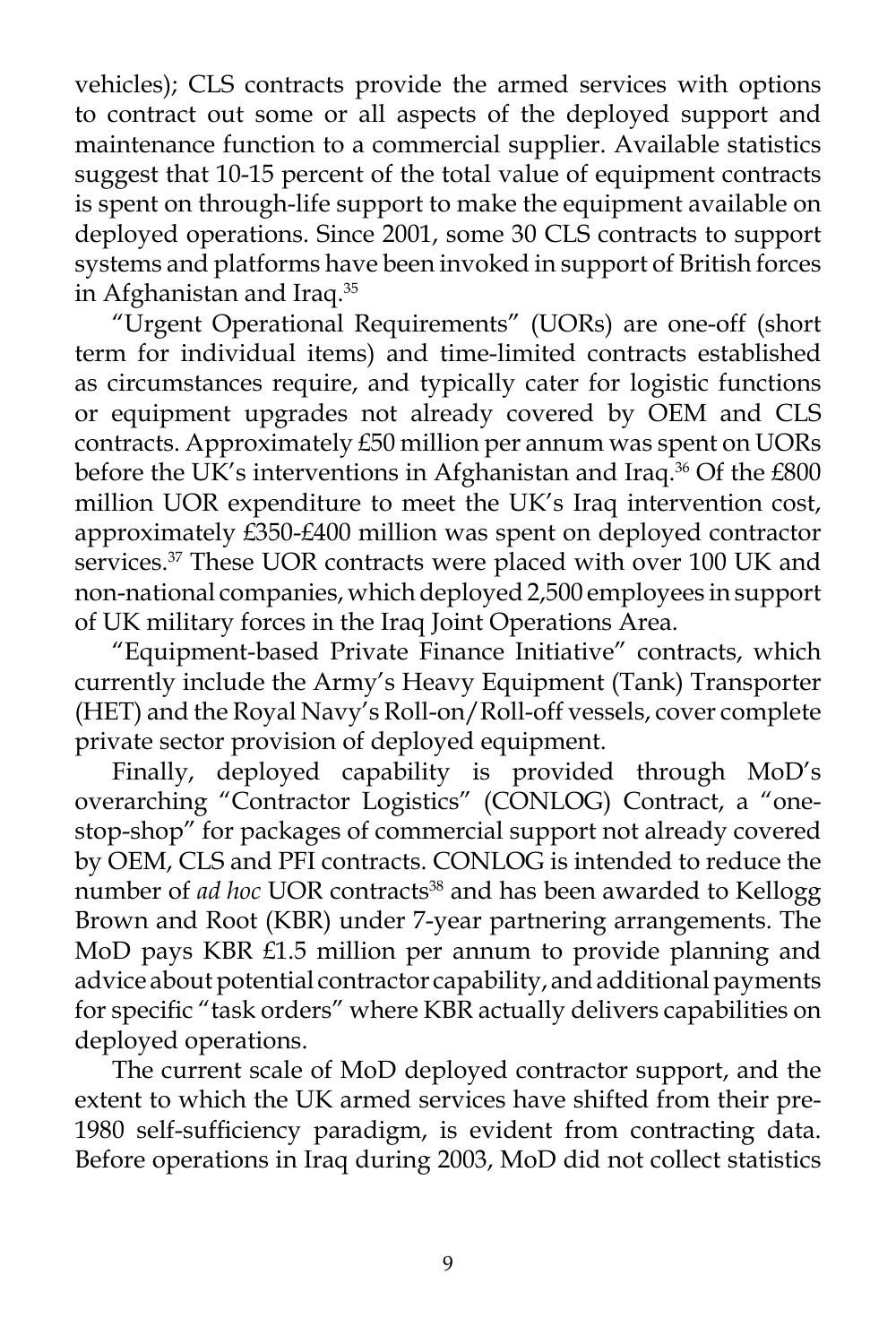vehicles); CLS contracts provide the armed services with options to contract out some or all aspects of the deployed support and maintenance function to a commercial supplier. Available statistics suggest that 10-15 percent of the total value of equipment contracts is spent on through-life support to make the equipment available on deployed operations. Since 2001, some 30 CLS contracts to support systems and platforms have been invoked in support of British forces in Afghanistan and Iraq.[35]

"Urgent Operational Requirements" (UORs) are one-off (short term for individual items) and time-limited contracts established as circumstances require, and typically cater for logistic functions or equipment upgrades not already covered by OEM and CLS contracts. Approximately £50 million per annum was spent on UORs before the UK's interventions in Afghanistan and Iraq.[36] Of the £800 million UOR expenditure to meet the UK's Iraq intervention cost, approximately £350-£400 million was spent on deployed contractor services.[37] These UOR contracts were placed with over 100 UK and non-national companies, which deployed 2,500 employees in support of UK military forces in the Iraq Joint Operations Area.

"Equipment-based Private Finance Initiative" contracts, which currently include the Army's Heavy Equipment (Tank) Transporter (HET) and the Royal Navy's Roll-on/Roll-off vessels, cover complete private sector provision of deployed equipment.

Finally, deployed capability is provided through MoD's overarching "Contractor Logistics" (CONLOG) Contract, a "one-stop-shop" for packages of commercial support not already covered by OEM, CLS and PFI contracts. CONLOG is intended to reduce the number of *ad hoc* UOR contracts[38] and has been awarded to Kellogg Brown and Root (KBR) under 7-year partnering arrangements. The MoD pays KBR £1.5 million per annum to provide planning and advice about potential contractor capability, and additional payments for specific "task orders" where KBR actually delivers capabilities on deployed operations.

The current scale of MoD deployed contractor support, and the extent to which the UK armed services have shifted from their pre-1980 self-sufficiency paradigm, is evident from contracting data. Before operations in Iraq during 2003, MoD did not collect statistics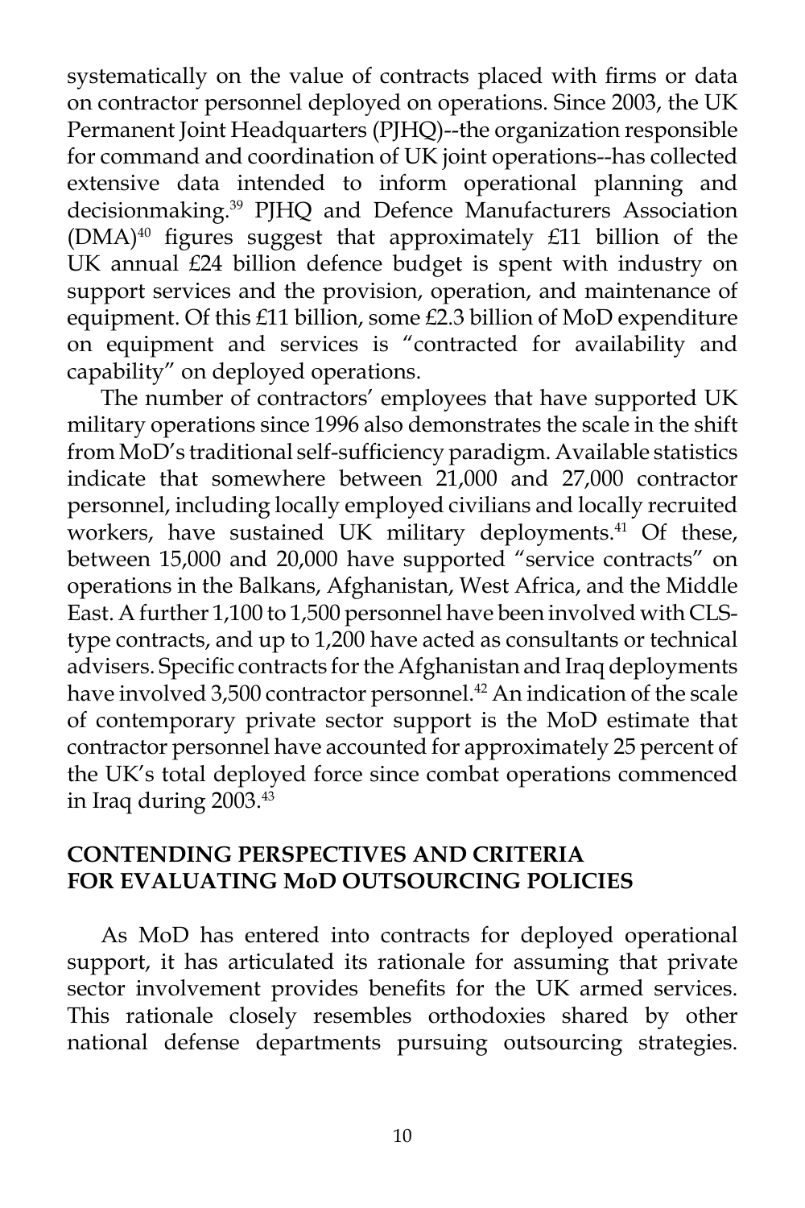systematically on the value of contracts placed with firms or data on contractor personnel deployed on operations. Since 2003, the UK Permanent Joint Headquarters (PJHQ)--the organization responsible for command and coordination of UK joint operations--has collected extensive data intended to inform operational planning and decisionmaking.[39] PJHQ and Defence Manufacturers Association (DMA)[40] figures suggest that approximately £11 billion of the UK annual £24 billion defence budget is spent with industry on support services and the provision, operation, and maintenance of equipment. Of this £11 billion, some £2.3 billion of MoD expenditure on equipment and services is "contracted for availability and capability" on deployed operations.

The number of contractors' employees that have supported UK military operations since 1996 also demonstrates the scale in the shift from MoD's traditional self-sufficiency paradigm. Available statistics indicate that somewhere between 21,000 and 27,000 contractor personnel, including locally employed civilians and locally recruited workers, have sustained UK military deployments.[41] Of these, between 15,000 and 20,000 have supported "service contracts" on operations in the Balkans, Afghanistan, West Africa, and the Middle East. A further 1,100 to 1,500 personnel have been involved with CLS-type contracts, and up to 1,200 have acted as consultants or technical advisers. Specific contracts for the Afghanistan and Iraq deployments have involved 3,500 contractor personnel.[42] An indication of the scale of contemporary private sector support is the MoD estimate that contractor personnel have accounted for approximately 25 percent of the UK's total deployed force since combat operations commenced in Iraq during 2003.[43]

## CONTENDING PERSPECTIVES AND CRITERIA FOR EVALUATING MoD OUTSOURCING POLICIES

As MoD has entered into contracts for deployed operational support, it has articulated its rationale for assuming that private sector involvement provides benefits for the UK armed services. This rationale closely resembles orthodoxies shared by other national defense departments pursuing outsourcing strategies.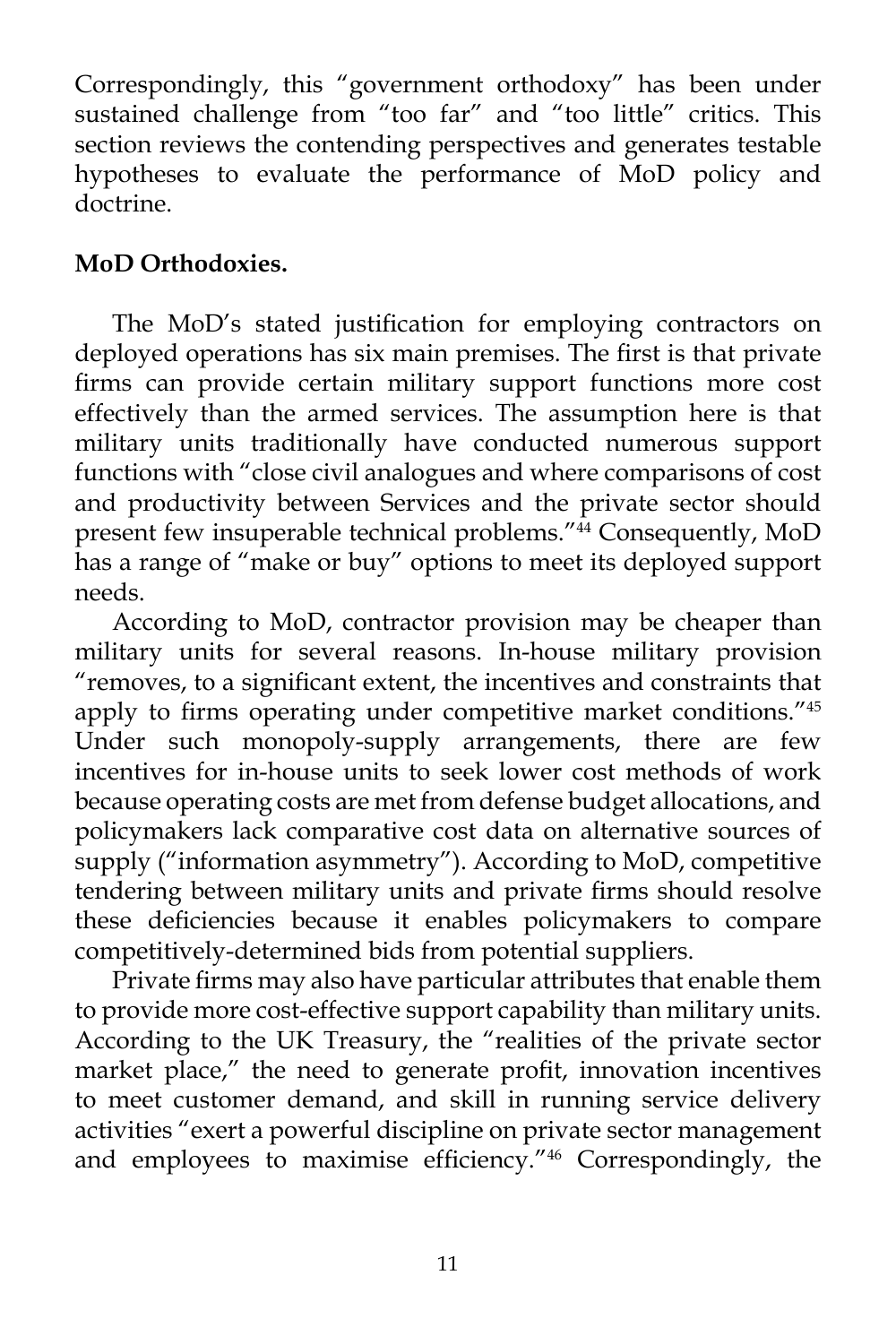Correspondingly, this "government orthodoxy" has been under sustained challenge from "too far" and "too little" critics. This section reviews the contending perspectives and generates testable hypotheses to evaluate the performance of MoD policy and doctrine.

**MoD Orthodoxies.**

The MoD's stated justification for employing contractors on deployed operations has six main premises. The first is that private firms can provide certain military support functions more cost effectively than the armed services. The assumption here is that military units traditionally have conducted numerous support functions with "close civil analogues and where comparisons of cost and productivity between Services and the private sector should present few insuperable technical problems."[44] Consequently, MoD has a range of "make or buy" options to meet its deployed support needs.

According to MoD, contractor provision may be cheaper than military units for several reasons. In-house military provision "removes, to a significant extent, the incentives and constraints that apply to firms operating under competitive market conditions."[45] Under such monopoly-supply arrangements, there are few incentives for in-house units to seek lower cost methods of work because operating costs are met from defense budget allocations, and policymakers lack comparative cost data on alternative sources of supply ("information asymmetry"). According to MoD, competitive tendering between military units and private firms should resolve these deficiencies because it enables policymakers to compare competitively-determined bids from potential suppliers.

Private firms may also have particular attributes that enable them to provide more cost-effective support capability than military units. According to the UK Treasury, the "realities of the private sector market place," the need to generate profit, innovation incentives to meet customer demand, and skill in running service delivery activities "exert a powerful discipline on private sector management and employees to maximise efficiency."[46] Correspondingly, the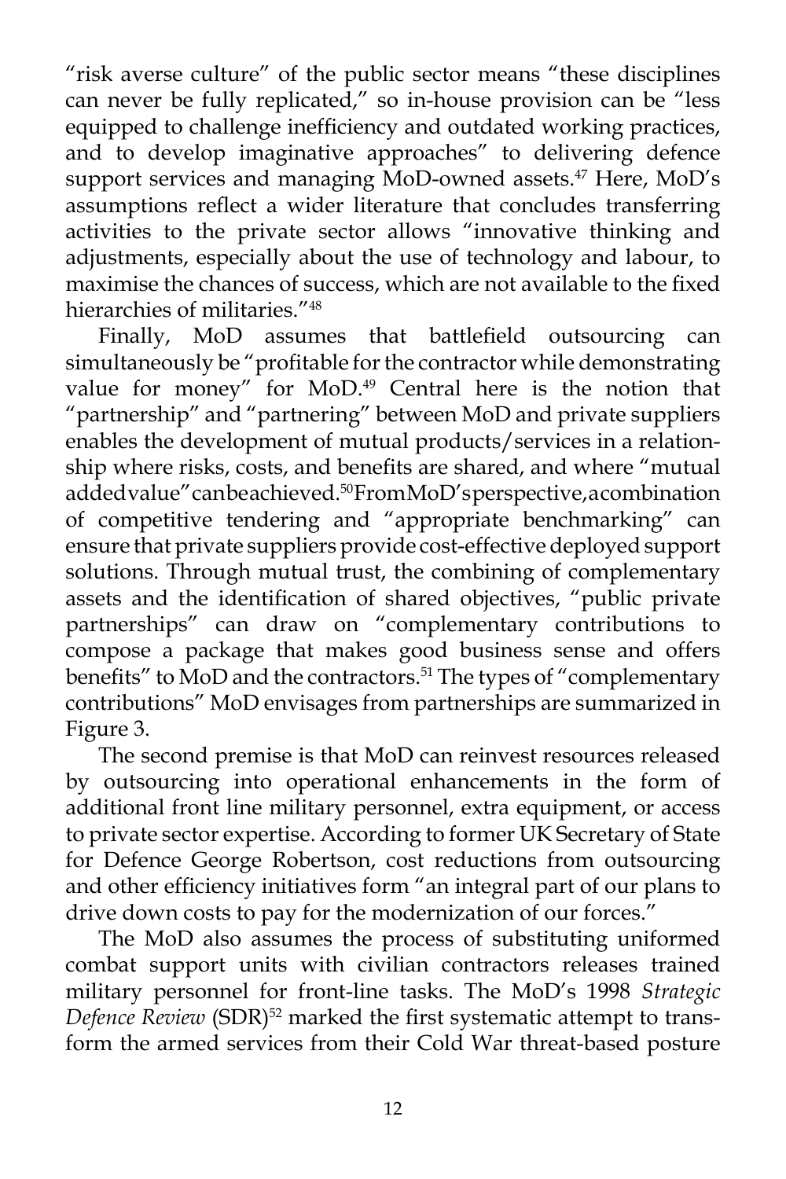"risk averse culture" of the public sector means "these disciplines can never be fully replicated," so in-house provision can be "less equipped to challenge inefficiency and outdated working practices, and to develop imaginative approaches" to delivering defence support services and managing MoD-owned assets.[47] Here, MoD's assumptions reflect a wider literature that concludes transferring activities to the private sector allows "innovative thinking and adjustments, especially about the use of technology and labour, to maximise the chances of success, which are not available to the fixed hierarchies of militaries."[48]

Finally, MoD assumes that battlefield outsourcing can simultaneously be "profitable for the contractor while demonstrating value for money" for MoD.[49] Central here is the notion that "partnership" and "partnering" between MoD and private suppliers enables the development of mutual products/services in a relationship where risks, costs, and benefits are shared, and where "mutual added value" can be achieved.[50] From MoD's perspective, a combination of competitive tendering and "appropriate benchmarking" can ensure that private suppliers provide cost-effective deployed support solutions. Through mutual trust, the combining of complementary assets and the identification of shared objectives, "public private partnerships" can draw on "complementary contributions to compose a package that makes good business sense and offers benefits" to MoD and the contractors.[51] The types of "complementary contributions" MoD envisages from partnerships are summarized in Figure 3.

The second premise is that MoD can reinvest resources released by outsourcing into operational enhancements in the form of additional front line military personnel, extra equipment, or access to private sector expertise. According to former UK Secretary of State for Defence George Robertson, cost reductions from outsourcing and other efficiency initiatives form "an integral part of our plans to drive down costs to pay for the modernization of our forces."

The MoD also assumes the process of substituting uniformed combat support units with civilian contractors releases trained military personnel for front-line tasks. The MoD's 1998 *Strategic Defence Review* (SDR)[52] marked the first systematic attempt to transform the armed services from their Cold War threat-based posture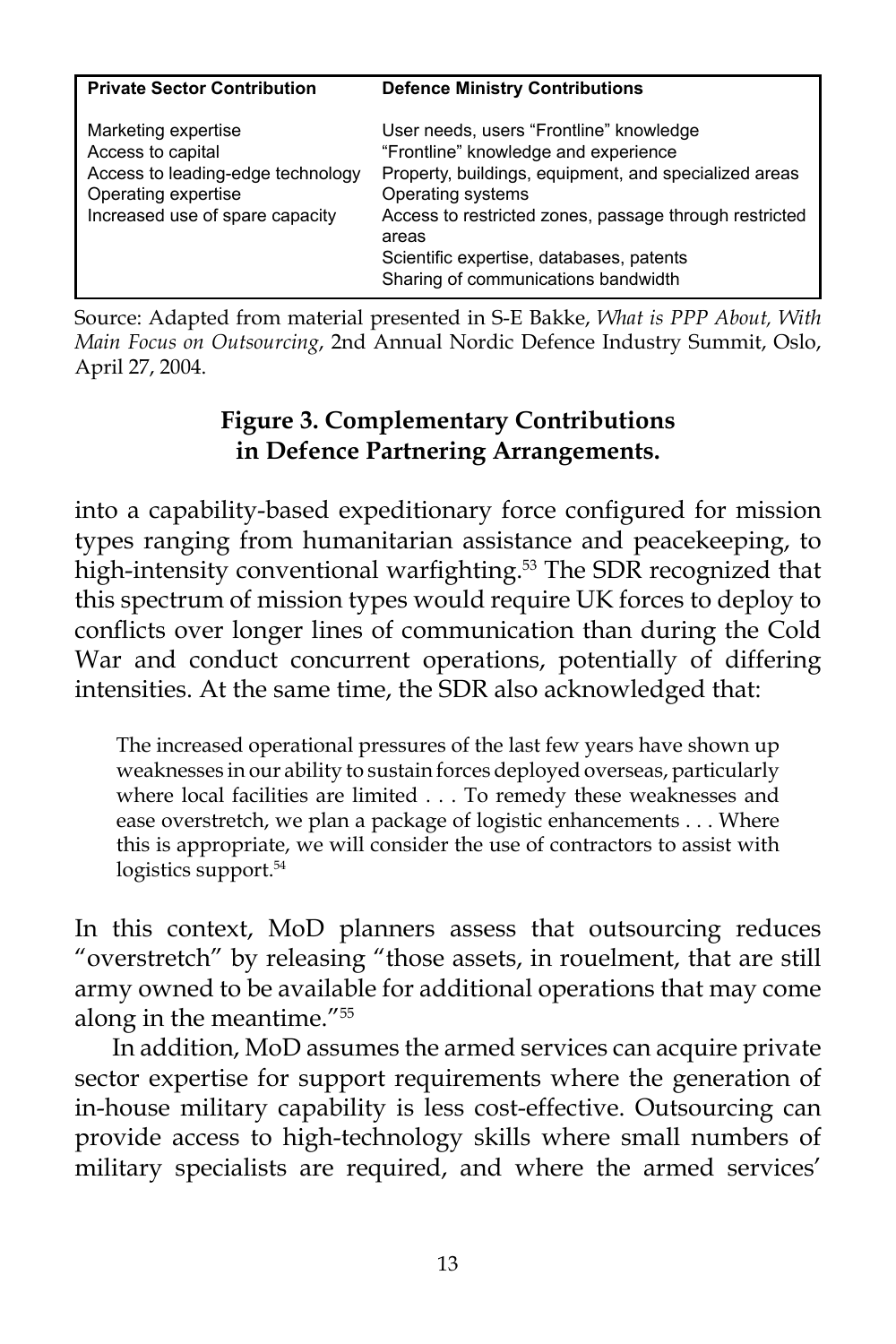| Private Sector Contribution | Defence Ministry Contributions |
|---|---|
| Marketing expertise | User needs, users "Frontline" knowledge |
| Access to capital | "Frontline" knowledge and experience |
| Access to leading-edge technology | Property, buildings, equipment, and specialized areas |
| Operating expertise | Operating systems |
| Increased use of spare capacity | Access to restricted zones, passage through restricted areas |
| | Scientific expertise, databases, patents |
| | Sharing of communications bandwidth |

Source: Adapted from material presented in S-E Bakke, *What is PPP About, With Main Focus on Outsourcing*, 2nd Annual Nordic Defence Industry Summit, Oslo, April 27, 2004.

**Figure 3. Complementary Contributions in Defence Partnering Arrangements.**

into a capability-based expeditionary force configured for mission types ranging from humanitarian assistance and peacekeeping, to high-intensity conventional warfighting.[53] The SDR recognized that this spectrum of mission types would require UK forces to deploy to conflicts over longer lines of communication than during the Cold War and conduct concurrent operations, potentially of differing intensities. At the same time, the SDR also acknowledged that:

> The increased operational pressures of the last few years have shown up weaknesses in our ability to sustain forces deployed overseas, particularly where local facilities are limited . . . To remedy these weaknesses and ease overstretch, we plan a package of logistic enhancements . . . Where this is appropriate, we will consider the use of contractors to assist with logistics support.[54]

In this context, MoD planners assess that outsourcing reduces "overstretch" by releasing "those assets, in rouelment, that are still army owned to be available for additional operations that may come along in the meantime."[55]

In addition, MoD assumes the armed services can acquire private sector expertise for support requirements where the generation of in-house military capability is less cost-effective. Outsourcing can provide access to high-technology skills where small numbers of military specialists are required, and where the armed services'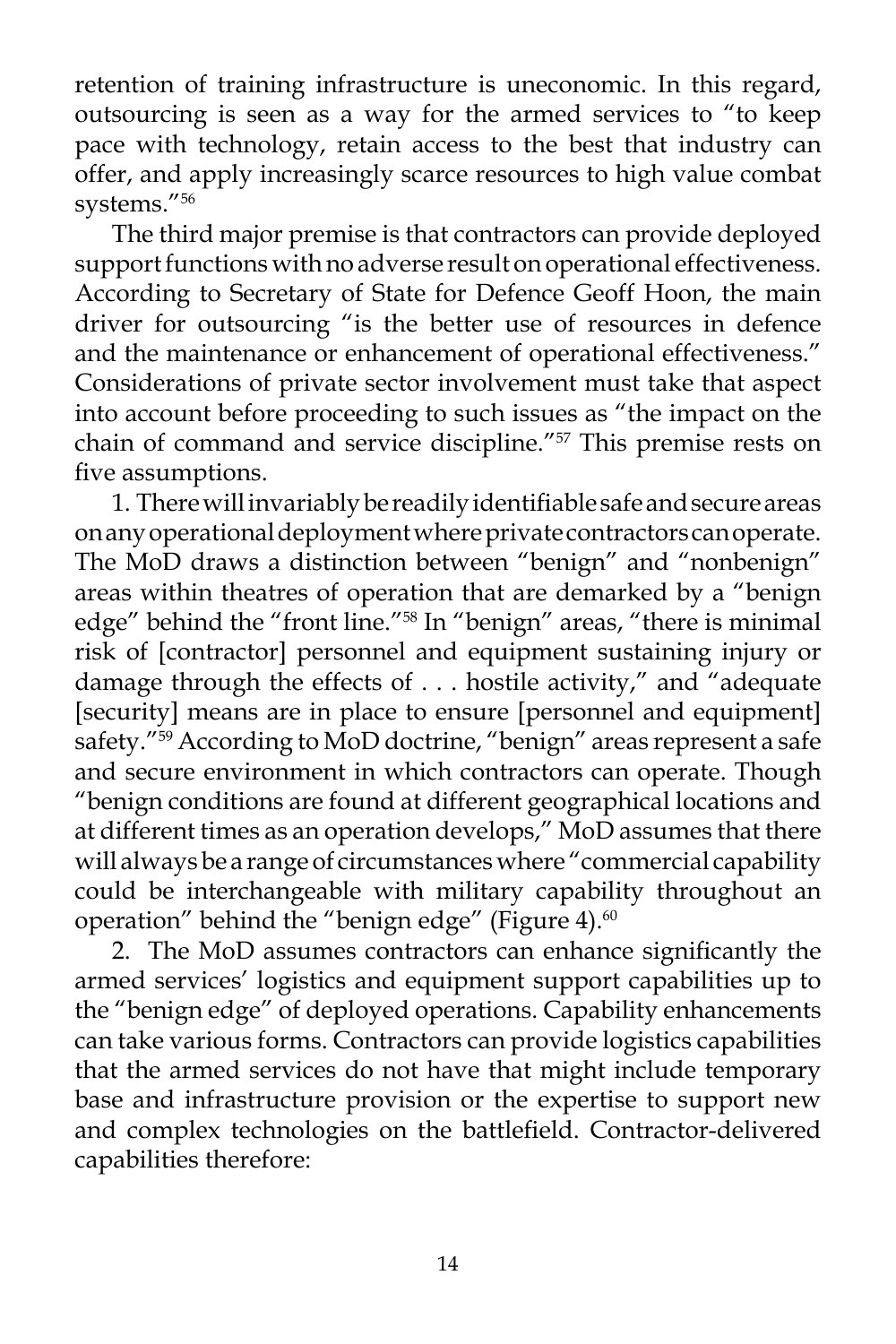retention of training infrastructure is uneconomic. In this regard, outsourcing is seen as a way for the armed services "to keep pace with technology, retain access to the best that industry can offer, and apply increasingly scarce resources to high value combat systems."[56]

The third major premise is that contractors can provide deployed support functions with no adverse result on operational effectiveness. According to Secretary of State for Defence Geoff Hoon, the main driver for outsourcing "is the better use of resources in defence and the maintenance or enhancement of operational effectiveness." Considerations of private sector involvement must take that aspect into account before proceeding to such issues as "the impact on the chain of command and service discipline."[57] This premise rests on five assumptions.

1. There will invariably be readily identifiable safe and secure areas on any operational deployment where private contractors can operate. The MoD draws a distinction between "benign" and "nonbenign" areas within theatres of operation that are demarked by a "benign edge" behind the "front line."[58] In "benign" areas, "there is minimal risk of [contractor] personnel and equipment sustaining injury or damage through the effects of . . . hostile activity," and "adequate [security] means are in place to ensure [personnel and equipment] safety."[59] According to MoD doctrine, "benign" areas represent a safe and secure environment in which contractors can operate. Though "benign conditions are found at different geographical locations and at different times as an operation develops," MoD assumes that there will always be a range of circumstances where "commercial capability could be interchangeable with military capability throughout an operation" behind the "benign edge" (Figure 4).[60]

2. The MoD assumes contractors can enhance significantly the armed services' logistics and equipment support capabilities up to the "benign edge" of deployed operations. Capability enhancements can take various forms. Contractors can provide logistics capabilities that the armed services do not have that might include temporary base and infrastructure provision or the expertise to support new and complex technologies on the battlefield. Contractor-delivered capabilities therefore: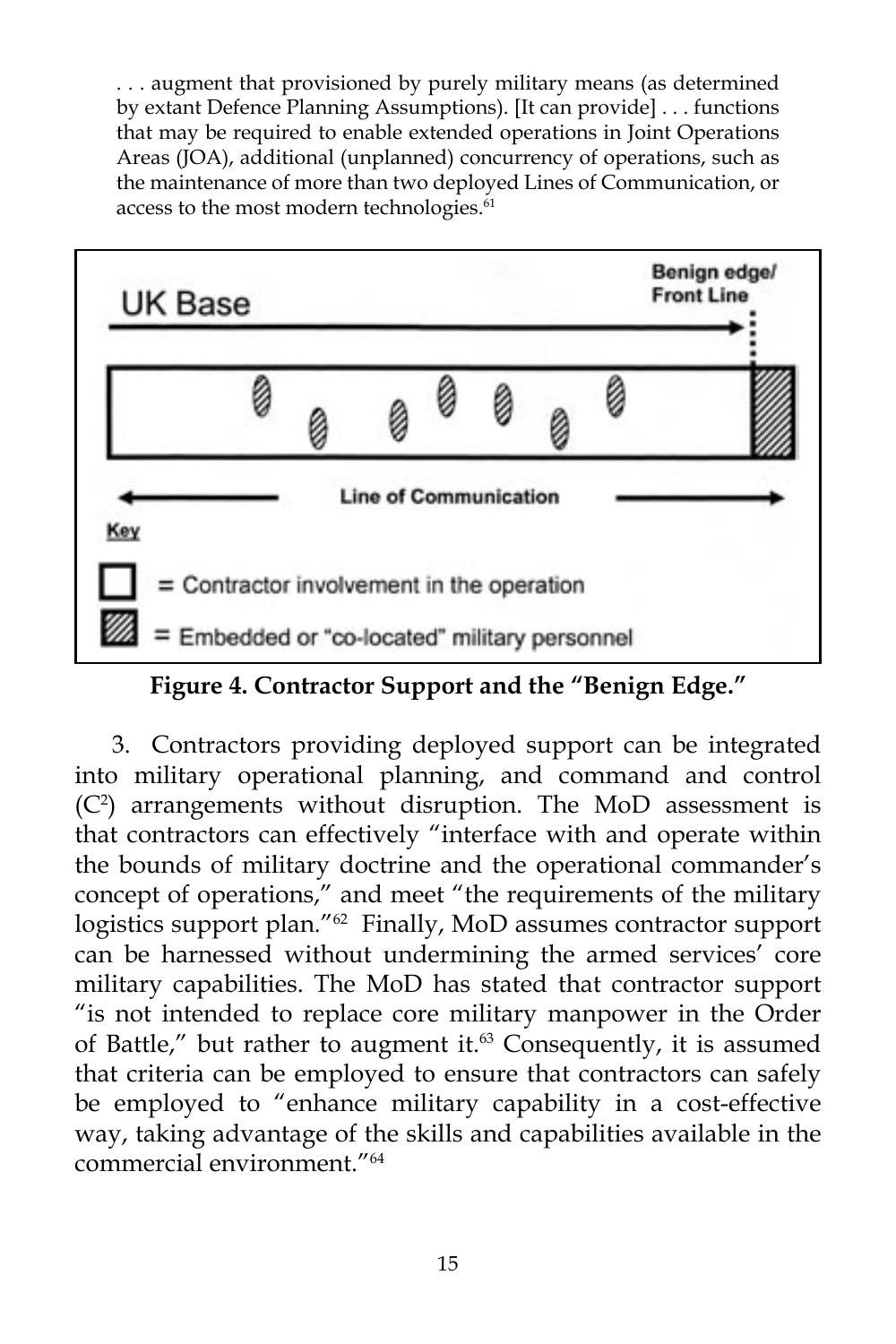> . . . augment that provisioned by purely military means (as determined by extant Defence Planning Assumptions). [It can provide] . . . functions that may be required to enable extended operations in Joint Operations Areas (JOA), additional (unplanned) concurrency of operations, such as the maintenance of more than two deployed Lines of Communication, or access to the most modern technologies.[61]

UK Base

Benign edge/ Front Line

Line of Communication

Key

= Contractor involvement in the operation

= Embedded or "co-located" military personnel

**Figure 4. Contractor Support and the "Benign Edge."**

3. Contractors providing deployed support can be integrated into military operational planning, and command and control ($C^2$) arrangements without disruption. The MoD assessment is that contractors can effectively "interface with and operate within the bounds of military doctrine and the operational commander's concept of operations," and meet "the requirements of the military logistics support plan."[62] Finally, MoD assumes contractor support can be harnessed without undermining the armed services' core military capabilities. The MoD has stated that contractor support "is not intended to replace core military manpower in the Order of Battle," but rather to augment it.[63] Consequently, it is assumed that criteria can be employed to ensure that contractors can safely be employed to "enhance military capability in a cost-effective way, taking advantage of the skills and capabilities available in the commercial environment."[64]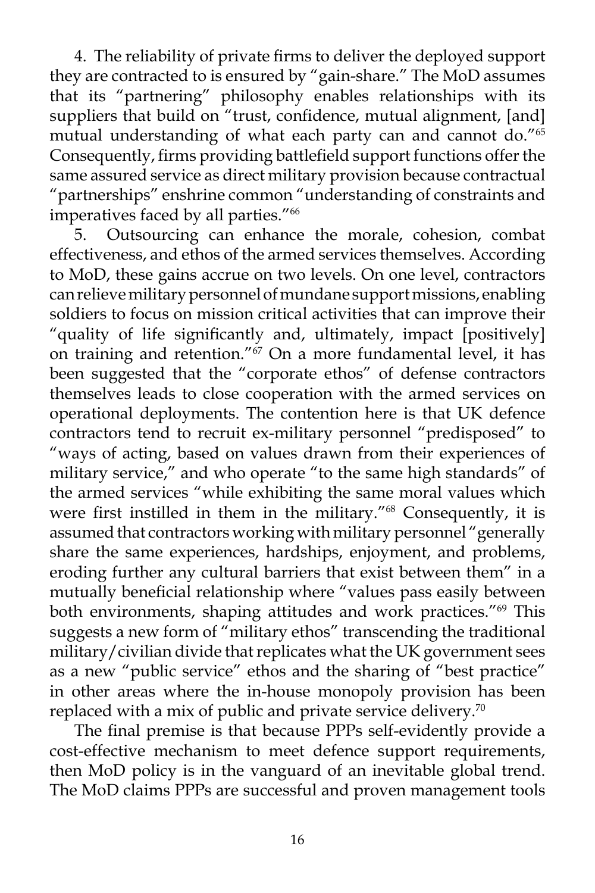4. The reliability of private firms to deliver the deployed support they are contracted to is ensured by "gain-share." The MoD assumes that its "partnering" philosophy enables relationships with its suppliers that build on "trust, confidence, mutual alignment, [and] mutual understanding of what each party can and cannot do."[65] Consequently, firms providing battlefield support functions offer the same assured service as direct military provision because contractual "partnerships" enshrine common "understanding of constraints and imperatives faced by all parties."[66]

5. Outsourcing can enhance the morale, cohesion, combat effectiveness, and ethos of the armed services themselves. According to MoD, these gains accrue on two levels. On one level, contractors can relieve military personnel of mundane support missions, enabling soldiers to focus on mission critical activities that can improve their "quality of life significantly and, ultimately, impact [positively] on training and retention."[67] On a more fundamental level, it has been suggested that the "corporate ethos" of defense contractors themselves leads to close cooperation with the armed services on operational deployments. The contention here is that UK defence contractors tend to recruit ex-military personnel "predisposed" to "ways of acting, based on values drawn from their experiences of military service," and who operate "to the same high standards" of the armed services "while exhibiting the same moral values which were first instilled in them in the military."[68] Consequently, it is assumed that contractors working with military personnel "generally share the same experiences, hardships, enjoyment, and problems, eroding further any cultural barriers that exist between them" in a mutually beneficial relationship where "values pass easily between both environments, shaping attitudes and work practices."[69] This suggests a new form of "military ethos" transcending the traditional military/civilian divide that replicates what the UK government sees as a new "public service" ethos and the sharing of "best practice" in other areas where the in-house monopoly provision has been replaced with a mix of public and private service delivery.[70]

The final premise is that because PPPs self-evidently provide a cost-effective mechanism to meet defence support requirements, then MoD policy is in the vanguard of an inevitable global trend. The MoD claims PPPs are successful and proven management tools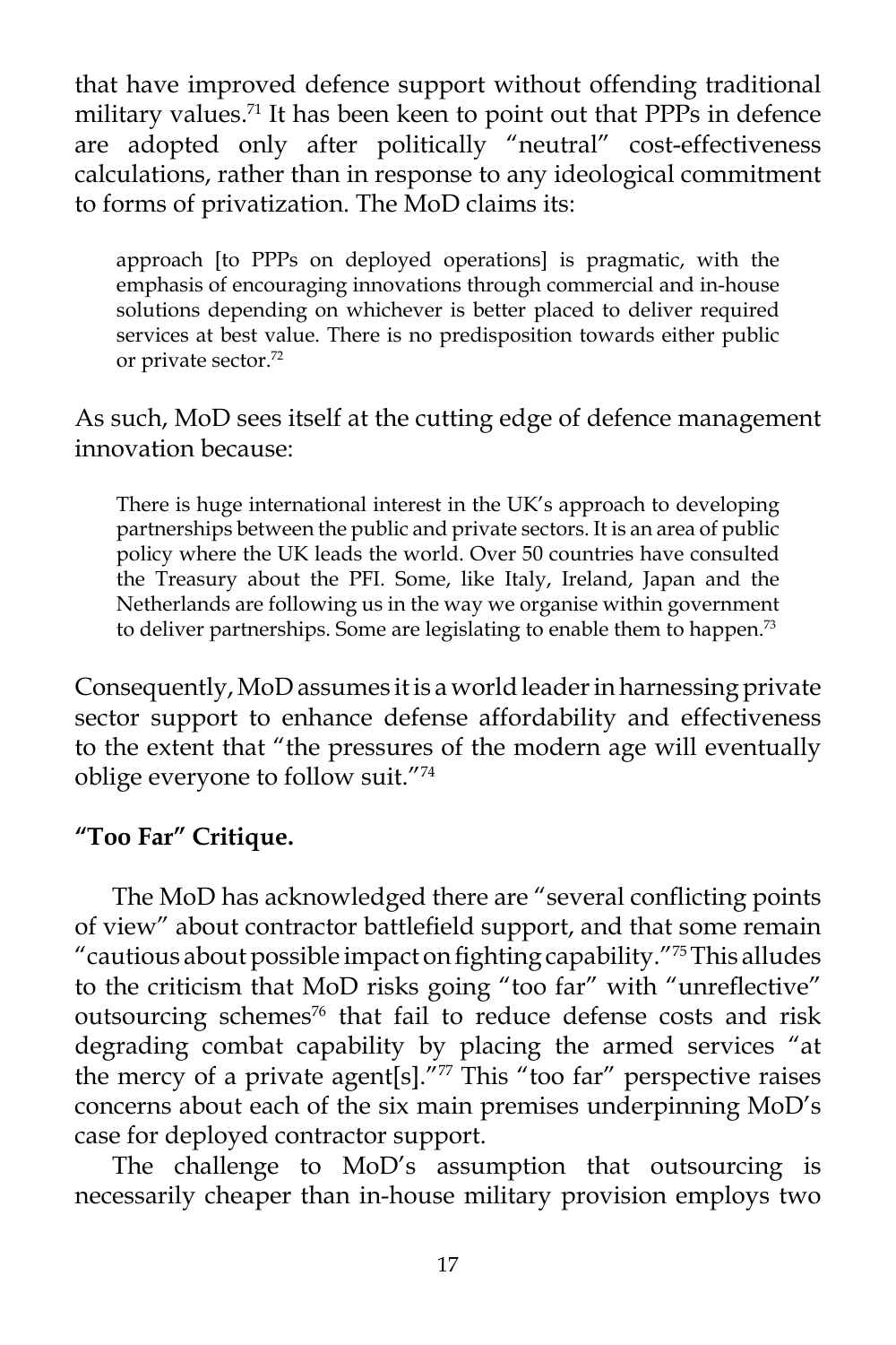that have improved defence support without offending traditional military values.[71] It has been keen to point out that PPPs in defence are adopted only after politically "neutral" cost-effectiveness calculations, rather than in response to any ideological commitment to forms of privatization. The MoD claims its:

> approach [to PPPs on deployed operations] is pragmatic, with the emphasis of encouraging innovations through commercial and in-house solutions depending on whichever is better placed to deliver required services at best value. There is no predisposition towards either public or private sector.[72]

As such, MoD sees itself at the cutting edge of defence management innovation because:

> There is huge international interest in the UK's approach to developing partnerships between the public and private sectors. It is an area of public policy where the UK leads the world. Over 50 countries have consulted the Treasury about the PFI. Some, like Italy, Ireland, Japan and the Netherlands are following us in the way we organise within government to deliver partnerships. Some are legislating to enable them to happen.[73]

Consequently, MoD assumes it is a world leader in harnessing private sector support to enhance defense affordability and effectiveness to the extent that "the pressures of the modern age will eventually oblige everyone to follow suit."[74]

**"Too Far" Critique.**

The MoD has acknowledged there are "several conflicting points of view" about contractor battlefield support, and that some remain "cautious about possible impact on fighting capability."[75] This alludes to the criticism that MoD risks going "too far" with "unreflective" outsourcing schemes[76] that fail to reduce defense costs and risk degrading combat capability by placing the armed services "at the mercy of a private agent[s]."[77] This "too far" perspective raises concerns about each of the six main premises underpinning MoD's case for deployed contractor support.

The challenge to MoD's assumption that outsourcing is necessarily cheaper than in-house military provision employs two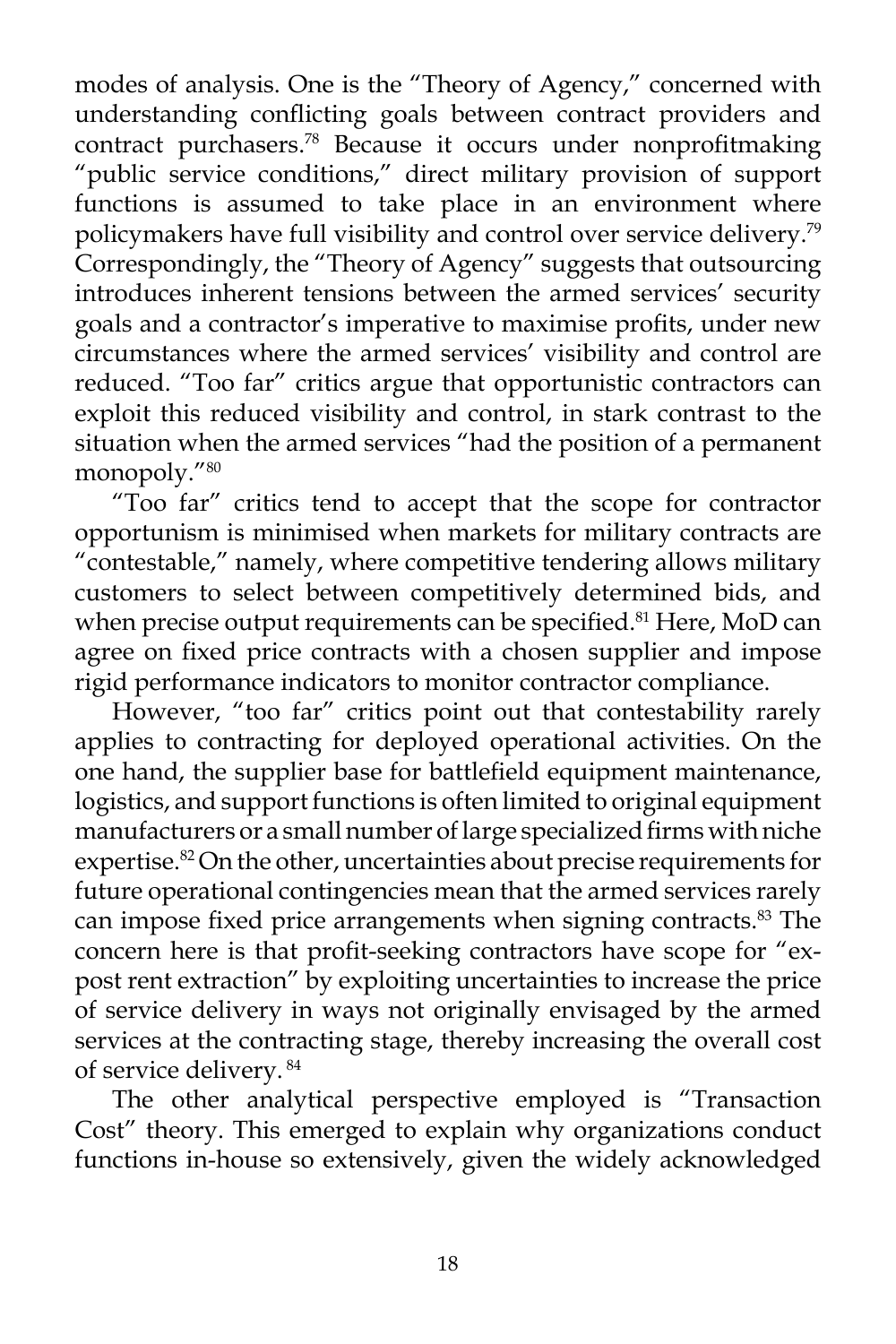modes of analysis. One is the "Theory of Agency," concerned with understanding conflicting goals between contract providers and contract purchasers.[78] Because it occurs under nonprofitmaking "public service conditions," direct military provision of support functions is assumed to take place in an environment where policymakers have full visibility and control over service delivery.[79] Correspondingly, the "Theory of Agency" suggests that outsourcing introduces inherent tensions between the armed services' security goals and a contractor's imperative to maximise profits, under new circumstances where the armed services' visibility and control are reduced. "Too far" critics argue that opportunistic contractors can exploit this reduced visibility and control, in stark contrast to the situation when the armed services "had the position of a permanent monopoly."[80]

"Too far" critics tend to accept that the scope for contractor opportunism is minimised when markets for military contracts are "contestable," namely, where competitive tendering allows military customers to select between competitively determined bids, and when precise output requirements can be specified.[81] Here, MoD can agree on fixed price contracts with a chosen supplier and impose rigid performance indicators to monitor contractor compliance.

However, "too far" critics point out that contestability rarely applies to contracting for deployed operational activities. On the one hand, the supplier base for battlefield equipment maintenance, logistics, and support functions is often limited to original equipment manufacturers or a small number of large specialized firms with niche expertise.[82] On the other, uncertainties about precise requirements for future operational contingencies mean that the armed services rarely can impose fixed price arrangements when signing contracts.[83] The concern here is that profit-seeking contractors have scope for "ex-post rent extraction" by exploiting uncertainties to increase the price of service delivery in ways not originally envisaged by the armed services at the contracting stage, thereby increasing the overall cost of service delivery.[84]

The other analytical perspective employed is "Transaction Cost" theory. This emerged to explain why organizations conduct functions in-house so extensively, given the widely acknowledged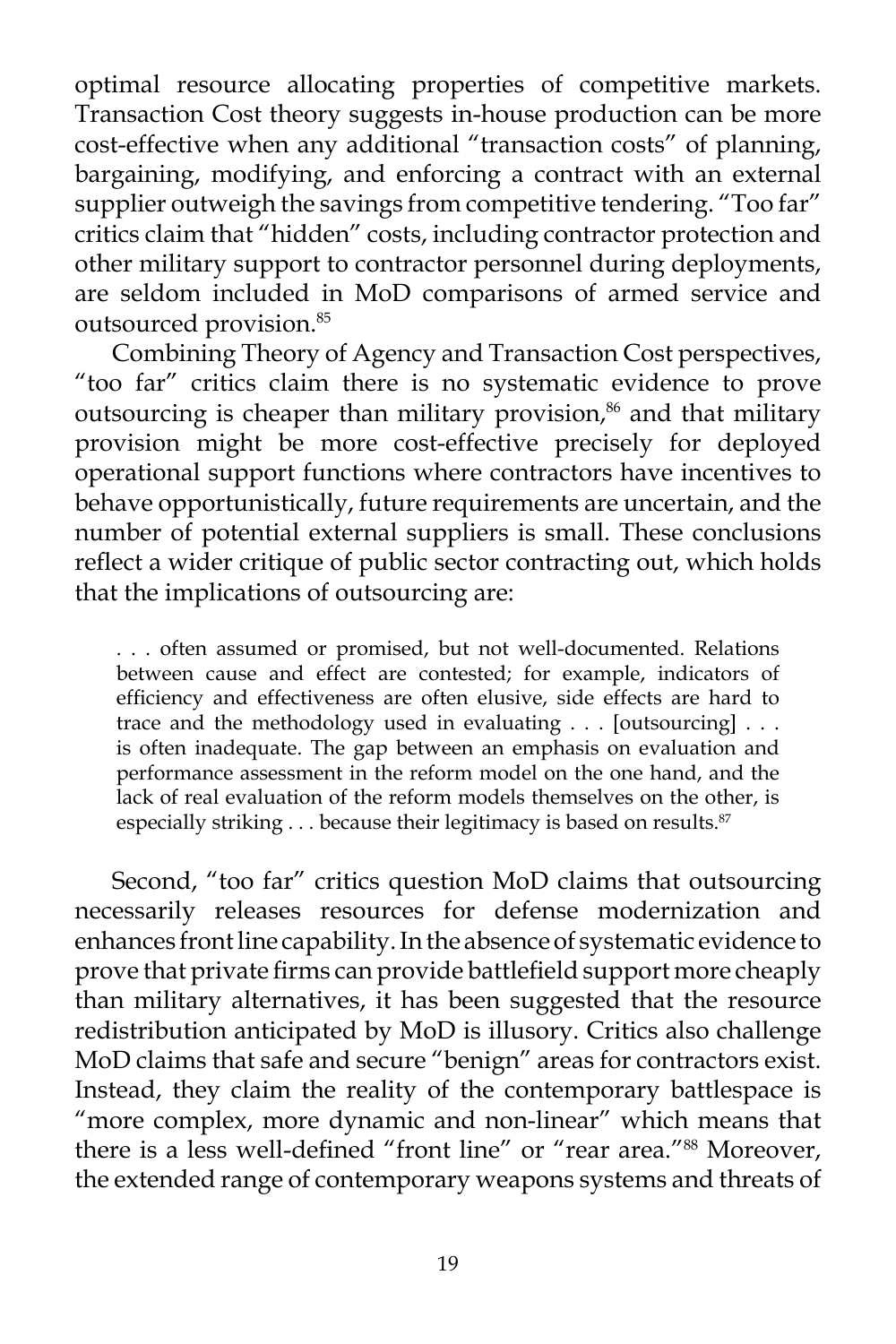optimal resource allocating properties of competitive markets. Transaction Cost theory suggests in-house production can be more cost-effective when any additional "transaction costs" of planning, bargaining, modifying, and enforcing a contract with an external supplier outweigh the savings from competitive tendering. "Too far" critics claim that "hidden" costs, including contractor protection and other military support to contractor personnel during deployments, are seldom included in MoD comparisons of armed service and outsourced provision.[85]

Combining Theory of Agency and Transaction Cost perspectives, "too far" critics claim there is no systematic evidence to prove outsourcing is cheaper than military provision,[86] and that military provision might be more cost-effective precisely for deployed operational support functions where contractors have incentives to behave opportunistically, future requirements are uncertain, and the number of potential external suppliers is small. These conclusions reflect a wider critique of public sector contracting out, which holds that the implications of outsourcing are:

> . . . often assumed or promised, but not well-documented. Relations between cause and effect are contested; for example, indicators of efficiency and effectiveness are often elusive, side effects are hard to trace and the methodology used in evaluating . . . [outsourcing] . . . is often inadequate. The gap between an emphasis on evaluation and performance assessment in the reform model on the one hand, and the lack of real evaluation of the reform models themselves on the other, is especially striking . . . because their legitimacy is based on results.[87]

Second, "too far" critics question MoD claims that outsourcing necessarily releases resources for defense modernization and enhances front line capability. In the absence of systematic evidence to prove that private firms can provide battlefield support more cheaply than military alternatives, it has been suggested that the resource redistribution anticipated by MoD is illusory. Critics also challenge MoD claims that safe and secure "benign" areas for contractors exist. Instead, they claim the reality of the contemporary battlespace is "more complex, more dynamic and non-linear" which means that there is a less well-defined "front line" or "rear area."[88] Moreover, the extended range of contemporary weapons systems and threats of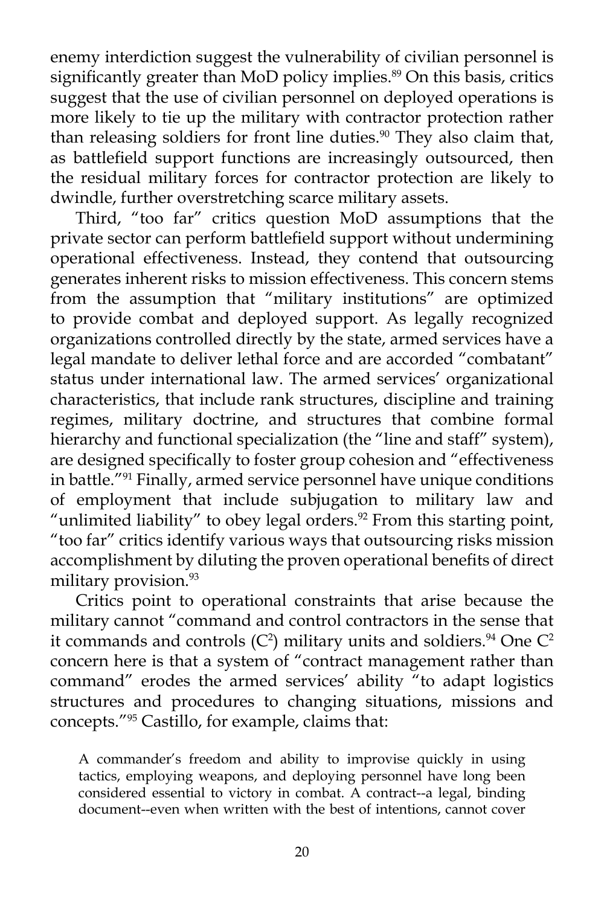enemy interdiction suggest the vulnerability of civilian personnel is significantly greater than MoD policy implies.[89] On this basis, critics suggest that the use of civilian personnel on deployed operations is more likely to tie up the military with contractor protection rather than releasing soldiers for front line duties.[90] They also claim that, as battlefield support functions are increasingly outsourced, then the residual military forces for contractor protection are likely to dwindle, further overstretching scarce military assets.

Third, "too far" critics question MoD assumptions that the private sector can perform battlefield support without undermining operational effectiveness. Instead, they contend that outsourcing generates inherent risks to mission effectiveness. This concern stems from the assumption that "military institutions" are optimized to provide combat and deployed support. As legally recognized organizations controlled directly by the state, armed services have a legal mandate to deliver lethal force and are accorded "combatant" status under international law. The armed services' organizational characteristics, that include rank structures, discipline and training regimes, military doctrine, and structures that combine formal hierarchy and functional specialization (the "line and staff" system), are designed specifically to foster group cohesion and "effectiveness in battle."[91] Finally, armed service personnel have unique conditions of employment that include subjugation to military law and "unlimited liability" to obey legal orders.[92] From this starting point, "too far" critics identify various ways that outsourcing risks mission accomplishment by diluting the proven operational benefits of direct military provision.[93]

Critics point to operational constraints that arise because the military cannot "command and control contractors in the sense that it commands and controls ($C^2$) military units and soldiers.[94] One $C^2$ concern here is that a system of "contract management rather than command" erodes the armed services' ability "to adapt logistics structures and procedures to changing situations, missions and concepts."[95] Castillo, for example, claims that:

> A commander's freedom and ability to improvise quickly in using tactics, employing weapons, and deploying personnel have long been considered essential to victory in combat. A contract--a legal, binding document--even when written with the best of intentions, cannot cover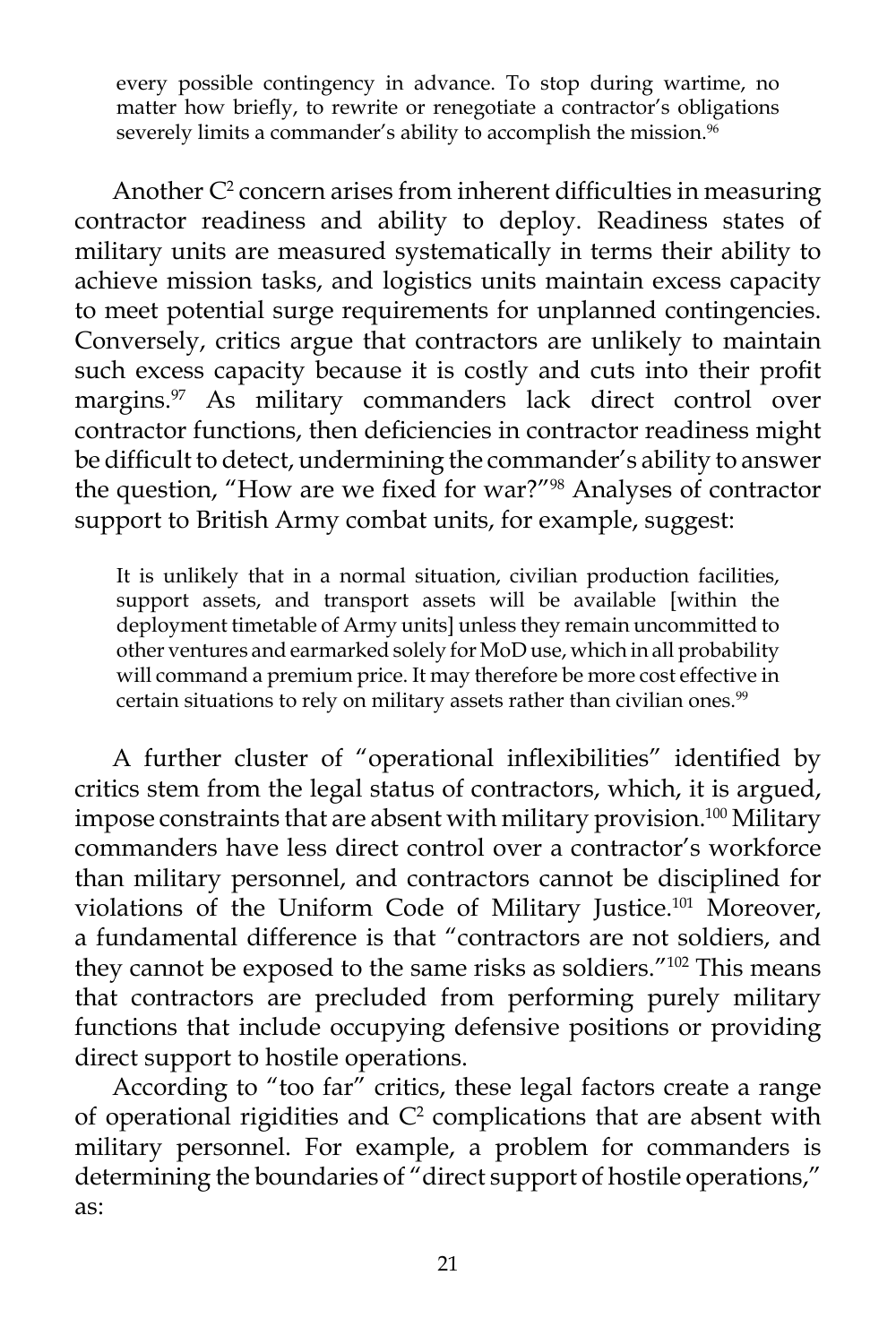every possible contingency in advance. To stop during wartime, no matter how briefly, to rewrite or renegotiate a contractor's obligations severely limits a commander's ability to accomplish the mission.[96]

Another $C^2$ concern arises from inherent difficulties in measuring contractor readiness and ability to deploy. Readiness states of military units are measured systematically in terms their ability to achieve mission tasks, and logistics units maintain excess capacity to meet potential surge requirements for unplanned contingencies. Conversely, critics argue that contractors are unlikely to maintain such excess capacity because it is costly and cuts into their profit margins.[97] As military commanders lack direct control over contractor functions, then deficiencies in contractor readiness might be difficult to detect, undermining the commander's ability to answer the question, "How are we fixed for war?"[98] Analyses of contractor support to British Army combat units, for example, suggest:

> It is unlikely that in a normal situation, civilian production facilities, support assets, and transport assets will be available [within the deployment timetable of Army units] unless they remain uncommitted to other ventures and earmarked solely for MoD use, which in all probability will command a premium price. It may therefore be more cost effective in certain situations to rely on military assets rather than civilian ones.[99]

A further cluster of "operational inflexibilities" identified by critics stem from the legal status of contractors, which, it is argued, impose constraints that are absent with military provision.[100] Military commanders have less direct control over a contractor's workforce than military personnel, and contractors cannot be disciplined for violations of the Uniform Code of Military Justice.[101] Moreover, a fundamental difference is that "contractors are not soldiers, and they cannot be exposed to the same risks as soldiers."[102] This means that contractors are precluded from performing purely military functions that include occupying defensive positions or providing direct support to hostile operations.

According to "too far" critics, these legal factors create a range of operational rigidities and $C^2$ complications that are absent with military personnel. For example, a problem for commanders is determining the boundaries of "direct support of hostile operations," as: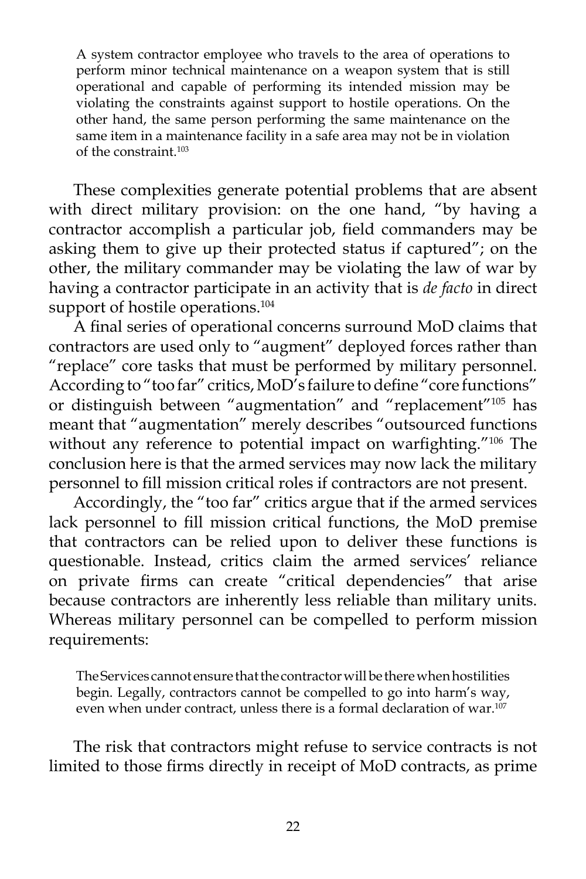> A system contractor employee who travels to the area of operations to perform minor technical maintenance on a weapon system that is still operational and capable of performing its intended mission may be violating the constraints against support to hostile operations. On the other hand, the same person performing the same maintenance on the same item in a maintenance facility in a safe area may not be in violation of the constraint.[103]

These complexities generate potential problems that are absent with direct military provision: on the one hand, "by having a contractor accomplish a particular job, field commanders may be asking them to give up their protected status if captured"; on the other, the military commander may be violating the law of war by having a contractor participate in an activity that is *de facto* in direct support of hostile operations.[104]

A final series of operational concerns surround MoD claims that contractors are used only to "augment" deployed forces rather than "replace" core tasks that must be performed by military personnel. According to "too far" critics, MoD's failure to define "core functions" or distinguish between "augmentation" and "replacement"[105] has meant that "augmentation" merely describes "outsourced functions without any reference to potential impact on warfighting."[106] The conclusion here is that the armed services may now lack the military personnel to fill mission critical roles if contractors are not present.

Accordingly, the "too far" critics argue that if the armed services lack personnel to fill mission critical functions, the MoD premise that contractors can be relied upon to deliver these functions is questionable. Instead, critics claim the armed services' reliance on private firms can create "critical dependencies" that arise because contractors are inherently less reliable than military units. Whereas military personnel can be compelled to perform mission requirements:

> The Services cannot ensure that the contractor will be there when hostilities begin. Legally, contractors cannot be compelled to go into harm's way, even when under contract, unless there is a formal declaration of war.[107]

The risk that contractors might refuse to service contracts is not limited to those firms directly in receipt of MoD contracts, as prime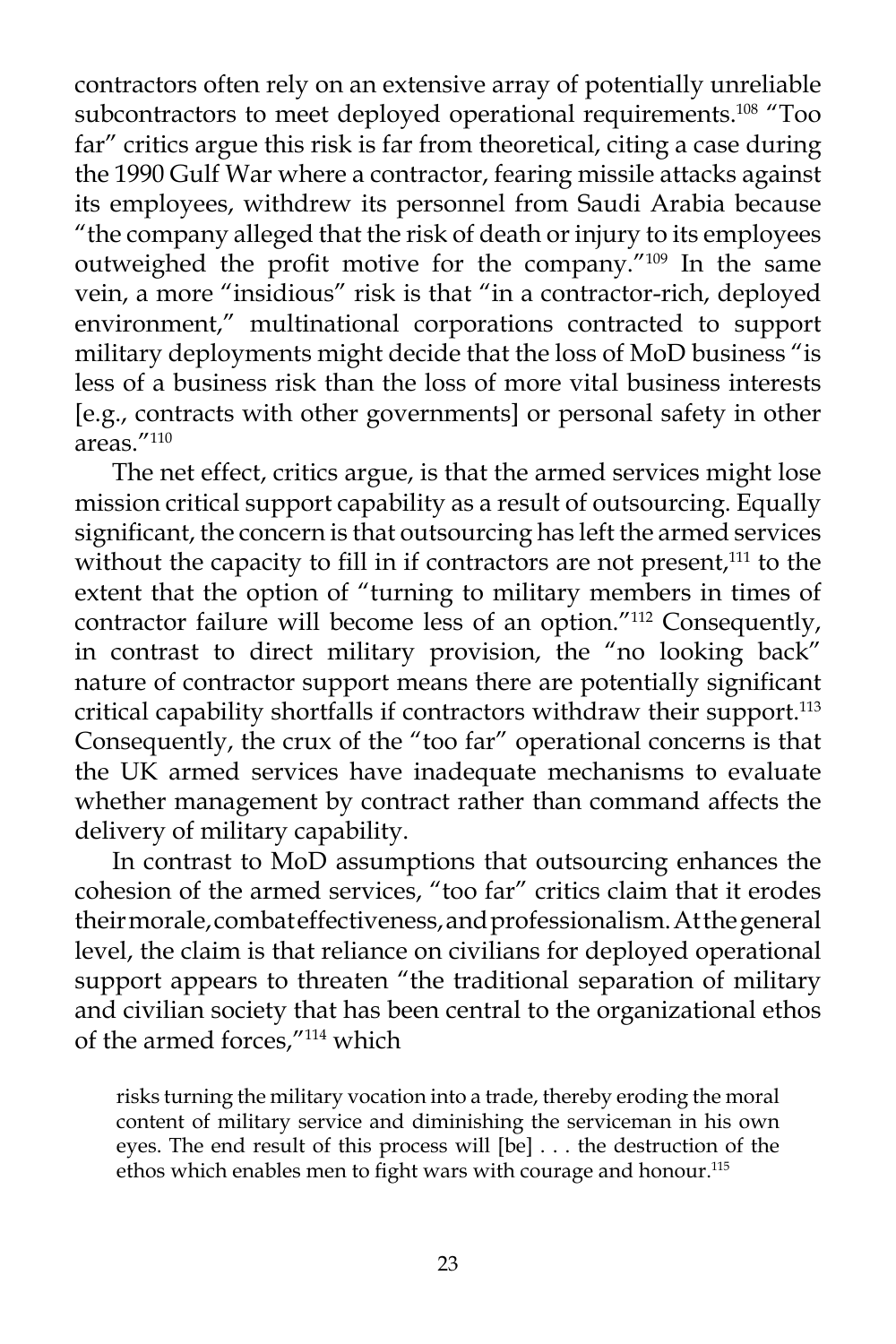contractors often rely on an extensive array of potentially unreliable subcontractors to meet deployed operational requirements.[108] "Too far" critics argue this risk is far from theoretical, citing a case during the 1990 Gulf War where a contractor, fearing missile attacks against its employees, withdrew its personnel from Saudi Arabia because "the company alleged that the risk of death or injury to its employees outweighed the profit motive for the company."[109] In the same vein, a more "insidious" risk is that "in a contractor-rich, deployed environment," multinational corporations contracted to support military deployments might decide that the loss of MoD business "is less of a business risk than the loss of more vital business interests [e.g., contracts with other governments] or personal safety in other areas."[110]

The net effect, critics argue, is that the armed services might lose mission critical support capability as a result of outsourcing. Equally significant, the concern is that outsourcing has left the armed services without the capacity to fill in if contractors are not present,[111] to the extent that the option of "turning to military members in times of contractor failure will become less of an option."[112] Consequently, in contrast to direct military provision, the "no looking back" nature of contractor support means there are potentially significant critical capability shortfalls if contractors withdraw their support.[113] Consequently, the crux of the "too far" operational concerns is that the UK armed services have inadequate mechanisms to evaluate whether management by contract rather than command affects the delivery of military capability.

In contrast to MoD assumptions that outsourcing enhances the cohesion of the armed services, "too far" critics claim that it erodes their morale, combat effectiveness, and professionalism. At the general level, the claim is that reliance on civilians for deployed operational support appears to threaten "the traditional separation of military and civilian society that has been central to the organizational ethos of the armed forces,"[114] which

> risks turning the military vocation into a trade, thereby eroding the moral content of military service and diminishing the serviceman in his own eyes. The end result of this process will [be] . . . the destruction of the ethos which enables men to fight wars with courage and honour.[115]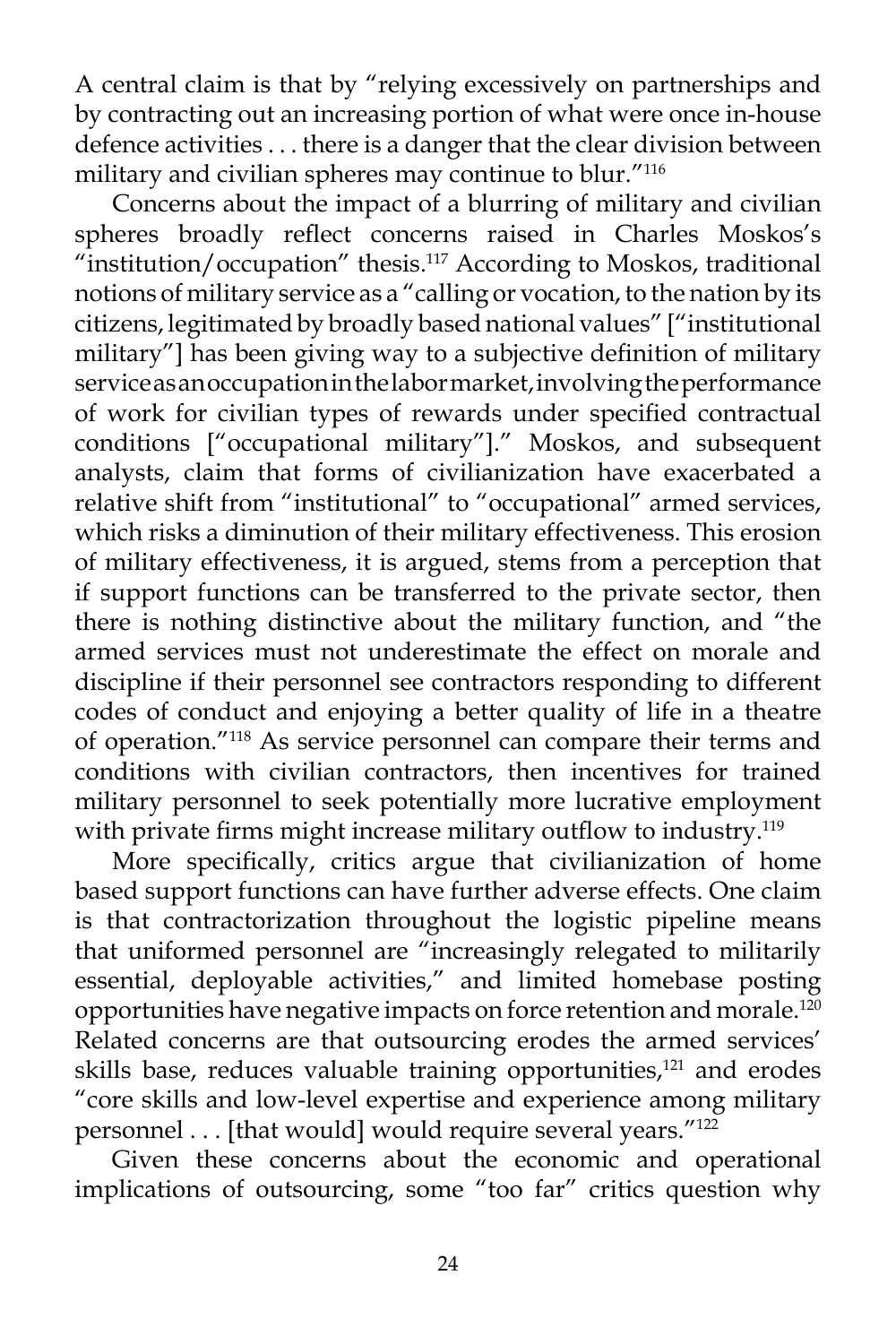A central claim is that by "relying excessively on partnerships and by contracting out an increasing portion of what were once in-house defence activities . . . there is a danger that the clear division between military and civilian spheres may continue to blur."[116]

Concerns about the impact of a blurring of military and civilian spheres broadly reflect concerns raised in Charles Moskos's "institution/occupation" thesis.[117] According to Moskos, traditional notions of military service as a "calling or vocation, to the nation by its citizens, legitimated by broadly based national values" ["institutional military"] has been giving way to a subjective definition of military service as an occupation in the labor market, involving the performance of work for civilian types of rewards under specified contractual conditions ["occupational military"]." Moskos, and subsequent analysts, claim that forms of civilianization have exacerbated a relative shift from "institutional" to "occupational" armed services, which risks a diminution of their military effectiveness. This erosion of military effectiveness, it is argued, stems from a perception that if support functions can be transferred to the private sector, then there is nothing distinctive about the military function, and "the armed services must not underestimate the effect on morale and discipline if their personnel see contractors responding to different codes of conduct and enjoying a better quality of life in a theatre of operation."[118] As service personnel can compare their terms and conditions with civilian contractors, then incentives for trained military personnel to seek potentially more lucrative employment with private firms might increase military outflow to industry.[119]

More specifically, critics argue that civilianization of home based support functions can have further adverse effects. One claim is that contractorization throughout the logistic pipeline means that uniformed personnel are "increasingly relegated to militarily essential, deployable activities," and limited homebase posting opportunities have negative impacts on force retention and morale.[120] Related concerns are that outsourcing erodes the armed services' skills base, reduces valuable training opportunities,[121] and erodes "core skills and low-level expertise and experience among military personnel . . . [that would] would require several years."[122]

Given these concerns about the economic and operational implications of outsourcing, some "too far" critics question why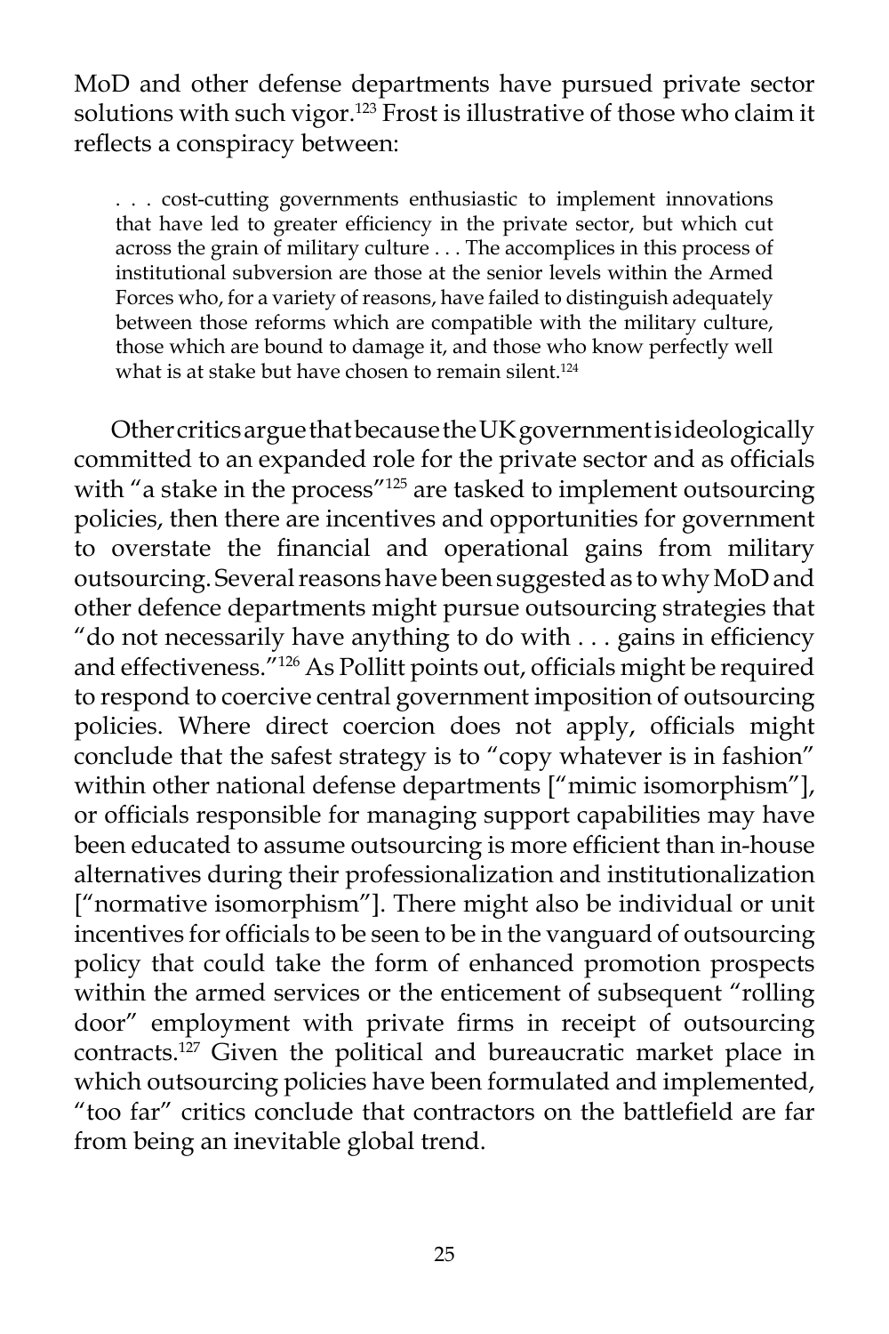MoD and other defense departments have pursued private sector solutions with such vigor.[123] Frost is illustrative of those who claim it reflects a conspiracy between:

> . . . cost-cutting governments enthusiastic to implement innovations that have led to greater efficiency in the private sector, but which cut across the grain of military culture . . . The accomplices in this process of institutional subversion are those at the senior levels within the Armed Forces who, for a variety of reasons, have failed to distinguish adequately between those reforms which are compatible with the military culture, those which are bound to damage it, and those who know perfectly well what is at stake but have chosen to remain silent.[124]

Other critics argue that because the UK government is ideologically committed to an expanded role for the private sector and as officials with "a stake in the process"[125] are tasked to implement outsourcing policies, then there are incentives and opportunities for government to overstate the financial and operational gains from military outsourcing. Several reasons have been suggested as to why MoD and other defence departments might pursue outsourcing strategies that "do not necessarily have anything to do with . . . gains in efficiency and effectiveness."[126] As Pollitt points out, officials might be required to respond to coercive central government imposition of outsourcing policies. Where direct coercion does not apply, officials might conclude that the safest strategy is to "copy whatever is in fashion" within other national defense departments ["mimic isomorphism"], or officials responsible for managing support capabilities may have been educated to assume outsourcing is more efficient than in-house alternatives during their professionalization and institutionalization ["normative isomorphism"]. There might also be individual or unit incentives for officials to be seen to be in the vanguard of outsourcing policy that could take the form of enhanced promotion prospects within the armed services or the enticement of subsequent "rolling door" employment with private firms in receipt of outsourcing contracts.[127] Given the political and bureaucratic market place in which outsourcing policies have been formulated and implemented, "too far" critics conclude that contractors on the battlefield are far from being an inevitable global trend.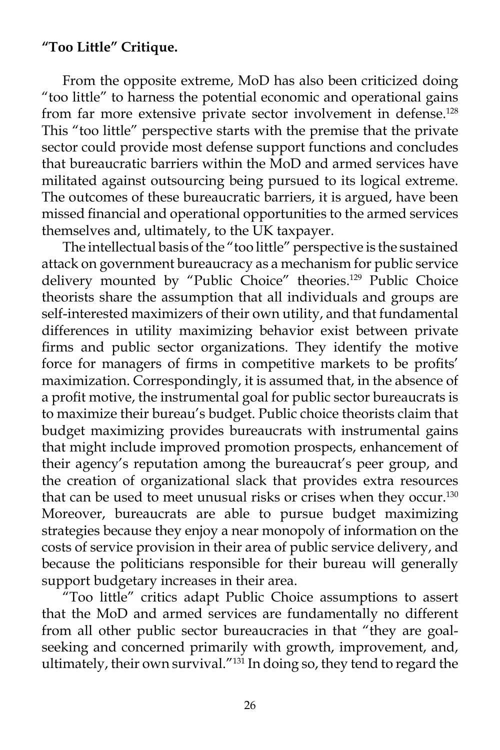**"Too Little" Critique.**

From the opposite extreme, MoD has also been criticized doing "too little" to harness the potential economic and operational gains from far more extensive private sector involvement in defense.[128] This "too little" perspective starts with the premise that the private sector could provide most defense support functions and concludes that bureaucratic barriers within the MoD and armed services have militated against outsourcing being pursued to its logical extreme. The outcomes of these bureaucratic barriers, it is argued, have been missed financial and operational opportunities to the armed services themselves and, ultimately, to the UK taxpayer.

The intellectual basis of the "too little" perspective is the sustained attack on government bureaucracy as a mechanism for public service delivery mounted by "Public Choice" theories.[129] Public Choice theorists share the assumption that all individuals and groups are self-interested maximizers of their own utility, and that fundamental differences in utility maximizing behavior exist between private firms and public sector organizations. They identify the motive force for managers of firms in competitive markets to be profits' maximization. Correspondingly, it is assumed that, in the absence of a profit motive, the instrumental goal for public sector bureaucrats is to maximize their bureau's budget. Public choice theorists claim that budget maximizing provides bureaucrats with instrumental gains that might include improved promotion prospects, enhancement of their agency's reputation among the bureaucrat's peer group, and the creation of organizational slack that provides extra resources that can be used to meet unusual risks or crises when they occur.[130] Moreover, bureaucrats are able to pursue budget maximizing strategies because they enjoy a near monopoly of information on the costs of service provision in their area of public service delivery, and because the politicians responsible for their bureau will generally support budgetary increases in their area.

"Too little" critics adapt Public Choice assumptions to assert that the MoD and armed services are fundamentally no different from all other public sector bureaucracies in that "they are goal-seeking and concerned primarily with growth, improvement, and, ultimately, their own survival."[131] In doing so, they tend to regard the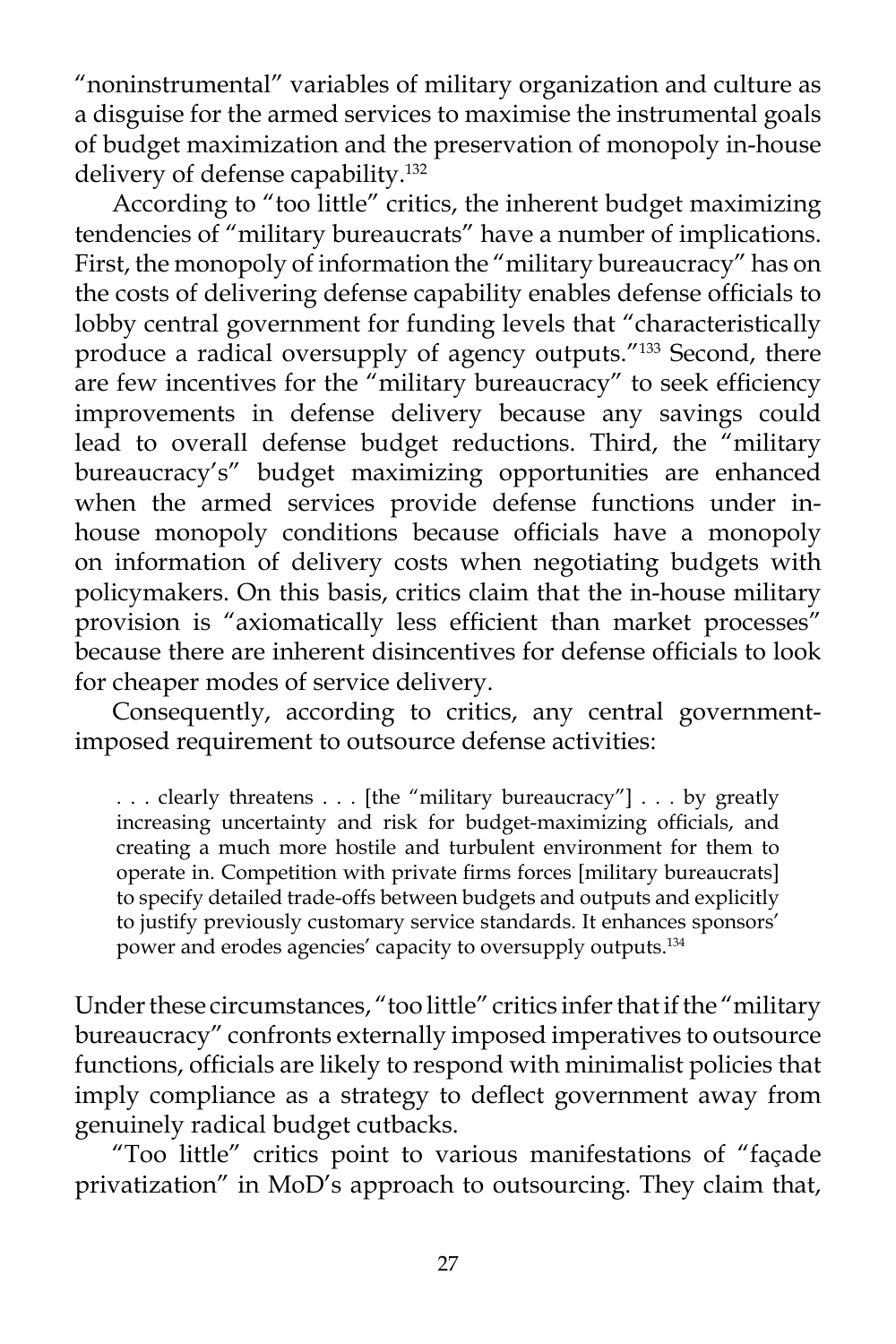"noninstrumental" variables of military organization and culture as a disguise for the armed services to maximise the instrumental goals of budget maximization and the preservation of monopoly in-house delivery of defense capability.[132]

According to "too little" critics, the inherent budget maximizing tendencies of "military bureaucrats" have a number of implications. First, the monopoly of information the "military bureaucracy" has on the costs of delivering defense capability enables defense officials to lobby central government for funding levels that "characteristically produce a radical oversupply of agency outputs."[133] Second, there are few incentives for the "military bureaucracy" to seek efficiency improvements in defense delivery because any savings could lead to overall defense budget reductions. Third, the "military bureaucracy's" budget maximizing opportunities are enhanced when the armed services provide defense functions under in-house monopoly conditions because officials have a monopoly on information of delivery costs when negotiating budgets with policymakers. On this basis, critics claim that the in-house military provision is "axiomatically less efficient than market processes" because there are inherent disincentives for defense officials to look for cheaper modes of service delivery.

Consequently, according to critics, any central government-imposed requirement to outsource defense activities:

> . . . clearly threatens . . . [the "military bureaucracy"] . . . by greatly increasing uncertainty and risk for budget-maximizing officials, and creating a much more hostile and turbulent environment for them to operate in. Competition with private firms forces [military bureaucrats] to specify detailed trade-offs between budgets and outputs and explicitly to justify previously customary service standards. It enhances sponsors' power and erodes agencies' capacity to oversupply outputs.[134]

Under these circumstances, "too little" critics infer that if the "military bureaucracy" confronts externally imposed imperatives to outsource functions, officials are likely to respond with minimalist policies that imply compliance as a strategy to deflect government away from genuinely radical budget cutbacks.

"Too little" critics point to various manifestations of "façade privatization" in MoD's approach to outsourcing. They claim that,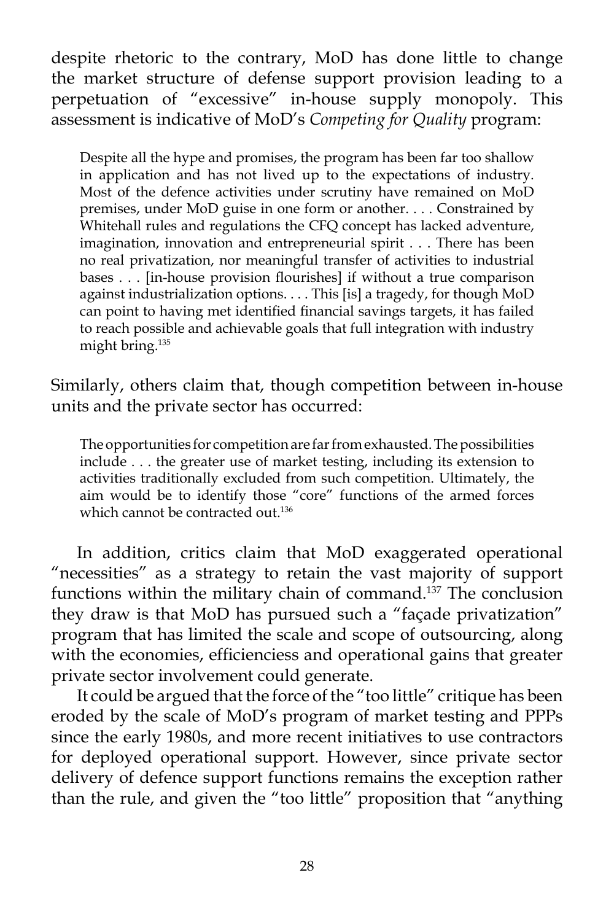despite rhetoric to the contrary, MoD has done little to change the market structure of defense support provision leading to a perpetuation of "excessive" in-house supply monopoly. This assessment is indicative of MoD's *Competing for Quality* program:

> Despite all the hype and promises, the program has been far too shallow in application and has not lived up to the expectations of industry. Most of the defence activities under scrutiny have remained on MoD premises, under MoD guise in one form or another. . . . Constrained by Whitehall rules and regulations the CFQ concept has lacked adventure, imagination, innovation and entrepreneurial spirit . . . There has been no real privatization, nor meaningful transfer of activities to industrial bases . . . [in-house provision flourishes] if without a true comparison against industrialization options. . . . This [is] a tragedy, for though MoD can point to having met identified financial savings targets, it has failed to reach possible and achievable goals that full integration with industry might bring.[135]

Similarly, others claim that, though competition between in-house units and the private sector has occurred:

> The opportunities for competition are far from exhausted. The possibilities include . . . the greater use of market testing, including its extension to activities traditionally excluded from such competition. Ultimately, the aim would be to identify those "core" functions of the armed forces which cannot be contracted out.[136]

In addition, critics claim that MoD exaggerated operational "necessities" as a strategy to retain the vast majority of support functions within the military chain of command.[137] The conclusion they draw is that MoD has pursued such a "façade privatization" program that has limited the scale and scope of outsourcing, along with the economies, efficienciess and operational gains that greater private sector involvement could generate.

It could be argued that the force of the "too little" critique has been eroded by the scale of MoD's program of market testing and PPPs since the early 1980s, and more recent initiatives to use contractors for deployed operational support. However, since private sector delivery of defence support functions remains the exception rather than the rule, and given the "too little" proposition that "anything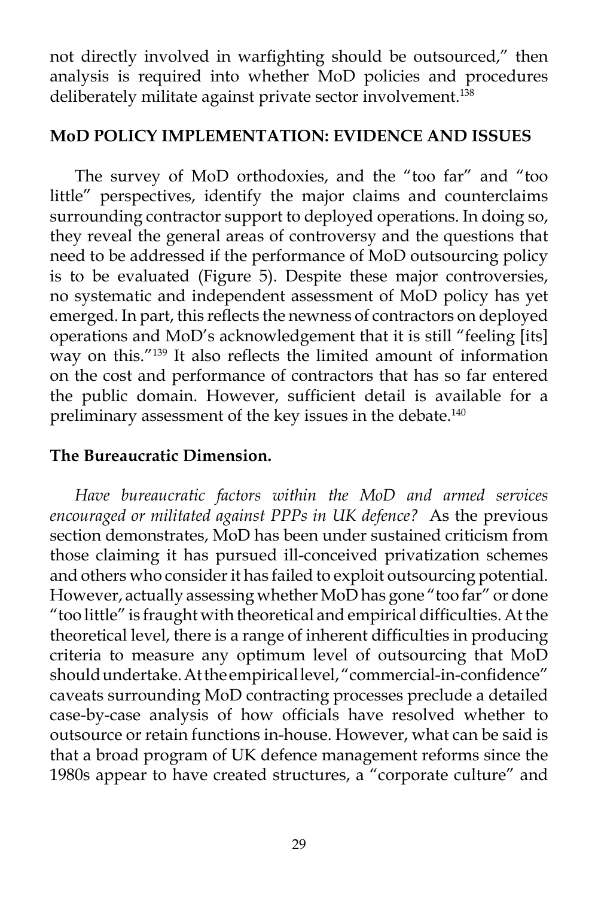not directly involved in warfighting should be outsourced," then analysis is required into whether MoD policies and procedures deliberately militate against private sector involvement.[138]

## MoD POLICY IMPLEMENTATION: EVIDENCE AND ISSUES

The survey of MoD orthodoxies, and the "too far" and "too little" perspectives, identify the major claims and counterclaims surrounding contractor support to deployed operations. In doing so, they reveal the general areas of controversy and the questions that need to be addressed if the performance of MoD outsourcing policy is to be evaluated (Figure 5). Despite these major controversies, no systematic and independent assessment of MoD policy has yet emerged. In part, this reflects the newness of contractors on deployed operations and MoD's acknowledgement that it is still "feeling [its] way on this."[139] It also reflects the limited amount of information on the cost and performance of contractors that has so far entered the public domain. However, sufficient detail is available for a preliminary assessment of the key issues in the debate.[140]

### The Bureaucratic Dimension.

*Have bureaucratic factors within the MoD and armed services encouraged or militated against PPPs in UK defence?* As the previous section demonstrates, MoD has been under sustained criticism from those claiming it has pursued ill-conceived privatization schemes and others who consider it has failed to exploit outsourcing potential. However, actually assessing whether MoD has gone "too far" or done "too little" is fraught with theoretical and empirical difficulties. At the theoretical level, there is a range of inherent difficulties in producing criteria to measure any optimum level of outsourcing that MoD should undertake. At the empirical level, "commercial-in-confidence" caveats surrounding MoD contracting processes preclude a detailed case-by-case analysis of how officials have resolved whether to outsource or retain functions in-house. However, what can be said is that a broad program of UK defence management reforms since the 1980s appear to have created structures, a "corporate culture" and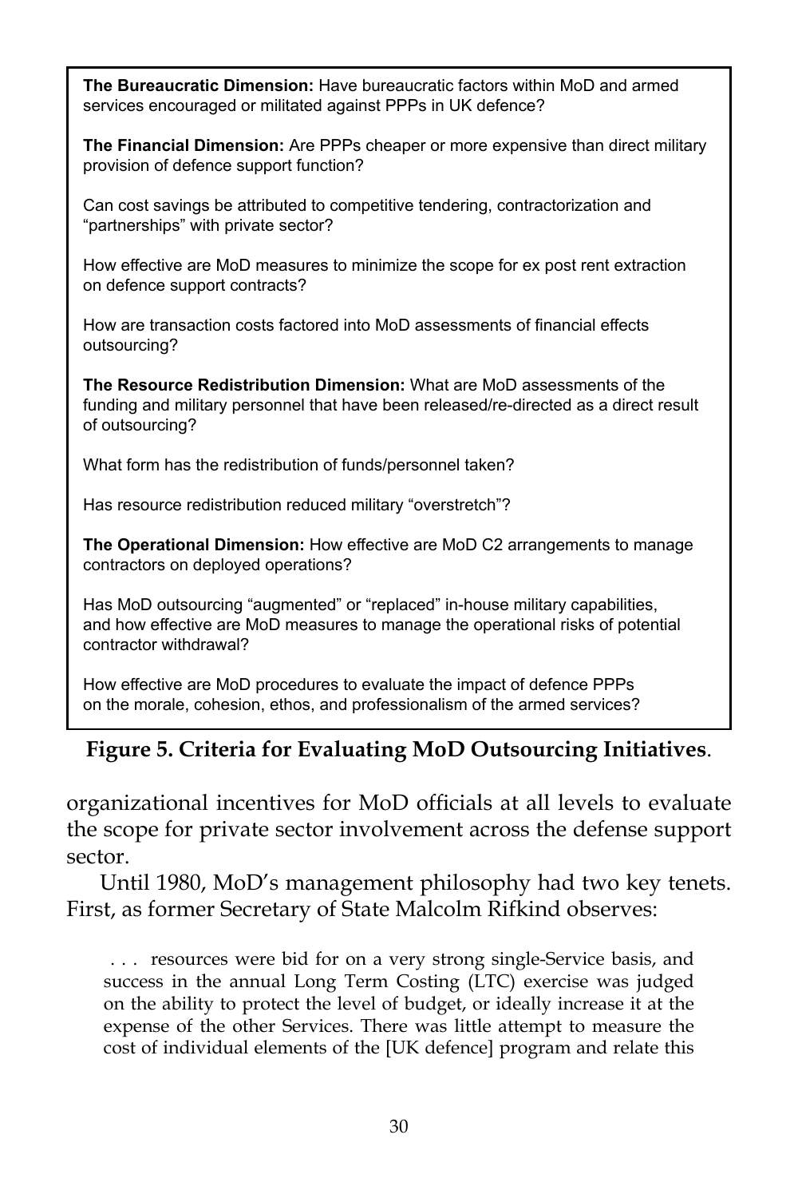**The Bureaucratic Dimension:** Have bureaucratic factors within MoD and armed services encouraged or militated against PPPs in UK defence?

**The Financial Dimension:** Are PPPs cheaper or more expensive than direct military provision of defence support function?

Can cost savings be attributed to competitive tendering, contractorization and "partnerships" with private sector?

How effective are MoD measures to minimize the scope for ex post rent extraction on defence support contracts?

How are transaction costs factored into MoD assessments of financial effects outsourcing?

**The Resource Redistribution Dimension:** What are MoD assessments of the funding and military personnel that have been released/re-directed as a direct result of outsourcing?

What form has the redistribution of funds/personnel taken?

Has resource redistribution reduced military "overstretch"?

**The Operational Dimension:** How effective are MoD C2 arrangements to manage contractors on deployed operations?

Has MoD outsourcing "augmented" or "replaced" in-house military capabilities, and how effective are MoD measures to manage the operational risks of potential contractor withdrawal?

How effective are MoD procedures to evaluate the impact of defence PPPs on the morale, cohesion, ethos, and professionalism of the armed services?

**Figure 5. Criteria for Evaluating MoD Outsourcing Initiatives**.

organizational incentives for MoD officials at all levels to evaluate the scope for private sector involvement across the defense support sector.

Until 1980, MoD's management philosophy had two key tenets. First, as former Secretary of State Malcolm Rifkind observes:

> . . . resources were bid for on a very strong single-Service basis, and success in the annual Long Term Costing (LTC) exercise was judged on the ability to protect the level of budget, or ideally increase it at the expense of the other Services. There was little attempt to measure the cost of individual elements of the [UK defence] program and relate this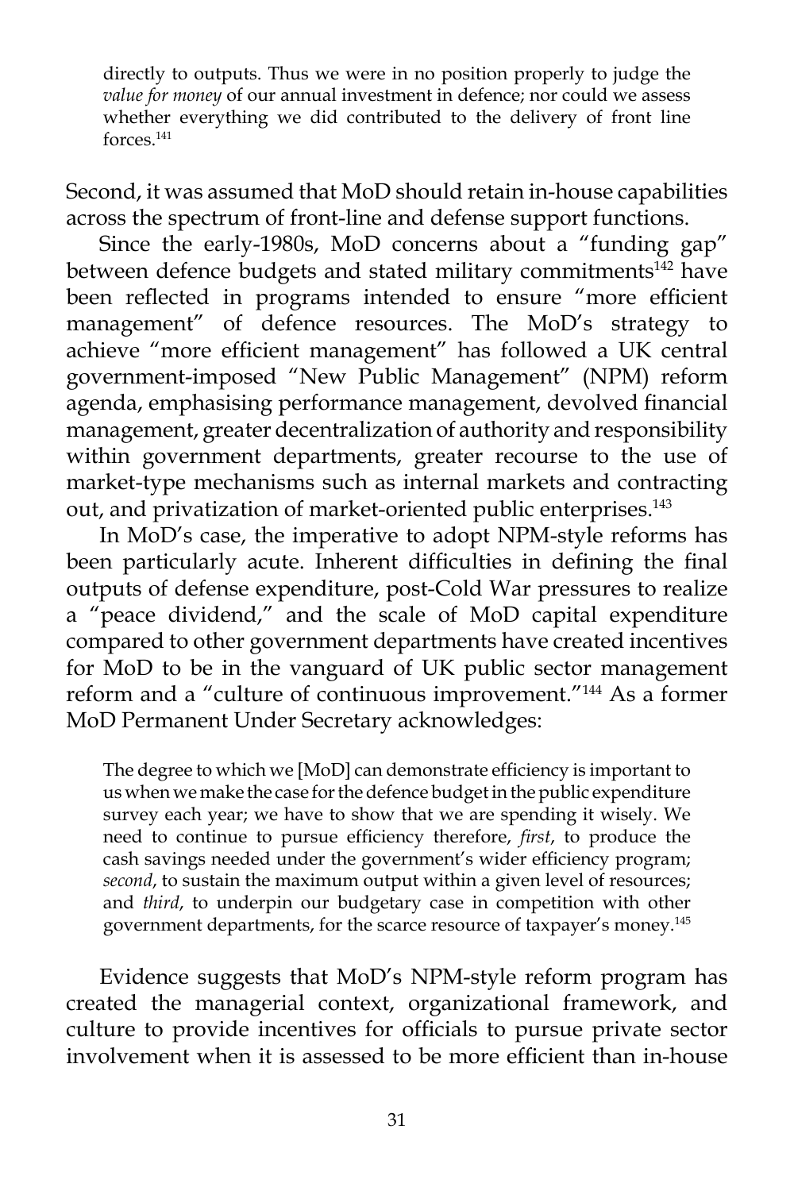> directly to outputs. Thus we were in no position properly to judge the *value for money* of our annual investment in defence; nor could we assess whether everything we did contributed to the delivery of front line forces.[141]

Second, it was assumed that MoD should retain in-house capabilities across the spectrum of front-line and defense support functions.

Since the early-1980s, MoD concerns about a "funding gap" between defence budgets and stated military commitments[142] have been reflected in programs intended to ensure "more efficient management" of defence resources. The MoD's strategy to achieve "more efficient management" has followed a UK central government-imposed "New Public Management" (NPM) reform agenda, emphasising performance management, devolved financial management, greater decentralization of authority and responsibility within government departments, greater recourse to the use of market-type mechanisms such as internal markets and contracting out, and privatization of market-oriented public enterprises.[143]

In MoD's case, the imperative to adopt NPM-style reforms has been particularly acute. Inherent difficulties in defining the final outputs of defense expenditure, post-Cold War pressures to realize a "peace dividend," and the scale of MoD capital expenditure compared to other government departments have created incentives for MoD to be in the vanguard of UK public sector management reform and a "culture of continuous improvement."[144] As a former MoD Permanent Under Secretary acknowledges:

> The degree to which we [MoD] can demonstrate efficiency is important to us when we make the case for the defence budget in the public expenditure survey each year; we have to show that we are spending it wisely. We need to continue to pursue efficiency therefore, *first*, to produce the cash savings needed under the government's wider efficiency program; *second*, to sustain the maximum output within a given level of resources; and *third*, to underpin our budgetary case in competition with other government departments, for the scarce resource of taxpayer's money.[145]

Evidence suggests that MoD's NPM-style reform program has created the managerial context, organizational framework, and culture to provide incentives for officials to pursue private sector involvement when it is assessed to be more efficient than in-house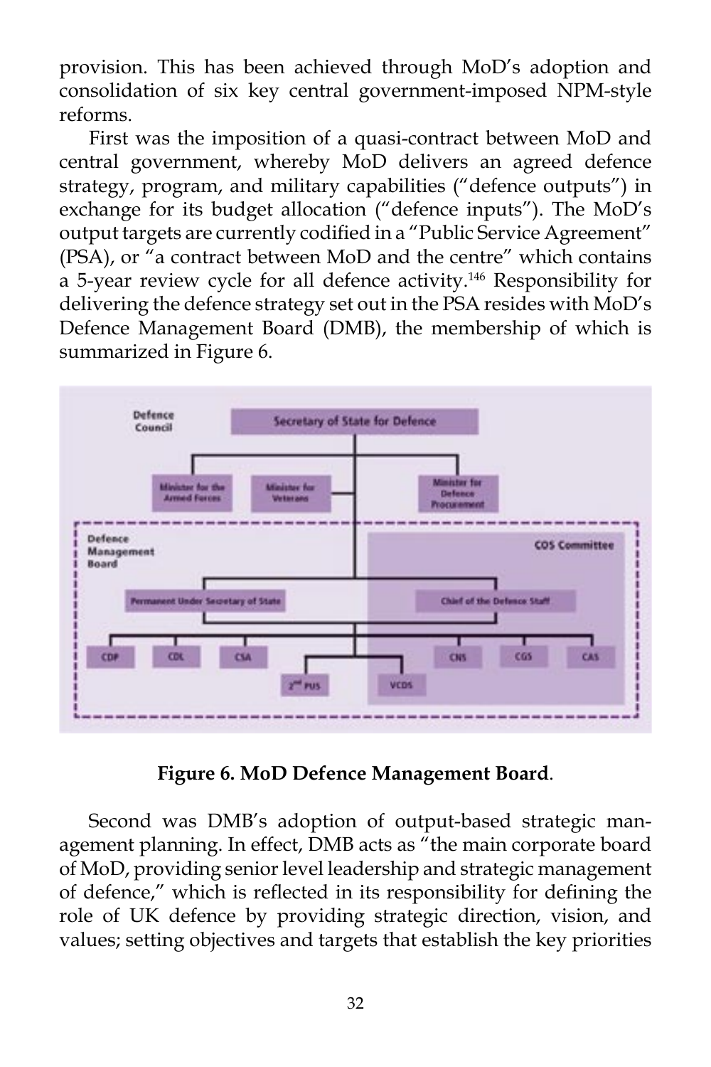provision. This has been achieved through MoD's adoption and consolidation of six key central government-imposed NPM-style reforms.

First was the imposition of a quasi-contract between MoD and central government, whereby MoD delivers an agreed defence strategy, program, and military capabilities ("defence outputs") in exchange for its budget allocation ("defence inputs"). The MoD's output targets are currently codified in a "Public Service Agreement" (PSA), or "a contract between MoD and the centre" which contains a 5-year review cycle for all defence activity.[146] Responsibility for delivering the defence strategy set out in the PSA resides with MoD's Defence Management Board (DMB), the membership of which is summarized in Figure 6.

**Figure 6. MoD Defence Management Board**.

Second was DMB's adoption of output-based strategic management planning. In effect, DMB acts as "the main corporate board of MoD, providing senior level leadership and strategic management of defence," which is reflected in its responsibility for defining the role of UK defence by providing strategic direction, vision, and values; setting objectives and targets that establish the key priorities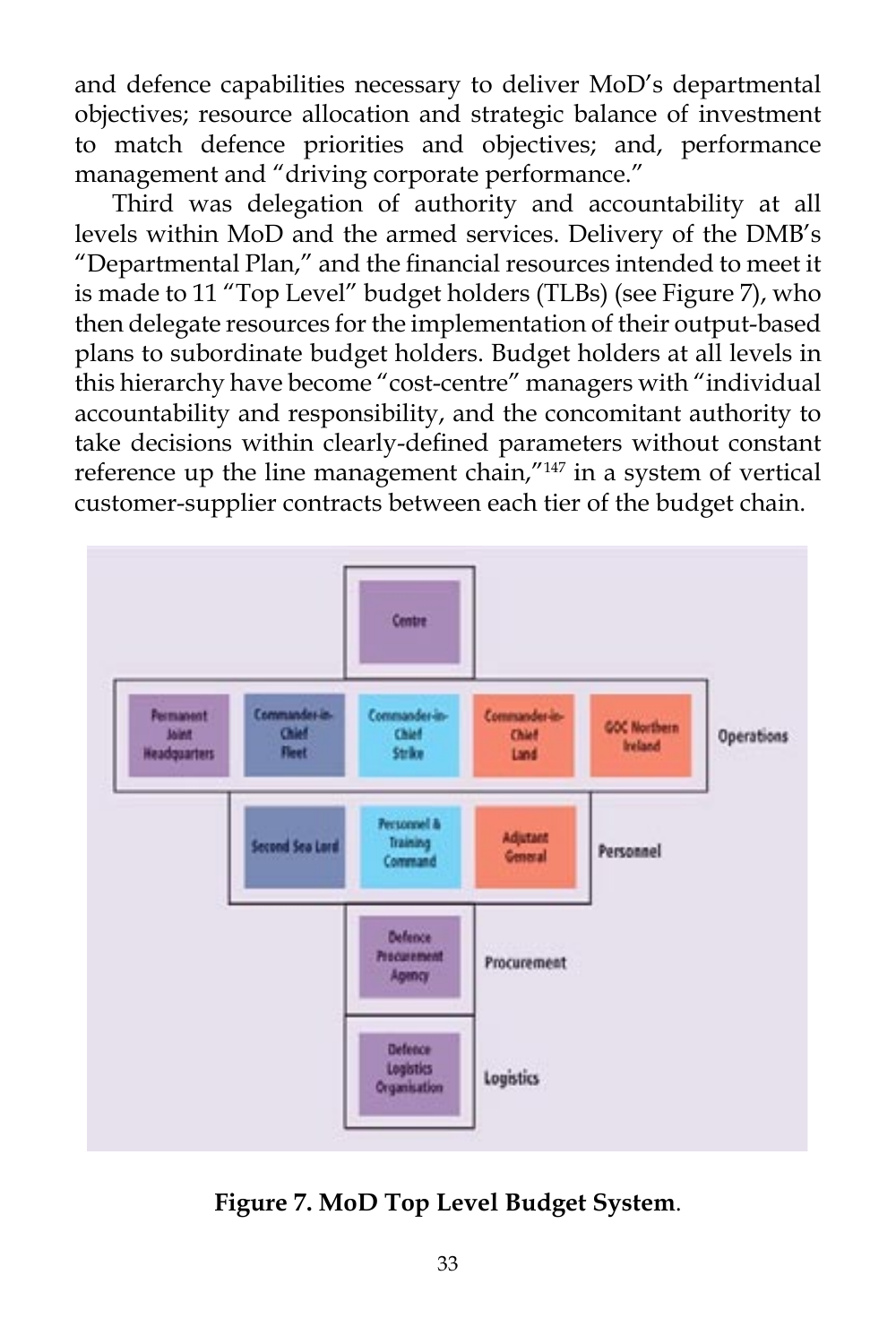and defence capabilities necessary to deliver MoD's departmental objectives; resource allocation and strategic balance of investment to match defence priorities and objectives; and, performance management and "driving corporate performance."

Third was delegation of authority and accountability at all levels within MoD and the armed services. Delivery of the DMB's "Departmental Plan," and the financial resources intended to meet it is made to 11 "Top Level" budget holders (TLBs) (see Figure 7), who then delegate resources for the implementation of their output-based plans to subordinate budget holders. Budget holders at all levels in this hierarchy have become "cost-centre" managers with "individual accountability and responsibility, and the concomitant authority to take decisions within clearly-defined parameters without constant reference up the line management chain,"[147] in a system of vertical customer-supplier contracts between each tier of the budget chain.

**Figure 7. MoD Top Level Budget System**.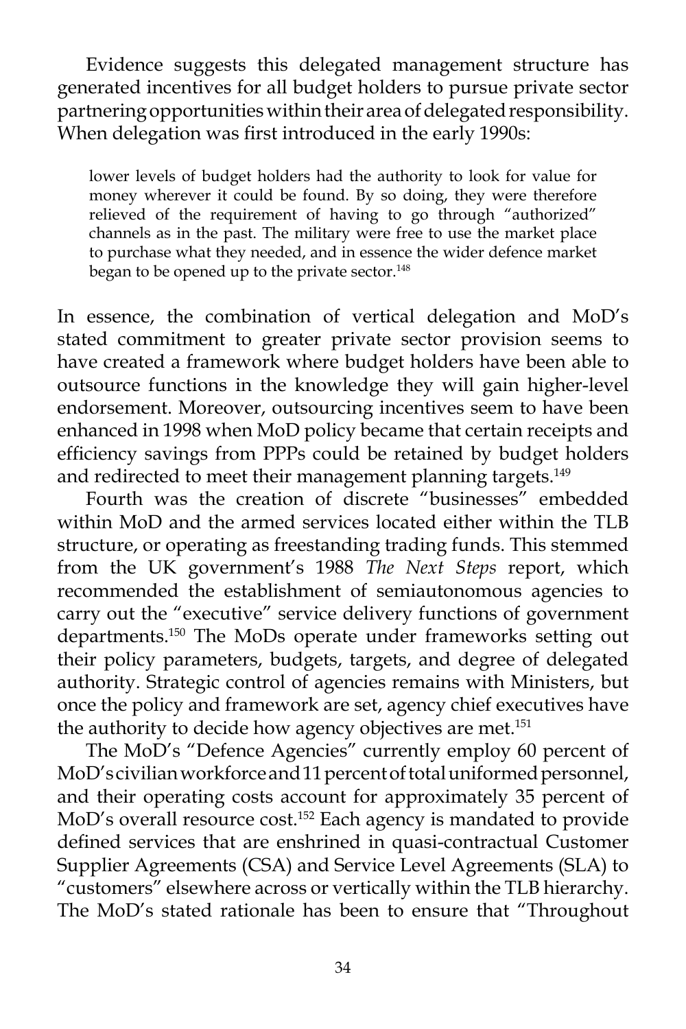Evidence suggests this delegated management structure has generated incentives for all budget holders to pursue private sector partnering opportunities within their area of delegated responsibility. When delegation was first introduced in the early 1990s:

> lower levels of budget holders had the authority to look for value for money wherever it could be found. By so doing, they were therefore relieved of the requirement of having to go through "authorized" channels as in the past. The military were free to use the market place to purchase what they needed, and in essence the wider defence market began to be opened up to the private sector.[148]

In essence, the combination of vertical delegation and MoD's stated commitment to greater private sector provision seems to have created a framework where budget holders have been able to outsource functions in the knowledge they will gain higher-level endorsement. Moreover, outsourcing incentives seem to have been enhanced in 1998 when MoD policy became that certain receipts and efficiency savings from PPPs could be retained by budget holders and redirected to meet their management planning targets.[149]

Fourth was the creation of discrete "businesses" embedded within MoD and the armed services located either within the TLB structure, or operating as freestanding trading funds. This stemmed from the UK government's 1988 *The Next Steps* report, which recommended the establishment of semiautonomous agencies to carry out the "executive" service delivery functions of government departments.[150] The MoDs operate under frameworks setting out their policy parameters, budgets, targets, and degree of delegated authority. Strategic control of agencies remains with Ministers, but once the policy and framework are set, agency chief executives have the authority to decide how agency objectives are met.[151]

The MoD's "Defence Agencies" currently employ 60 percent of MoD's civilian workforce and 11 percent of total uniformed personnel, and their operating costs account for approximately 35 percent of MoD's overall resource cost.[152] Each agency is mandated to provide defined services that are enshrined in quasi-contractual Customer Supplier Agreements (CSA) and Service Level Agreements (SLA) to "customers" elsewhere across or vertically within the TLB hierarchy. The MoD's stated rationale has been to ensure that "Throughout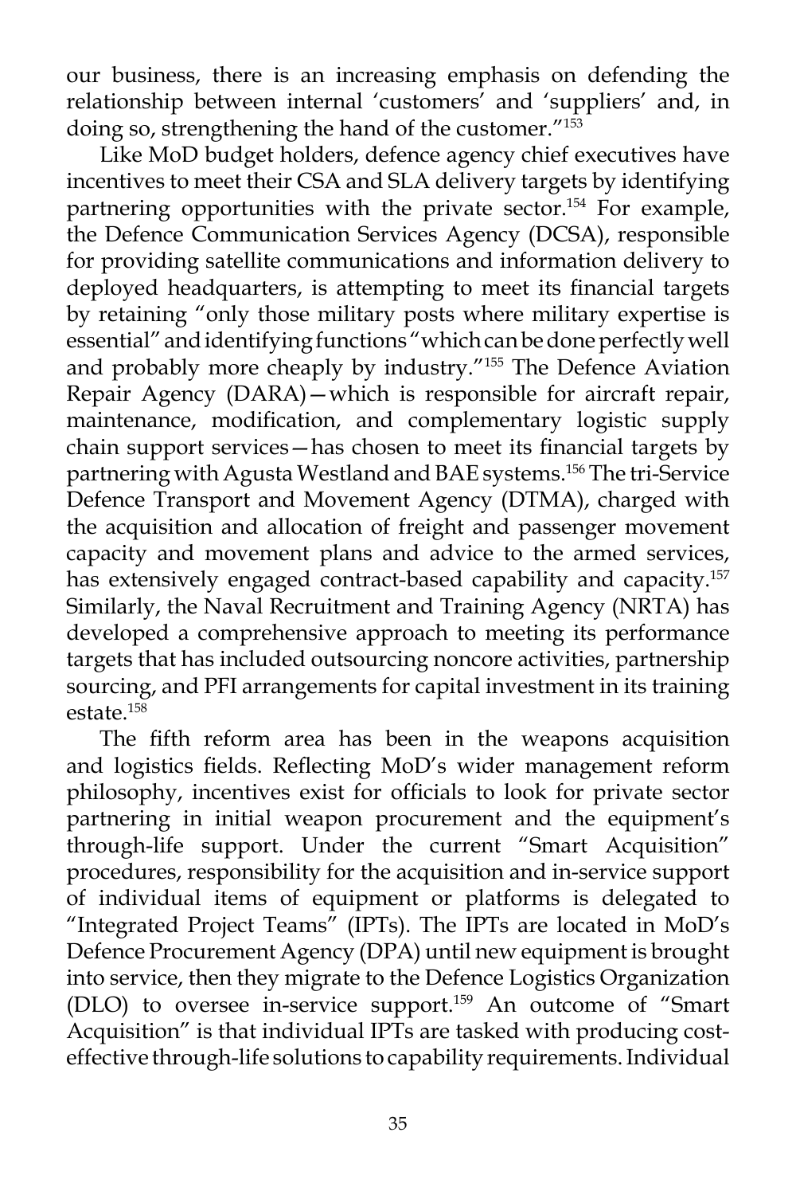our business, there is an increasing emphasis on defending the relationship between internal 'customers' and 'suppliers' and, in doing so, strengthening the hand of the customer."[153]

Like MoD budget holders, defence agency chief executives have incentives to meet their CSA and SLA delivery targets by identifying partnering opportunities with the private sector.[154] For example, the Defence Communication Services Agency (DCSA), responsible for providing satellite communications and information delivery to deployed headquarters, is attempting to meet its financial targets by retaining "only those military posts where military expertise is essential" and identifying functions "which can be done perfectly well and probably more cheaply by industry."[155] The Defence Aviation Repair Agency (DARA)—which is responsible for aircraft repair, maintenance, modification, and complementary logistic supply chain support services—has chosen to meet its financial targets by partnering with Agusta Westland and BAE systems.[156] The tri-Service Defence Transport and Movement Agency (DTMA), charged with the acquisition and allocation of freight and passenger movement capacity and movement plans and advice to the armed services, has extensively engaged contract-based capability and capacity.[157] Similarly, the Naval Recruitment and Training Agency (NRTA) has developed a comprehensive approach to meeting its performance targets that has included outsourcing noncore activities, partnership sourcing, and PFI arrangements for capital investment in its training estate.[158]

The fifth reform area has been in the weapons acquisition and logistics fields. Reflecting MoD's wider management reform philosophy, incentives exist for officials to look for private sector partnering in initial weapon procurement and the equipment's through-life support. Under the current "Smart Acquisition" procedures, responsibility for the acquisition and in-service support of individual items of equipment or platforms is delegated to "Integrated Project Teams" (IPTs). The IPTs are located in MoD's Defence Procurement Agency (DPA) until new equipment is brought into service, then they migrate to the Defence Logistics Organization (DLO) to oversee in-service support.[159] An outcome of "Smart Acquisition" is that individual IPTs are tasked with producing cost-effective through-life solutions to capability requirements. Individual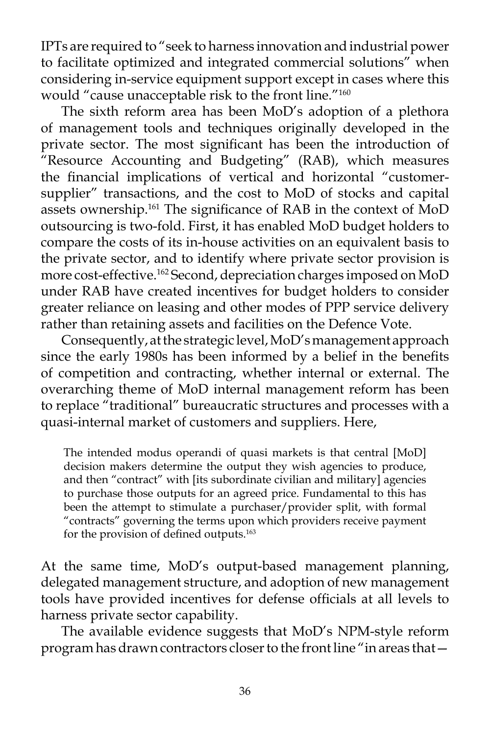IPTs are required to "seek to harness innovation and industrial power to facilitate optimized and integrated commercial solutions" when considering in-service equipment support except in cases where this would "cause unacceptable risk to the front line."[160]

The sixth reform area has been MoD's adoption of a plethora of management tools and techniques originally developed in the private sector. The most significant has been the introduction of "Resource Accounting and Budgeting" (RAB), which measures the financial implications of vertical and horizontal "customer-supplier" transactions, and the cost to MoD of stocks and capital assets ownership.[161] The significance of RAB in the context of MoD outsourcing is two-fold. First, it has enabled MoD budget holders to compare the costs of its in-house activities on an equivalent basis to the private sector, and to identify where private sector provision is more cost-effective.[162] Second, depreciation charges imposed on MoD under RAB have created incentives for budget holders to consider greater reliance on leasing and other modes of PPP service delivery rather than retaining assets and facilities on the Defence Vote.

Consequently, at the strategic level, MoD's management approach since the early 1980s has been informed by a belief in the benefits of competition and contracting, whether internal or external. The overarching theme of MoD internal management reform has been to replace "traditional" bureaucratic structures and processes with a quasi-internal market of customers and suppliers. Here,

> The intended modus operandi of quasi markets is that central [MoD] decision makers determine the output they wish agencies to produce, and then "contract" with [its subordinate civilian and military] agencies to purchase those outputs for an agreed price. Fundamental to this has been the attempt to stimulate a purchaser/provider split, with formal "contracts" governing the terms upon which providers receive payment for the provision of defined outputs.[163]

At the same time, MoD's output-based management planning, delegated management structure, and adoption of new management tools have provided incentives for defense officials at all levels to harness private sector capability.

The available evidence suggests that MoD's NPM-style reform program has drawn contractors closer to the front line "in areas that—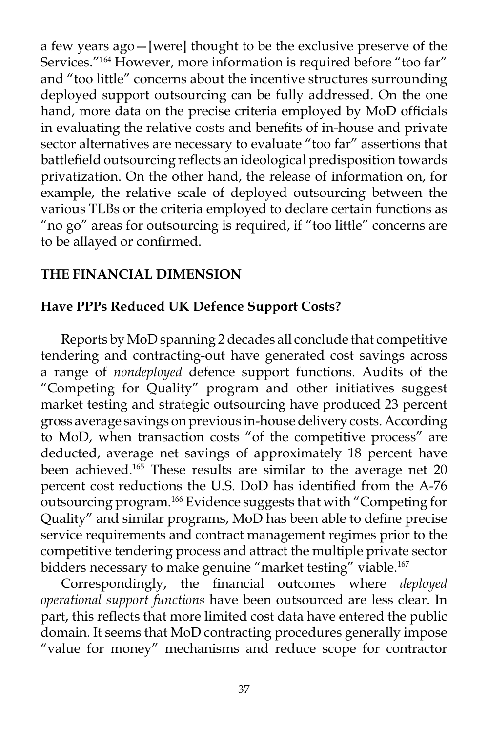a few years ago—[were] thought to be the exclusive preserve of the Services."[164] However, more information is required before "too far" and "too little" concerns about the incentive structures surrounding deployed support outsourcing can be fully addressed. On the one hand, more data on the precise criteria employed by MoD officials in evaluating the relative costs and benefits of in-house and private sector alternatives are necessary to evaluate "too far" assertions that battlefield outsourcing reflects an ideological predisposition towards privatization. On the other hand, the release of information on, for example, the relative scale of deployed outsourcing between the various TLBs or the criteria employed to declare certain functions as "no go" areas for outsourcing is required, if "too little" concerns are to be allayed or confirmed.

## THE FINANCIAL DIMENSION

### Have PPPs Reduced UK Defence Support Costs?

Reports by MoD spanning 2 decades all conclude that competitive tendering and contracting-out have generated cost savings across a range of *nondeployed* defence support functions. Audits of the "Competing for Quality" program and other initiatives suggest market testing and strategic outsourcing have produced 23 percent gross average savings on previous in-house delivery costs. According to MoD, when transaction costs "of the competitive process" are deducted, average net savings of approximately 18 percent have been achieved.[165] These results are similar to the average net 20 percent cost reductions the U.S. DoD has identified from the A-76 outsourcing program.[166] Evidence suggests that with "Competing for Quality" and similar programs, MoD has been able to define precise service requirements and contract management regimes prior to the competitive tendering process and attract the multiple private sector bidders necessary to make genuine "market testing" viable.[167]

Correspondingly, the financial outcomes where *deployed operational support functions* have been outsourced are less clear. In part, this reflects that more limited cost data have entered the public domain. It seems that MoD contracting procedures generally impose "value for money" mechanisms and reduce scope for contractor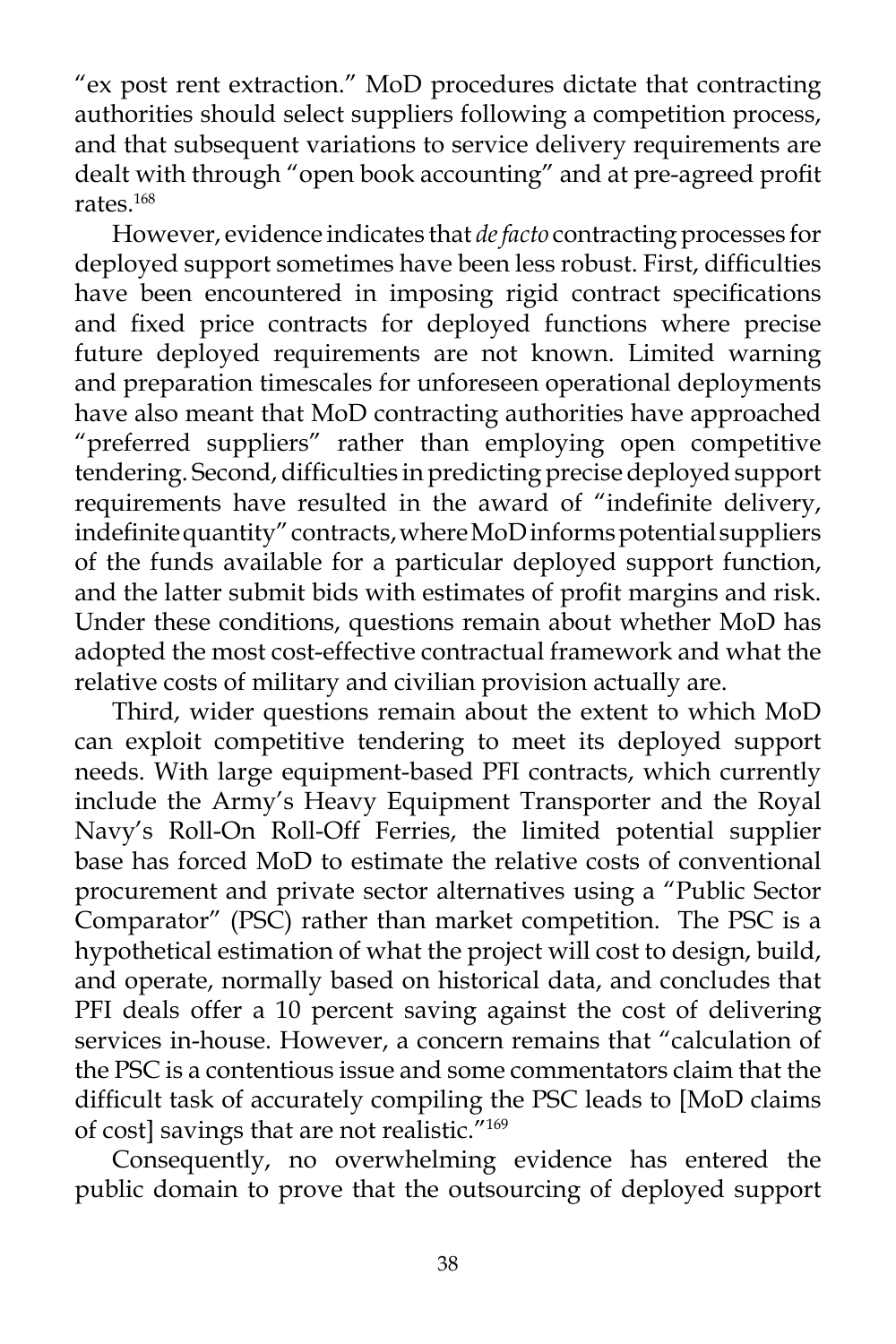"ex post rent extraction." MoD procedures dictate that contracting authorities should select suppliers following a competition process, and that subsequent variations to service delivery requirements are dealt with through "open book accounting" and at pre-agreed profit rates.[168]

However, evidence indicates that *de facto* contracting processes for deployed support sometimes have been less robust. First, difficulties have been encountered in imposing rigid contract specifications and fixed price contracts for deployed functions where precise future deployed requirements are not known. Limited warning and preparation timescales for unforeseen operational deployments have also meant that MoD contracting authorities have approached "preferred suppliers" rather than employing open competitive tendering. Second, difficulties in predicting precise deployed support requirements have resulted in the award of "indefinite delivery, indefinite quantity" contracts, where MoD informs potential suppliers of the funds available for a particular deployed support function, and the latter submit bids with estimates of profit margins and risk. Under these conditions, questions remain about whether MoD has adopted the most cost-effective contractual framework and what the relative costs of military and civilian provision actually are.

Third, wider questions remain about the extent to which MoD can exploit competitive tendering to meet its deployed support needs. With large equipment-based PFI contracts, which currently include the Army's Heavy Equipment Transporter and the Royal Navy's Roll-On Roll-Off Ferries, the limited potential supplier base has forced MoD to estimate the relative costs of conventional procurement and private sector alternatives using a "Public Sector Comparator" (PSC) rather than market competition. The PSC is a hypothetical estimation of what the project will cost to design, build, and operate, normally based on historical data, and concludes that PFI deals offer a 10 percent saving against the cost of delivering services in-house. However, a concern remains that "calculation of the PSC is a contentious issue and some commentators claim that the difficult task of accurately compiling the PSC leads to [MoD claims of cost] savings that are not realistic."[169]

Consequently, no overwhelming evidence has entered the public domain to prove that the outsourcing of deployed support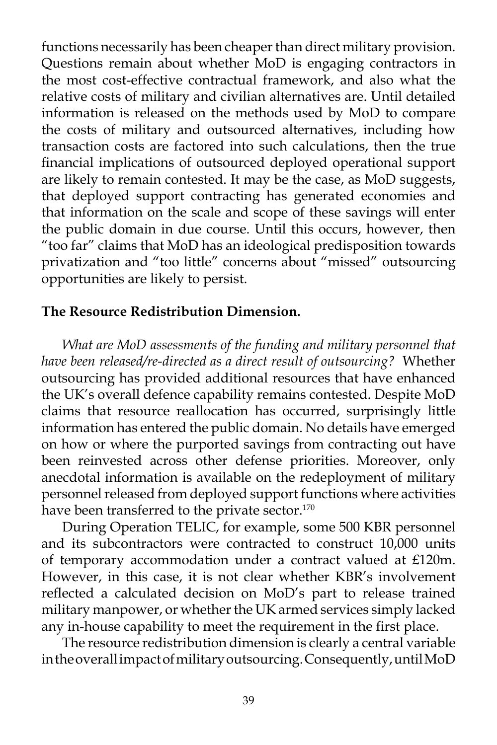functions necessarily has been cheaper than direct military provision. Questions remain about whether MoD is engaging contractors in the most cost-effective contractual framework, and also what the relative costs of military and civilian alternatives are. Until detailed information is released on the methods used by MoD to compare the costs of military and outsourced alternatives, including how transaction costs are factored into such calculations, then the true financial implications of outsourced deployed operational support are likely to remain contested. It may be the case, as MoD suggests, that deployed support contracting has generated economies and that information on the scale and scope of these savings will enter the public domain in due course. Until this occurs, however, then "too far" claims that MoD has an ideological predisposition towards privatization and "too little" concerns about "missed" outsourcing opportunities are likely to persist.

**The Resource Redistribution Dimension.**

*What are MoD assessments of the funding and military personnel that have been released/re-directed as a direct result of outsourcing?* Whether outsourcing has provided additional resources that have enhanced the UK's overall defence capability remains contested. Despite MoD claims that resource reallocation has occurred, surprisingly little information has entered the public domain. No details have emerged on how or where the purported savings from contracting out have been reinvested across other defense priorities. Moreover, only anecdotal information is available on the redeployment of military personnel released from deployed support functions where activities have been transferred to the private sector.[170]

During Operation TELIC, for example, some 500 KBR personnel and its subcontractors were contracted to construct 10,000 units of temporary accommodation under a contract valued at £120m. However, in this case, it is not clear whether KBR's involvement reflected a calculated decision on MoD's part to release trained military manpower, or whether the UK armed services simply lacked any in-house capability to meet the requirement in the first place.

The resource redistribution dimension is clearly a central variable in the overall impact of military outsourcing. Consequently, until MoD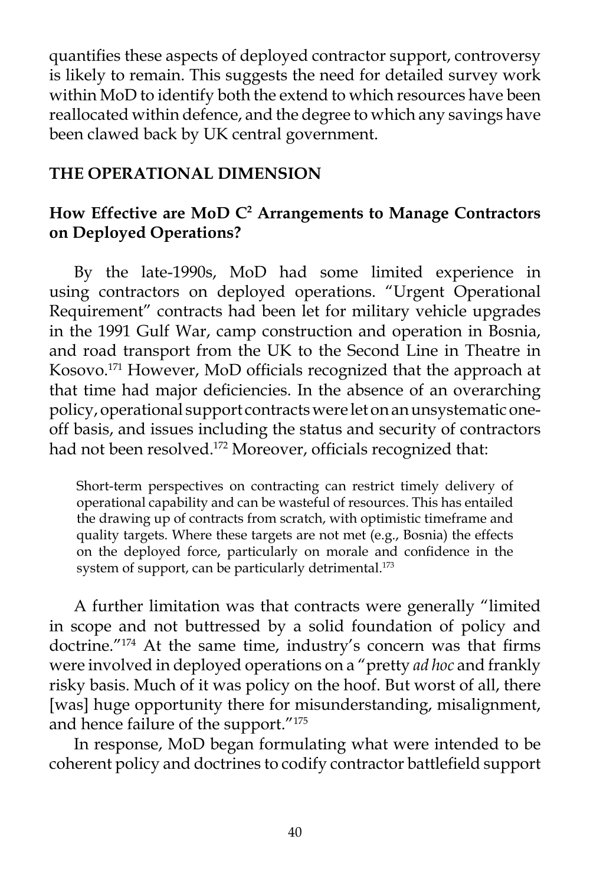quantifies these aspects of deployed contractor support, controversy is likely to remain. This suggests the need for detailed survey work within MoD to identify both the extend to which resources have been reallocated within defence, and the degree to which any savings have been clawed back by UK central government.

## THE OPERATIONAL DIMENSION

### How Effective are MoD C² Arrangements to Manage Contractors on Deployed Operations?

By the late-1990s, MoD had some limited experience in using contractors on deployed operations. "Urgent Operational Requirement" contracts had been let for military vehicle upgrades in the 1991 Gulf War, camp construction and operation in Bosnia, and road transport from the UK to the Second Line in Theatre in Kosovo.[171] However, MoD officials recognized that the approach at that time had major deficiencies. In the absence of an overarching policy, operational support contracts were let on an unsystematic one-off basis, and issues including the status and security of contractors had not been resolved.[172] Moreover, officials recognized that:

> Short-term perspectives on contracting can restrict timely delivery of operational capability and can be wasteful of resources. This has entailed the drawing up of contracts from scratch, with optimistic timeframe and quality targets. Where these targets are not met (e.g., Bosnia) the effects on the deployed force, particularly on morale and confidence in the system of support, can be particularly detrimental.[173]

A further limitation was that contracts were generally "limited in scope and not buttressed by a solid foundation of policy and doctrine."[174] At the same time, industry's concern was that firms were involved in deployed operations on a "pretty *ad hoc* and frankly risky basis. Much of it was policy on the hoof. But worst of all, there [was] huge opportunity there for misunderstanding, misalignment, and hence failure of the support."[175]

In response, MoD began formulating what were intended to be coherent policy and doctrines to codify contractor battlefield support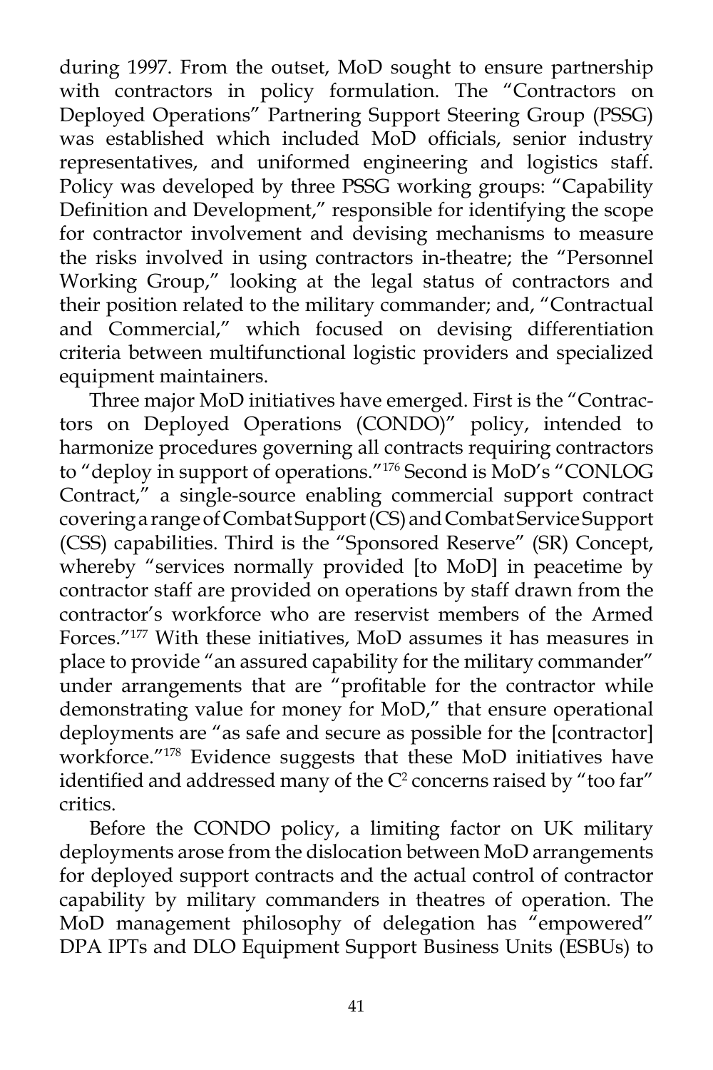during 1997. From the outset, MoD sought to ensure partnership with contractors in policy formulation. The "Contractors on Deployed Operations" Partnering Support Steering Group (PSSG) was established which included MoD officials, senior industry representatives, and uniformed engineering and logistics staff. Policy was developed by three PSSG working groups: "Capability Definition and Development," responsible for identifying the scope for contractor involvement and devising mechanisms to measure the risks involved in using contractors in-theatre; the "Personnel Working Group," looking at the legal status of contractors and their position related to the military commander; and, "Contractual and Commercial," which focused on devising differentiation criteria between multifunctional logistic providers and specialized equipment maintainers.

Three major MoD initiatives have emerged. First is the "Contractors on Deployed Operations (CONDO)" policy, intended to harmonize procedures governing all contracts requiring contractors to "deploy in support of operations."[176] Second is MoD's "CONLOG Contract," a single-source enabling commercial support contract covering a range of Combat Support (CS) and Combat Service Support (CSS) capabilities. Third is the "Sponsored Reserve" (SR) Concept, whereby "services normally provided [to MoD] in peacetime by contractor staff are provided on operations by staff drawn from the contractor's workforce who are reservist members of the Armed Forces."[177] With these initiatives, MoD assumes it has measures in place to provide "an assured capability for the military commander" under arrangements that are "profitable for the contractor while demonstrating value for money for MoD," that ensure operational deployments are "as safe and secure as possible for the [contractor] workforce."[178] Evidence suggests that these MoD initiatives have identified and addressed many of the $C^2$ concerns raised by "too far" critics.

Before the CONDO policy, a limiting factor on UK military deployments arose from the dislocation between MoD arrangements for deployed support contracts and the actual control of contractor capability by military commanders in theatres of operation. The MoD management philosophy of delegation has "empowered" DPA IPTs and DLO Equipment Support Business Units (ESBUs) to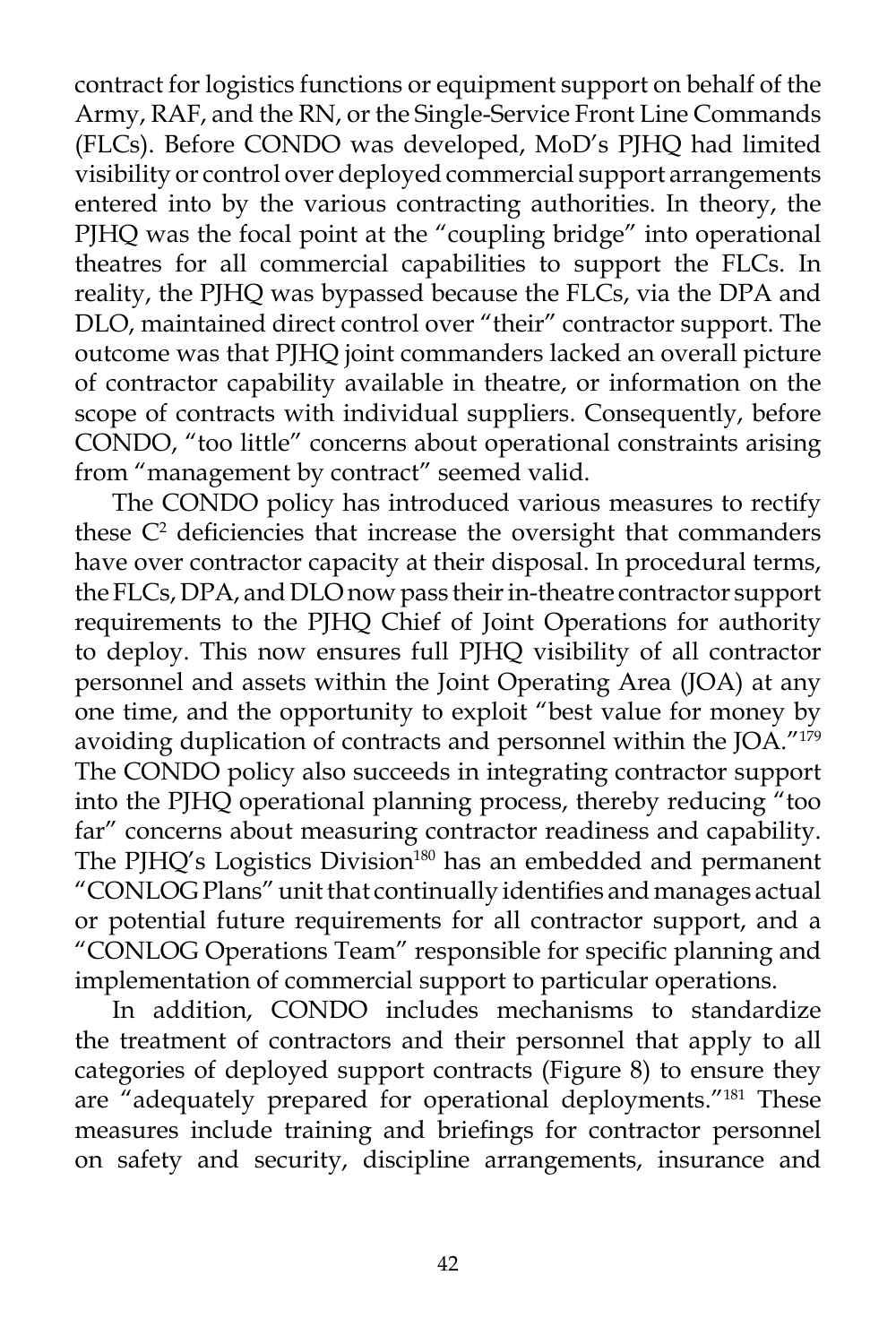contract for logistics functions or equipment support on behalf of the Army, RAF, and the RN, or the Single-Service Front Line Commands (FLCs). Before CONDO was developed, MoD's PJHQ had limited visibility or control over deployed commercial support arrangements entered into by the various contracting authorities. In theory, the PJHQ was the focal point at the "coupling bridge" into operational theatres for all commercial capabilities to support the FLCs. In reality, the PJHQ was bypassed because the FLCs, via the DPA and DLO, maintained direct control over "their" contractor support. The outcome was that PJHQ joint commanders lacked an overall picture of contractor capability available in theatre, or information on the scope of contracts with individual suppliers. Consequently, before CONDO, "too little" concerns about operational constraints arising from "management by contract" seemed valid.

The CONDO policy has introduced various measures to rectify these $C^2$ deficiencies that increase the oversight that commanders have over contractor capacity at their disposal. In procedural terms, the FLCs, DPA, and DLO now pass their in-theatre contractor support requirements to the PJHQ Chief of Joint Operations for authority to deploy. This now ensures full PJHQ visibility of all contractor personnel and assets within the Joint Operating Area (JOA) at any one time, and the opportunity to exploit "best value for money by avoiding duplication of contracts and personnel within the JOA."[179] The CONDO policy also succeeds in integrating contractor support into the PJHQ operational planning process, thereby reducing "too far" concerns about measuring contractor readiness and capability. The PJHQ's Logistics Division[180] has an embedded and permanent "CONLOG Plans" unit that continually identifies and manages actual or potential future requirements for all contractor support, and a "CONLOG Operations Team" responsible for specific planning and implementation of commercial support to particular operations.

In addition, CONDO includes mechanisms to standardize the treatment of contractors and their personnel that apply to all categories of deployed support contracts (Figure 8) to ensure they are "adequately prepared for operational deployments."[181] These measures include training and briefings for contractor personnel on safety and security, discipline arrangements, insurance and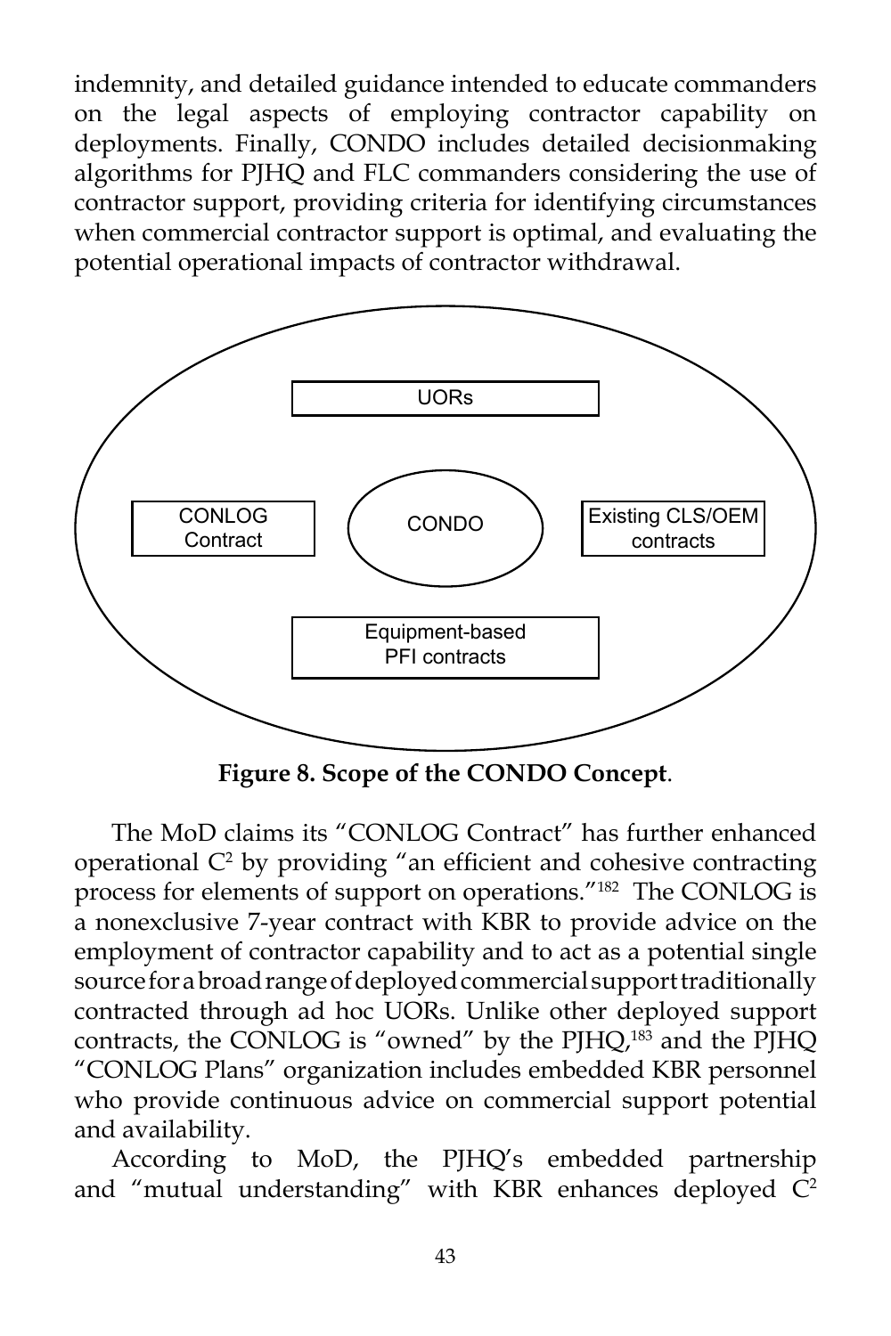indemnity, and detailed guidance intended to educate commanders on the legal aspects of employing contractor capability on deployments. Finally, CONDO includes detailed decisionmaking algorithms for PJHQ and FLC commanders considering the use of contractor support, providing criteria for identifying circumstances when commercial contractor support is optimal, and evaluating the potential operational impacts of contractor withdrawal.

UORs

CONLOG Contract

CONDO

Existing CLS/OEM contracts

Equipment-based PFI contracts

**Figure 8. Scope of the CONDO Concept**.

The MoD claims its "CONLOG Contract" has further enhanced operational $C^2$ by providing "an efficient and cohesive contracting process for elements of support on operations."[182] The CONLOG is a nonexclusive 7-year contract with KBR to provide advice on the employment of contractor capability and to act as a potential single source for a broad range of deployed commercial support traditionally contracted through ad hoc UORs. Unlike other deployed support contracts, the CONLOG is "owned" by the PJHQ,[183] and the PJHQ "CONLOG Plans" organization includes embedded KBR personnel who provide continuous advice on commercial support potential and availability.

According to MoD, the PJHQ's embedded partnership and "mutual understanding" with KBR enhances deployed $C^2$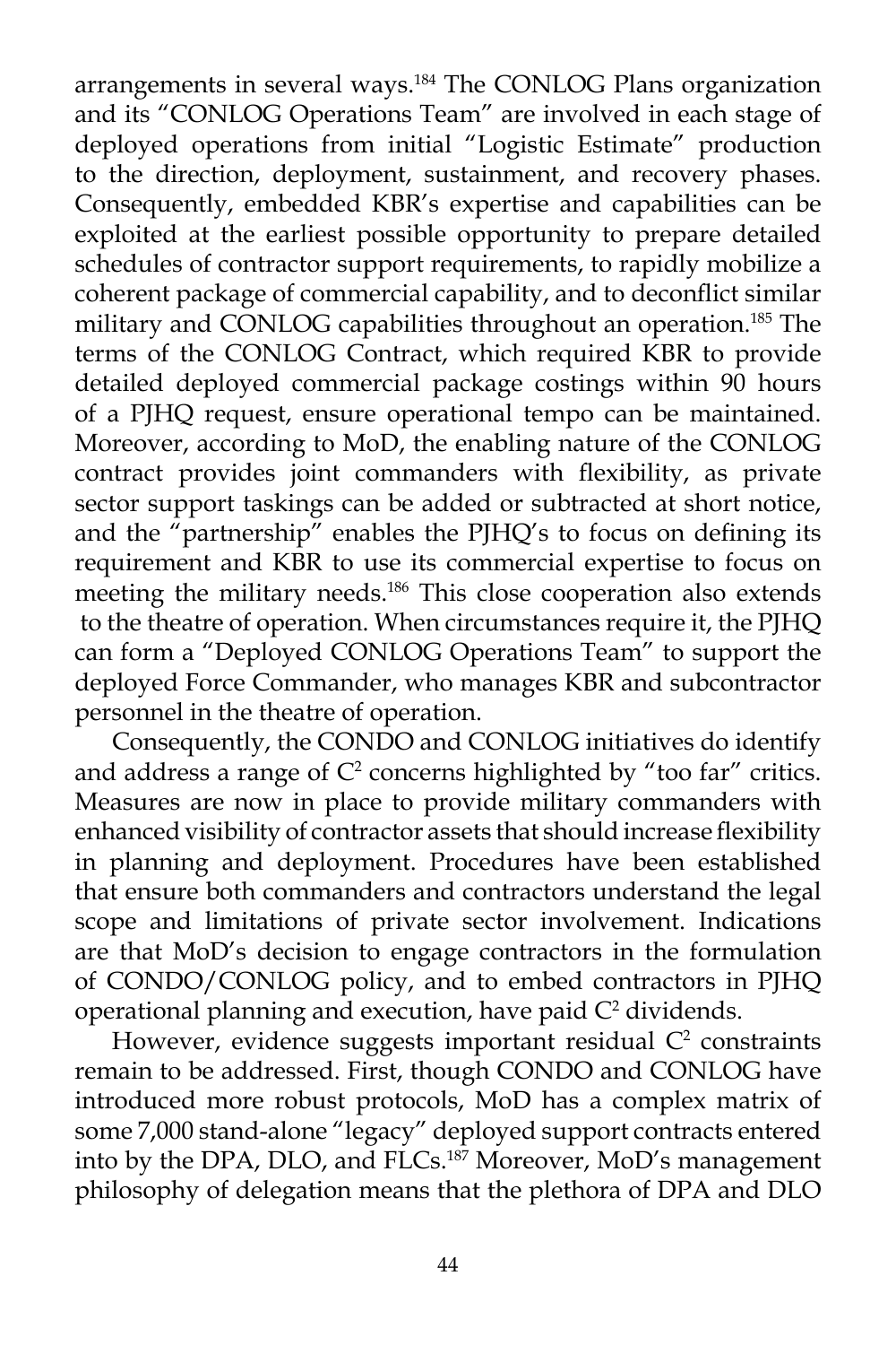arrangements in several ways.[184] The CONLOG Plans organization and its "CONLOG Operations Team" are involved in each stage of deployed operations from initial "Logistic Estimate" production to the direction, deployment, sustainment, and recovery phases. Consequently, embedded KBR's expertise and capabilities can be exploited at the earliest possible opportunity to prepare detailed schedules of contractor support requirements, to rapidly mobilize a coherent package of commercial capability, and to deconflict similar military and CONLOG capabilities throughout an operation.[185] The terms of the CONLOG Contract, which required KBR to provide detailed deployed commercial package costings within 90 hours of a PJHQ request, ensure operational tempo can be maintained. Moreover, according to MoD, the enabling nature of the CONLOG contract provides joint commanders with flexibility, as private sector support taskings can be added or subtracted at short notice, and the "partnership" enables the PJHQ's to focus on defining its requirement and KBR to use its commercial expertise to focus on meeting the military needs.[186] This close cooperation also extends to the theatre of operation. When circumstances require it, the PJHQ can form a "Deployed CONLOG Operations Team" to support the deployed Force Commander, who manages KBR and subcontractor personnel in the theatre of operation.

Consequently, the CONDO and CONLOG initiatives do identify and address a range of $C^2$ concerns highlighted by "too far" critics. Measures are now in place to provide military commanders with enhanced visibility of contractor assets that should increase flexibility in planning and deployment. Procedures have been established that ensure both commanders and contractors understand the legal scope and limitations of private sector involvement. Indications are that MoD's decision to engage contractors in the formulation of CONDO/CONLOG policy, and to embed contractors in PJHQ operational planning and execution, have paid $C^2$ dividends.

However, evidence suggests important residual $C^2$ constraints remain to be addressed. First, though CONDO and CONLOG have introduced more robust protocols, MoD has a complex matrix of some 7,000 stand-alone "legacy" deployed support contracts entered into by the DPA, DLO, and FLCs.[187] Moreover, MoD's management philosophy of delegation means that the plethora of DPA and DLO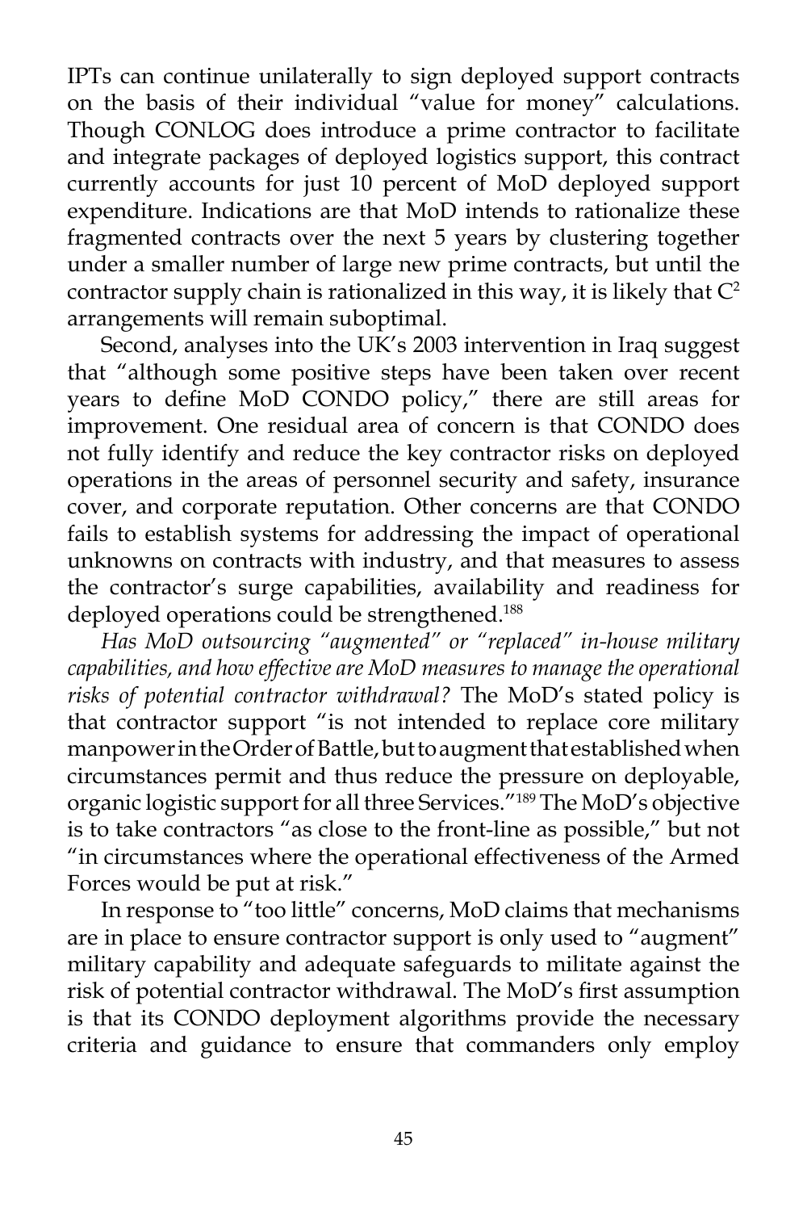IPTs can continue unilaterally to sign deployed support contracts on the basis of their individual "value for money" calculations. Though CONLOG does introduce a prime contractor to facilitate and integrate packages of deployed logistics support, this contract currently accounts for just 10 percent of MoD deployed support expenditure. Indications are that MoD intends to rationalize these fragmented contracts over the next 5 years by clustering together under a smaller number of large new prime contracts, but until the contractor supply chain is rationalized in this way, it is likely that $C^2$ arrangements will remain suboptimal.

Second, analyses into the UK's 2003 intervention in Iraq suggest that "although some positive steps have been taken over recent years to define MoD CONDO policy," there are still areas for improvement. One residual area of concern is that CONDO does not fully identify and reduce the key contractor risks on deployed operations in the areas of personnel security and safety, insurance cover, and corporate reputation. Other concerns are that CONDO fails to establish systems for addressing the impact of operational unknowns on contracts with industry, and that measures to assess the contractor's surge capabilities, availability and readiness for deployed operations could be strengthened.[188]

*Has MoD outsourcing "augmented" or "replaced" in-house military capabilities, and how effective are MoD measures to manage the operational risks of potential contractor withdrawal?* The MoD's stated policy is that contractor support "is not intended to replace core military manpower in the Order of Battle, but to augment that established when circumstances permit and thus reduce the pressure on deployable, organic logistic support for all three Services."[189] The MoD's objective is to take contractors "as close to the front-line as possible," but not "in circumstances where the operational effectiveness of the Armed Forces would be put at risk."

In response to "too little" concerns, MoD claims that mechanisms are in place to ensure contractor support is only used to "augment" military capability and adequate safeguards to militate against the risk of potential contractor withdrawal. The MoD's first assumption is that its CONDO deployment algorithms provide the necessary criteria and guidance to ensure that commanders only employ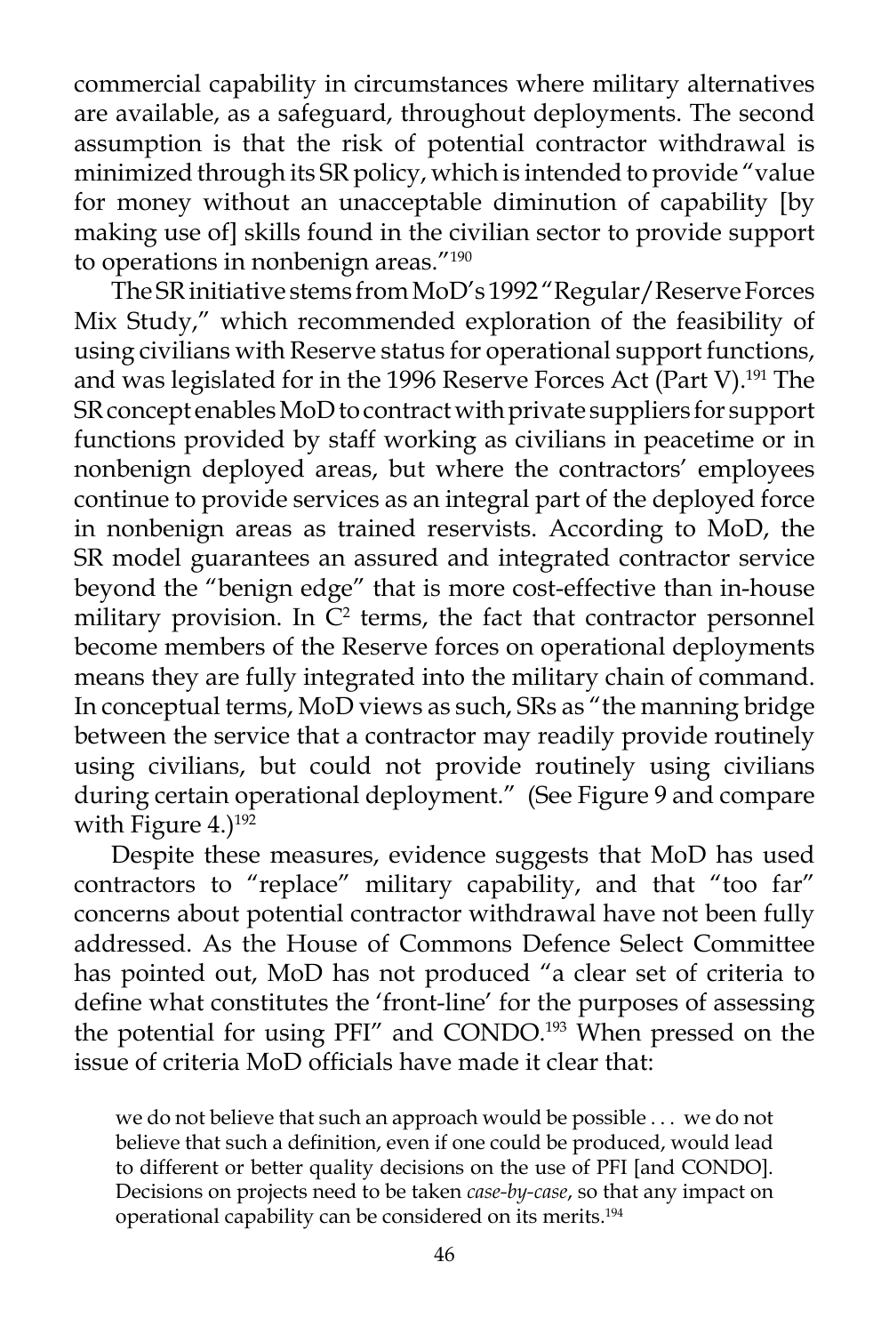commercial capability in circumstances where military alternatives are available, as a safeguard, throughout deployments. The second assumption is that the risk of potential contractor withdrawal is minimized through its SR policy, which is intended to provide "value for money without an unacceptable diminution of capability [by making use of] skills found in the civilian sector to provide support to operations in nonbenign areas."[190]

The SR initiative stems from MoD's 1992 "Regular/Reserve Forces Mix Study," which recommended exploration of the feasibility of using civilians with Reserve status for operational support functions, and was legislated for in the 1996 Reserve Forces Act (Part V).[191] The SR concept enables MoD to contract with private suppliers for support functions provided by staff working as civilians in peacetime or in nonbenign deployed areas, but where the contractors' employees continue to provide services as an integral part of the deployed force in nonbenign areas as trained reservists. According to MoD, the SR model guarantees an assured and integrated contractor service beyond the "benign edge" that is more cost-effective than in-house military provision. In $C^2$ terms, the fact that contractor personnel become members of the Reserve forces on operational deployments means they are fully integrated into the military chain of command. In conceptual terms, MoD views as such, SRs as "the manning bridge between the service that a contractor may readily provide routinely using civilians, but could not provide routinely using civilians during certain operational deployment." (See Figure 9 and compare with Figure 4.)[192]

Despite these measures, evidence suggests that MoD has used contractors to "replace" military capability, and that "too far" concerns about potential contractor withdrawal have not been fully addressed. As the House of Commons Defence Select Committee has pointed out, MoD has not produced "a clear set of criteria to define what constitutes the 'front-line' for the purposes of assessing the potential for using PFI" and CONDO.[193] When pressed on the issue of criteria MoD officials have made it clear that:

> we do not believe that such an approach would be possible . . . we do not believe that such a definition, even if one could be produced, would lead to different or better quality decisions on the use of PFI [and CONDO]. Decisions on projects need to be taken *case-by-case*, so that any impact on operational capability can be considered on its merits.[194]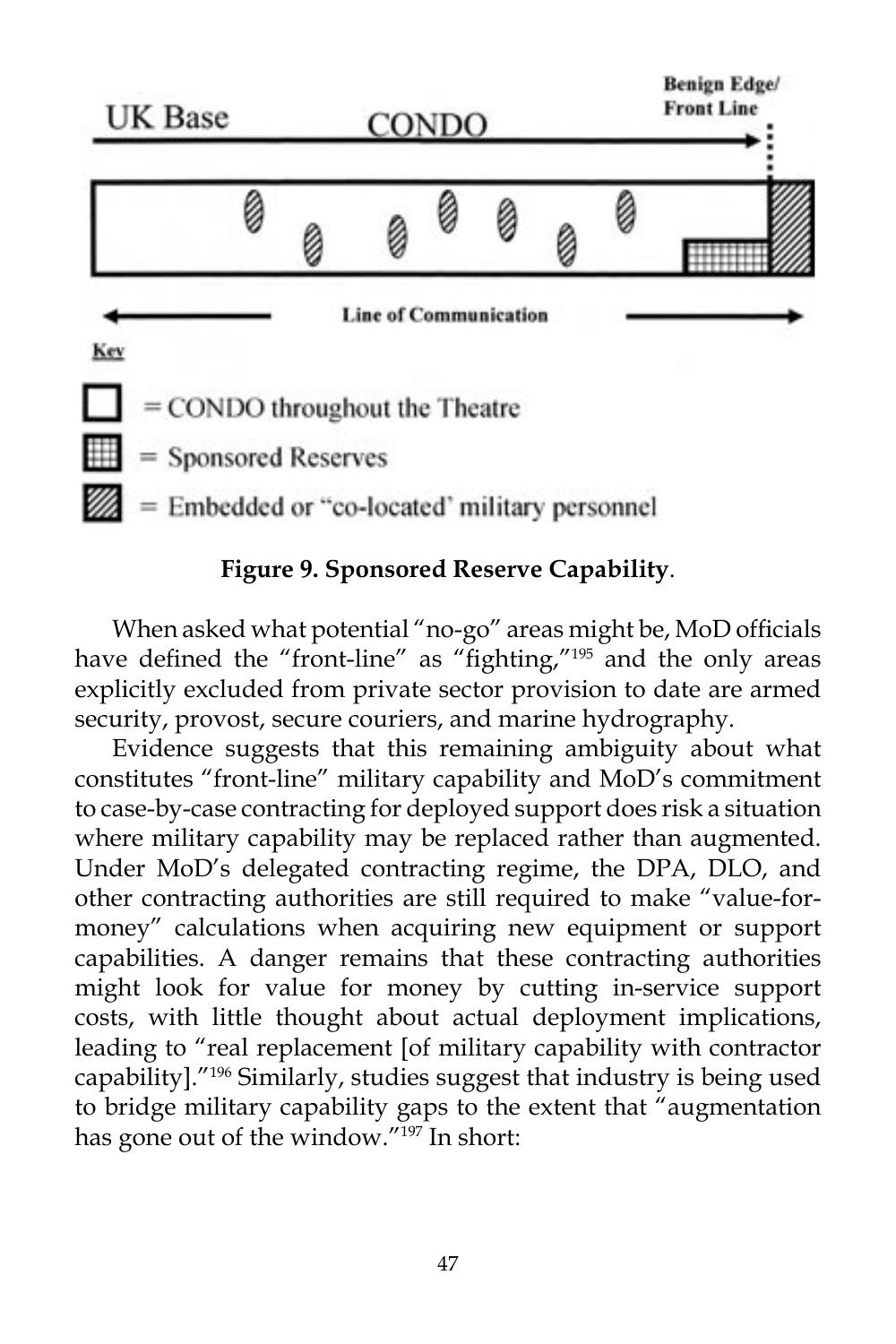UK Base CONDO Benign Edge/ Front Line

Line of Communication

Key

= CONDO throughout the Theatre

= Sponsored Reserves

= Embedded or "co-located' military personnel

**Figure 9. Sponsored Reserve Capability**.

When asked what potential "no-go" areas might be, MoD officials have defined the "front-line" as "fighting,"[195] and the only areas explicitly excluded from private sector provision to date are armed security, provost, secure couriers, and marine hydrography.

Evidence suggests that this remaining ambiguity about what constitutes "front-line" military capability and MoD's commitment to case-by-case contracting for deployed support does risk a situation where military capability may be replaced rather than augmented. Under MoD's delegated contracting regime, the DPA, DLO, and other contracting authorities are still required to make "value-for-money" calculations when acquiring new equipment or support capabilities. A danger remains that these contracting authorities might look for value for money by cutting in-service support costs, with little thought about actual deployment implications, leading to "real replacement [of military capability with contractor capability]."[196] Similarly, studies suggest that industry is being used to bridge military capability gaps to the extent that "augmentation has gone out of the window."[197] In short: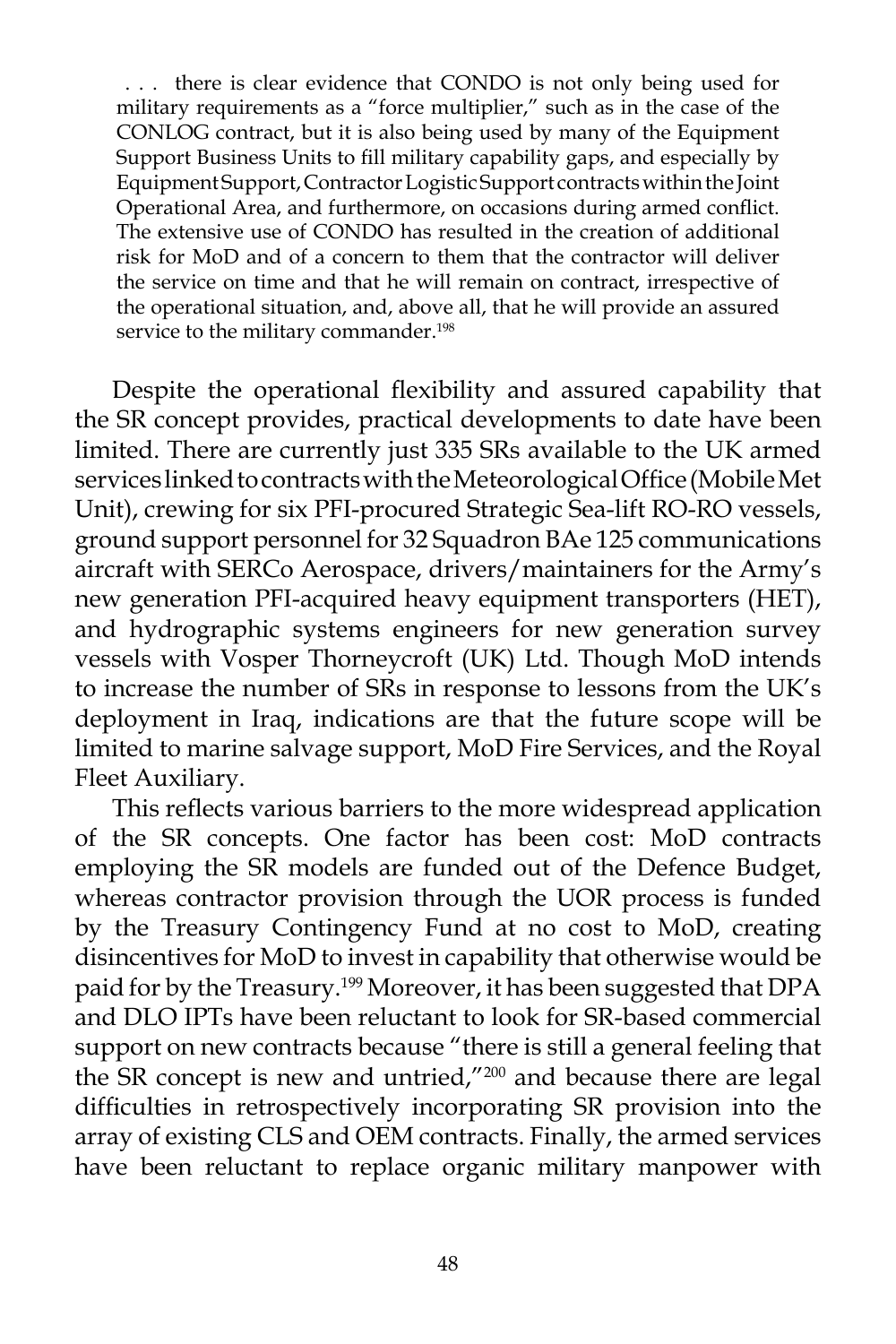> . . . there is clear evidence that CONDO is not only being used for military requirements as a "force multiplier," such as in the case of the CONLOG contract, but it is also being used by many of the Equipment Support Business Units to fill military capability gaps, and especially by Equipment Support, Contractor Logistic Support contracts within the Joint Operational Area, and furthermore, on occasions during armed conflict. The extensive use of CONDO has resulted in the creation of additional risk for MoD and of a concern to them that the contractor will deliver the service on time and that he will remain on contract, irrespective of the operational situation, and, above all, that he will provide an assured service to the military commander.[198]

Despite the operational flexibility and assured capability that the SR concept provides, practical developments to date have been limited. There are currently just 335 SRs available to the UK armed services linked to contracts with the Meteorological Office (Mobile Met Unit), crewing for six PFI-procured Strategic Sea-lift RO-RO vessels, ground support personnel for 32 Squadron BAe 125 communications aircraft with SERCo Aerospace, drivers/maintainers for the Army's new generation PFI-acquired heavy equipment transporters (HET), and hydrographic systems engineers for new generation survey vessels with Vosper Thorneycroft (UK) Ltd. Though MoD intends to increase the number of SRs in response to lessons from the UK's deployment in Iraq, indications are that the future scope will be limited to marine salvage support, MoD Fire Services, and the Royal Fleet Auxiliary.

This reflects various barriers to the more widespread application of the SR concepts. One factor has been cost: MoD contracts employing the SR models are funded out of the Defence Budget, whereas contractor provision through the UOR process is funded by the Treasury Contingency Fund at no cost to MoD, creating disincentives for MoD to invest in capability that otherwise would be paid for by the Treasury.[199] Moreover, it has been suggested that DPA and DLO IPTs have been reluctant to look for SR-based commercial support on new contracts because "there is still a general feeling that the SR concept is new and untried,"[200] and because there are legal difficulties in retrospectively incorporating SR provision into the array of existing CLS and OEM contracts. Finally, the armed services have been reluctant to replace organic military manpower with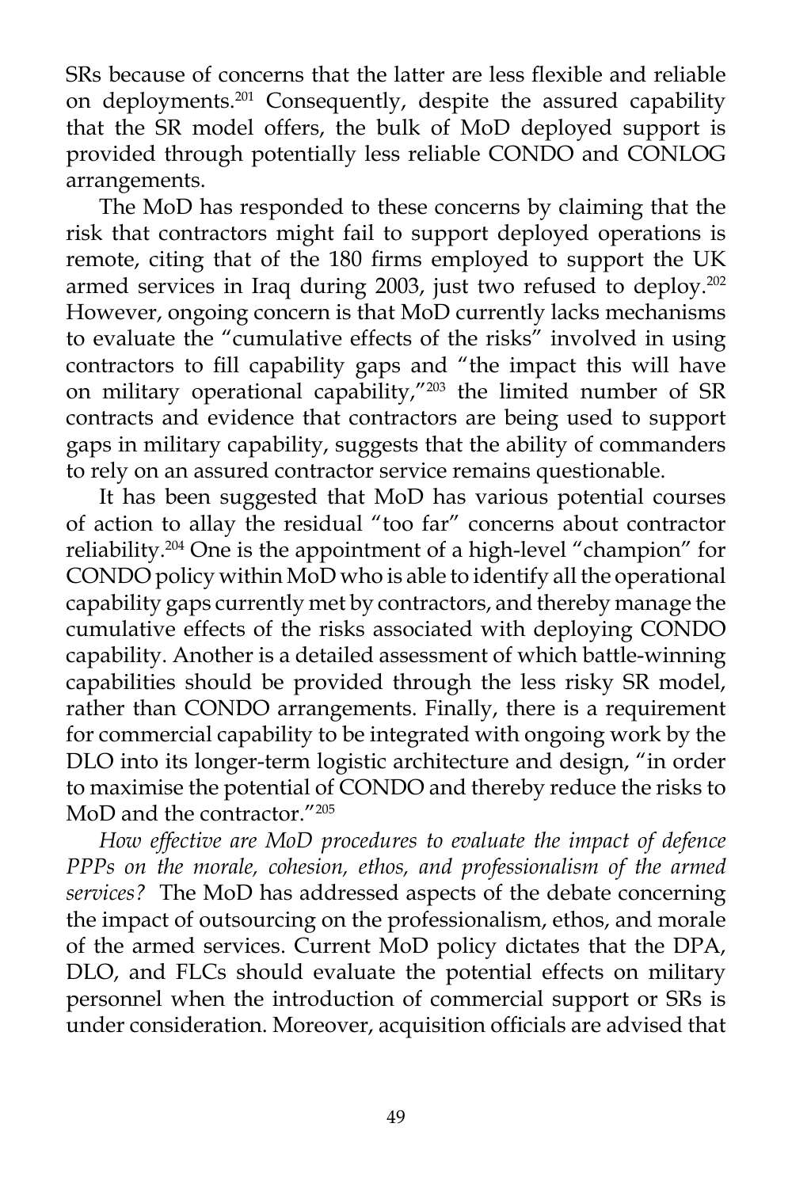SRs because of concerns that the latter are less flexible and reliable on deployments.[201] Consequently, despite the assured capability that the SR model offers, the bulk of MoD deployed support is provided through potentially less reliable CONDO and CONLOG arrangements.

The MoD has responded to these concerns by claiming that the risk that contractors might fail to support deployed operations is remote, citing that of the 180 firms employed to support the UK armed services in Iraq during 2003, just two refused to deploy.[202] However, ongoing concern is that MoD currently lacks mechanisms to evaluate the "cumulative effects of the risks" involved in using contractors to fill capability gaps and "the impact this will have on military operational capability,"[203] the limited number of SR contracts and evidence that contractors are being used to support gaps in military capability, suggests that the ability of commanders to rely on an assured contractor service remains questionable.

It has been suggested that MoD has various potential courses of action to allay the residual "too far" concerns about contractor reliability.[204] One is the appointment of a high-level "champion" for CONDO policy within MoD who is able to identify all the operational capability gaps currently met by contractors, and thereby manage the cumulative effects of the risks associated with deploying CONDO capability. Another is a detailed assessment of which battle-winning capabilities should be provided through the less risky SR model, rather than CONDO arrangements. Finally, there is a requirement for commercial capability to be integrated with ongoing work by the DLO into its longer-term logistic architecture and design, "in order to maximise the potential of CONDO and thereby reduce the risks to MoD and the contractor."[205]

*How effective are MoD procedures to evaluate the impact of defence PPPs on the morale, cohesion, ethos, and professionalism of the armed services?* The MoD has addressed aspects of the debate concerning the impact of outsourcing on the professionalism, ethos, and morale of the armed services. Current MoD policy dictates that the DPA, DLO, and FLCs should evaluate the potential effects on military personnel when the introduction of commercial support or SRs is under consideration. Moreover, acquisition officials are advised that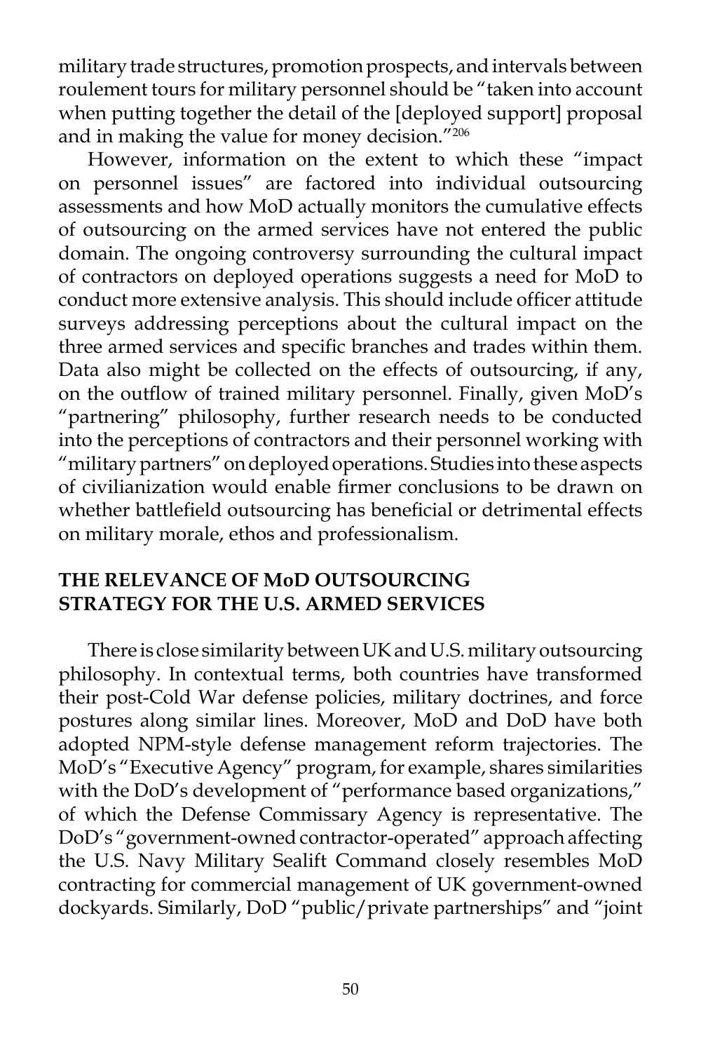military trade structures, promotion prospects, and intervals between roulement tours for military personnel should be "taken into account when putting together the detail of the [deployed support] proposal and in making the value for money decision."[206]

However, information on the extent to which these "impact on personnel issues" are factored into individual outsourcing assessments and how MoD actually monitors the cumulative effects of outsourcing on the armed services have not entered the public domain. The ongoing controversy surrounding the cultural impact of contractors on deployed operations suggests a need for MoD to conduct more extensive analysis. This should include officer attitude surveys addressing perceptions about the cultural impact on the three armed services and specific branches and trades within them. Data also might be collected on the effects of outsourcing, if any, on the outflow of trained military personnel. Finally, given MoD's "partnering" philosophy, further research needs to be conducted into the perceptions of contractors and their personnel working with "military partners" on deployed operations. Studies into these aspects of civilianization would enable firmer conclusions to be drawn on whether battlefield outsourcing has beneficial or detrimental effects on military morale, ethos and professionalism.

## THE RELEVANCE OF MoD OUTSOURCING STRATEGY FOR THE U.S. ARMED SERVICES

There is close similarity between UK and U.S. military outsourcing philosophy. In contextual terms, both countries have transformed their post-Cold War defense policies, military doctrines, and force postures along similar lines. Moreover, MoD and DoD have both adopted NPM-style defense management reform trajectories. The MoD's "Executive Agency" program, for example, shares similarities with the DoD's development of "performance based organizations," of which the Defense Commissary Agency is representative. The DoD's "government-owned contractor-operated" approach affecting the U.S. Navy Military Sealift Command closely resembles MoD contracting for commercial management of UK government-owned dockyards. Similarly, DoD "public/private partnerships" and "joint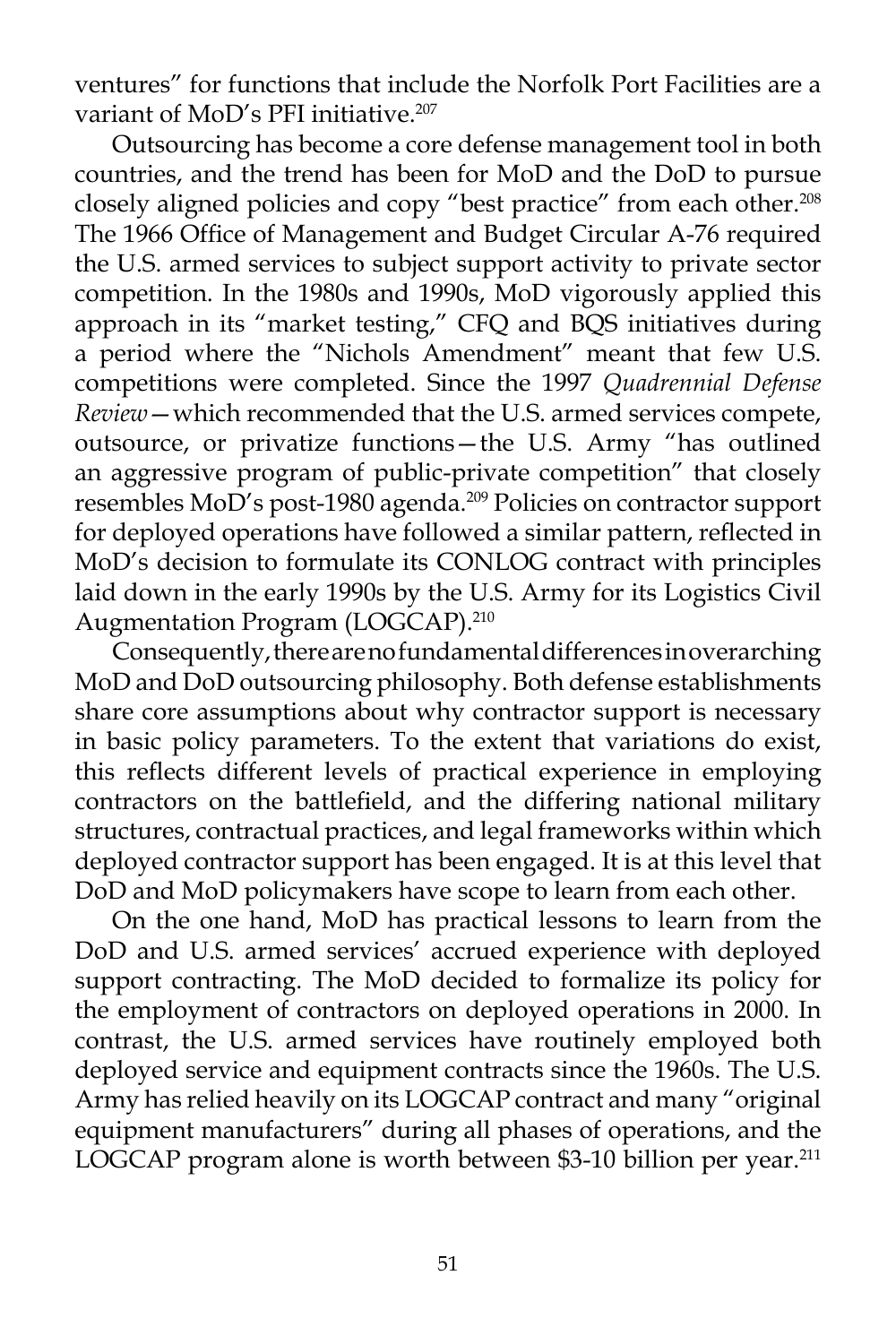ventures" for functions that include the Norfolk Port Facilities are a variant of MoD's PFI initiative.[207]

Outsourcing has become a core defense management tool in both countries, and the trend has been for MoD and the DoD to pursue closely aligned policies and copy "best practice" from each other.[208] The 1966 Office of Management and Budget Circular A-76 required the U.S. armed services to subject support activity to private sector competition. In the 1980s and 1990s, MoD vigorously applied this approach in its "market testing," CFQ and BQS initiatives during a period where the "Nichols Amendment" meant that few U.S. competitions were completed. Since the 1997 *Quadrennial Defense Review*—which recommended that the U.S. armed services compete, outsource, or privatize functions—the U.S. Army "has outlined an aggressive program of public-private competition" that closely resembles MoD's post-1980 agenda.[209] Policies on contractor support for deployed operations have followed a similar pattern, reflected in MoD's decision to formulate its CONLOG contract with principles laid down in the early 1990s by the U.S. Army for its Logistics Civil Augmentation Program (LOGCAP).[210]

Consequently, there are no fundamental differences in overarching MoD and DoD outsourcing philosophy. Both defense establishments share core assumptions about why contractor support is necessary in basic policy parameters. To the extent that variations do exist, this reflects different levels of practical experience in employing contractors on the battlefield, and the differing national military structures, contractual practices, and legal frameworks within which deployed contractor support has been engaged. It is at this level that DoD and MoD policymakers have scope to learn from each other.

On the one hand, MoD has practical lessons to learn from the DoD and U.S. armed services' accrued experience with deployed support contracting. The MoD decided to formalize its policy for the employment of contractors on deployed operations in 2000. In contrast, the U.S. armed services have routinely employed both deployed service and equipment contracts since the 1960s. The U.S. Army has relied heavily on its LOGCAP contract and many "original equipment manufacturers" during all phases of operations, and the LOGCAP program alone is worth between $3-10 billion per year.[211]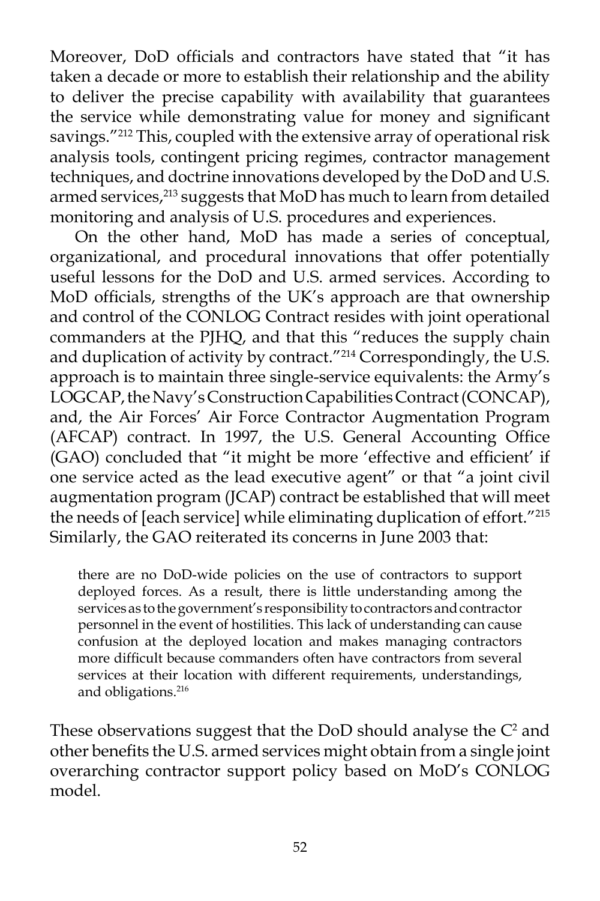Moreover, DoD officials and contractors have stated that "it has taken a decade or more to establish their relationship and the ability to deliver the precise capability with availability that guarantees the service while demonstrating value for money and significant savings."[212] This, coupled with the extensive array of operational risk analysis tools, contingent pricing regimes, contractor management techniques, and doctrine innovations developed by the DoD and U.S. armed services,[213] suggests that MoD has much to learn from detailed monitoring and analysis of U.S. procedures and experiences.

On the other hand, MoD has made a series of conceptual, organizational, and procedural innovations that offer potentially useful lessons for the DoD and U.S. armed services. According to MoD officials, strengths of the UK's approach are that ownership and control of the CONLOG Contract resides with joint operational commanders at the PJHQ, and that this "reduces the supply chain and duplication of activity by contract."[214] Correspondingly, the U.S. approach is to maintain three single-service equivalents: the Army's LOGCAP, the Navy's Construction Capabilities Contract (CONCAP), and, the Air Forces' Air Force Contractor Augmentation Program (AFCAP) contract. In 1997, the U.S. General Accounting Office (GAO) concluded that "it might be more 'effective and efficient' if one service acted as the lead executive agent" or that "a joint civil augmentation program (JCAP) contract be established that will meet the needs of [each service] while eliminating duplication of effort."[215] Similarly, the GAO reiterated its concerns in June 2003 that:

> there are no DoD-wide policies on the use of contractors to support deployed forces. As a result, there is little understanding among the services as to the government's responsibility to contractors and contractor personnel in the event of hostilities. This lack of understanding can cause confusion at the deployed location and makes managing contractors more difficult because commanders often have contractors from several services at their location with different requirements, understandings, and obligations.[216]

These observations suggest that the DoD should analyse the $C^2$ and other benefits the U.S. armed services might obtain from a single joint overarching contractor support policy based on MoD's CONLOG model.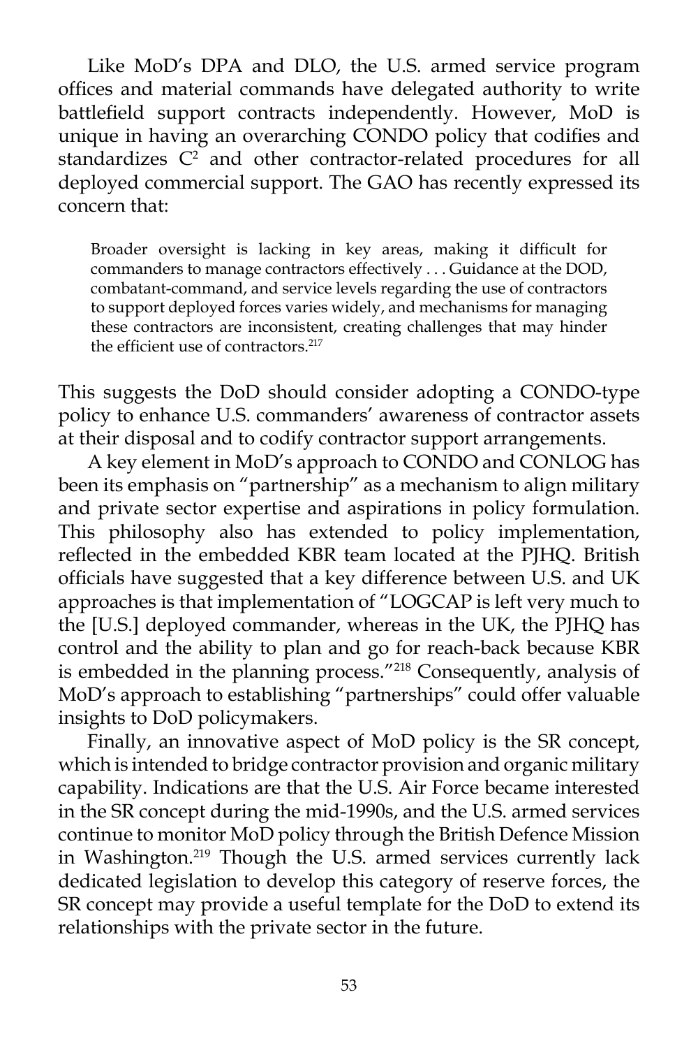Like MoD's DPA and DLO, the U.S. armed service program offices and material commands have delegated authority to write battlefield support contracts independently. However, MoD is unique in having an overarching CONDO policy that codifies and standardizes $C^2$ and other contractor-related procedures for all deployed commercial support. The GAO has recently expressed its concern that:

> Broader oversight is lacking in key areas, making it difficult for commanders to manage contractors effectively . . . Guidance at the DOD, combatant-command, and service levels regarding the use of contractors to support deployed forces varies widely, and mechanisms for managing these contractors are inconsistent, creating challenges that may hinder the efficient use of contractors.[217]

This suggests the DoD should consider adopting a CONDO-type policy to enhance U.S. commanders' awareness of contractor assets at their disposal and to codify contractor support arrangements.

A key element in MoD's approach to CONDO and CONLOG has been its emphasis on "partnership" as a mechanism to align military and private sector expertise and aspirations in policy formulation. This philosophy also has extended to policy implementation, reflected in the embedded KBR team located at the PJHQ. British officials have suggested that a key difference between U.S. and UK approaches is that implementation of "LOGCAP is left very much to the [U.S.] deployed commander, whereas in the UK, the PJHQ has control and the ability to plan and go for reach-back because KBR is embedded in the planning process."[218] Consequently, analysis of MoD's approach to establishing "partnerships" could offer valuable insights to DoD policymakers.

Finally, an innovative aspect of MoD policy is the SR concept, which is intended to bridge contractor provision and organic military capability. Indications are that the U.S. Air Force became interested in the SR concept during the mid-1990s, and the U.S. armed services continue to monitor MoD policy through the British Defence Mission in Washington.[219] Though the U.S. armed services currently lack dedicated legislation to develop this category of reserve forces, the SR concept may provide a useful template for the DoD to extend its relationships with the private sector in the future.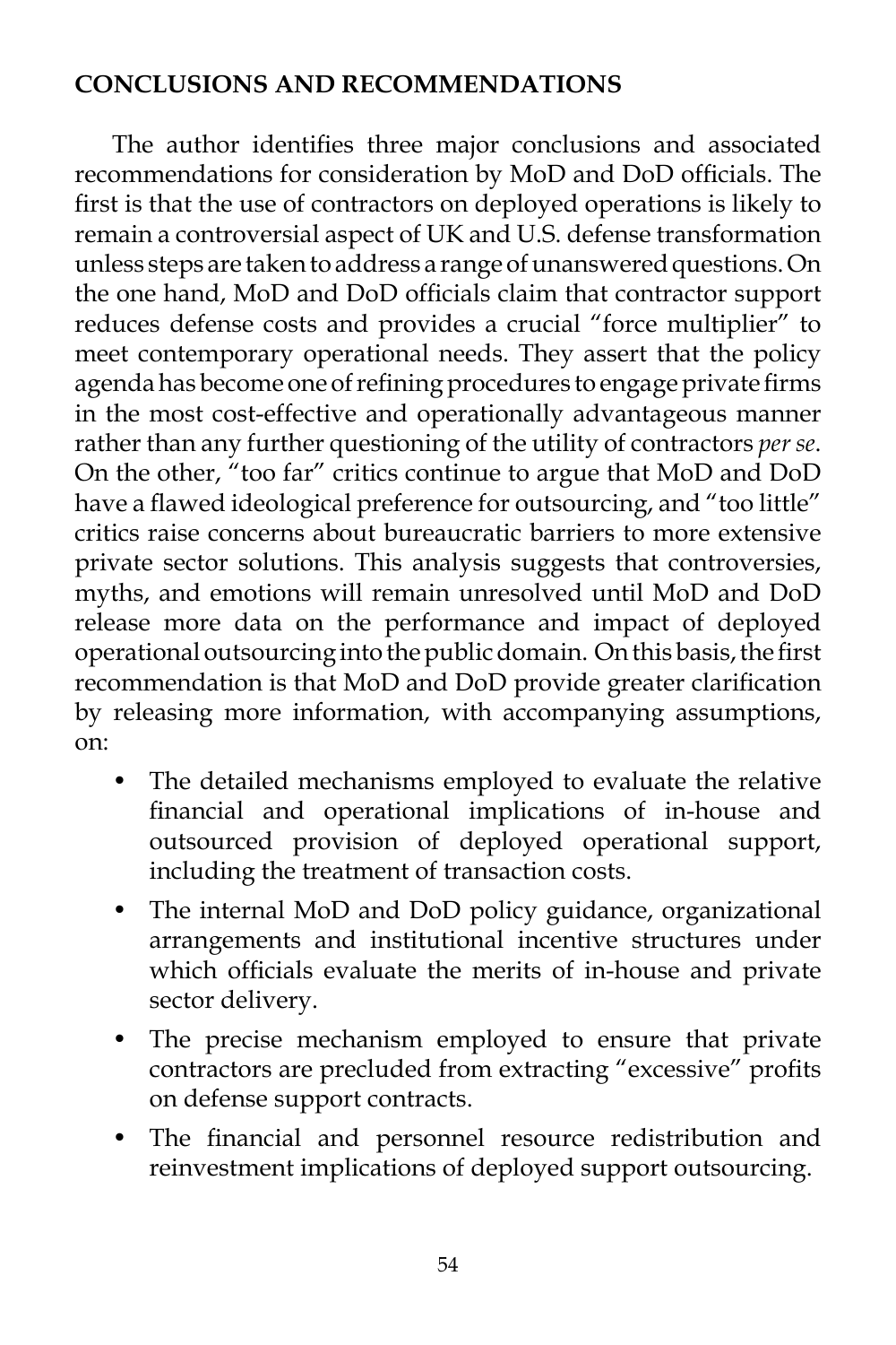## CONCLUSIONS AND RECOMMENDATIONS

The author identifies three major conclusions and associated recommendations for consideration by MoD and DoD officials. The first is that the use of contractors on deployed operations is likely to remain a controversial aspect of UK and U.S. defense transformation unless steps are taken to address a range of unanswered questions. On the one hand, MoD and DoD officials claim that contractor support reduces defense costs and provides a crucial "force multiplier" to meet contemporary operational needs. They assert that the policy agenda has become one of refining procedures to engage private firms in the most cost-effective and operationally advantageous manner rather than any further questioning of the utility of contractors *per se*. On the other, "too far" critics continue to argue that MoD and DoD have a flawed ideological preference for outsourcing, and "too little" critics raise concerns about bureaucratic barriers to more extensive private sector solutions. This analysis suggests that controversies, myths, and emotions will remain unresolved until MoD and DoD release more data on the performance and impact of deployed operational outsourcing into the public domain. On this basis, the first recommendation is that MoD and DoD provide greater clarification by releasing more information, with accompanying assumptions, on:

- The detailed mechanisms employed to evaluate the relative financial and operational implications of in-house and outsourced provision of deployed operational support, including the treatment of transaction costs.
- The internal MoD and DoD policy guidance, organizational arrangements and institutional incentive structures under which officials evaluate the merits of in-house and private sector delivery.
- The precise mechanism employed to ensure that private contractors are precluded from extracting "excessive" profits on defense support contracts.
- The financial and personnel resource redistribution and reinvestment implications of deployed support outsourcing.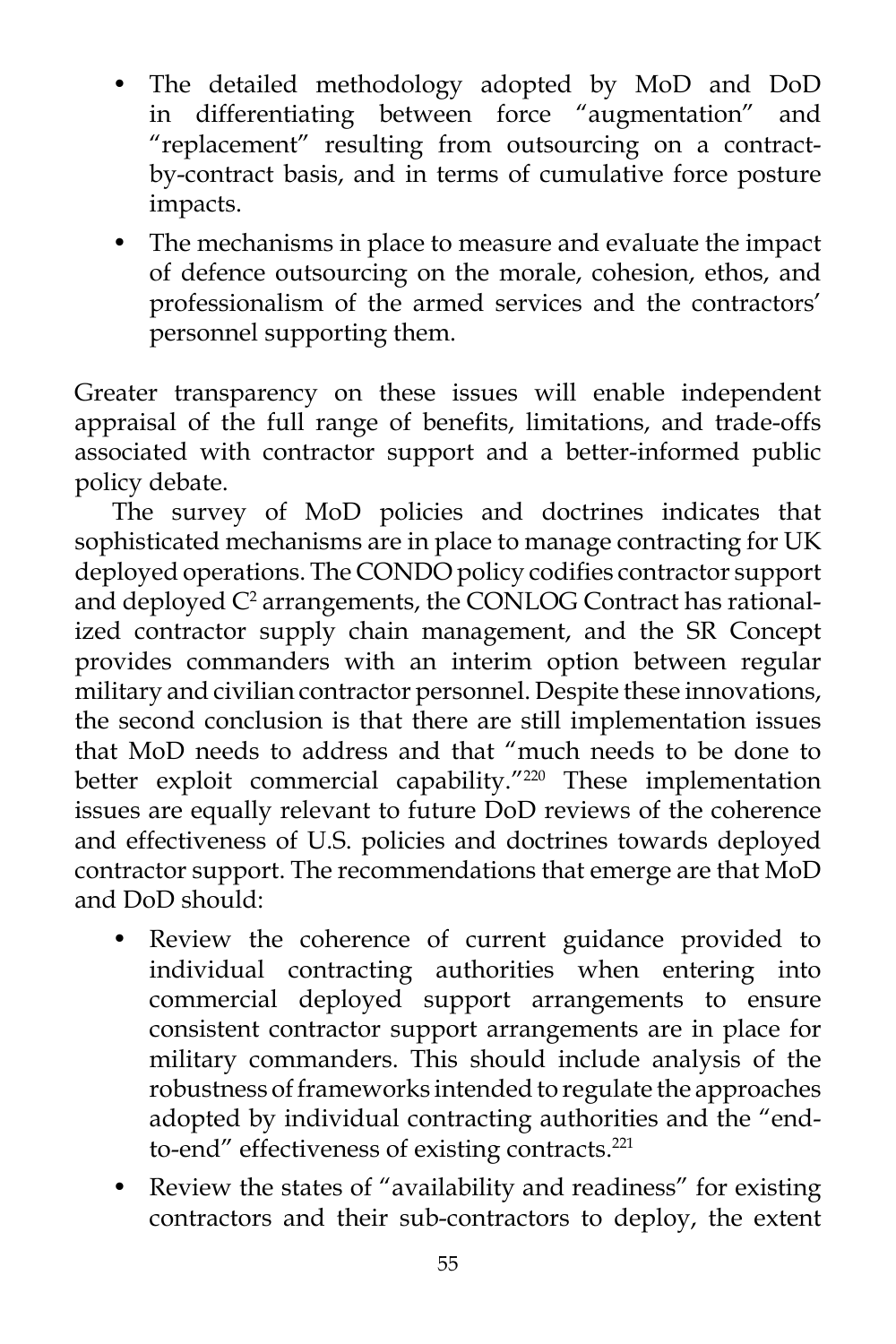- The detailed methodology adopted by MoD and DoD in differentiating between force "augmentation" and "replacement" resulting from outsourcing on a contract-by-contract basis, and in terms of cumulative force posture impacts.
- The mechanisms in place to measure and evaluate the impact of defence outsourcing on the morale, cohesion, ethos, and professionalism of the armed services and the contractors' personnel supporting them.

Greater transparency on these issues will enable independent appraisal of the full range of benefits, limitations, and trade-offs associated with contractor support and a better-informed public policy debate.

The survey of MoD policies and doctrines indicates that sophisticated mechanisms are in place to manage contracting for UK deployed operations. The CONDO policy codifies contractor support and deployed $C^2$ arrangements, the CONLOG Contract has rationalized contractor supply chain management, and the SR Concept provides commanders with an interim option between regular military and civilian contractor personnel. Despite these innovations, the second conclusion is that there are still implementation issues that MoD needs to address and that "much needs to be done to better exploit commercial capability."[220] These implementation issues are equally relevant to future DoD reviews of the coherence and effectiveness of U.S. policies and doctrines towards deployed contractor support. The recommendations that emerge are that MoD and DoD should:

- Review the coherence of current guidance provided to individual contracting authorities when entering into commercial deployed support arrangements to ensure consistent contractor support arrangements are in place for military commanders. This should include analysis of the robustness of frameworks intended to regulate the approaches adopted by individual contracting authorities and the "end-to-end" effectiveness of existing contracts.[221]
- Review the states of "availability and readiness" for existing contractors and their sub-contractors to deploy, the extent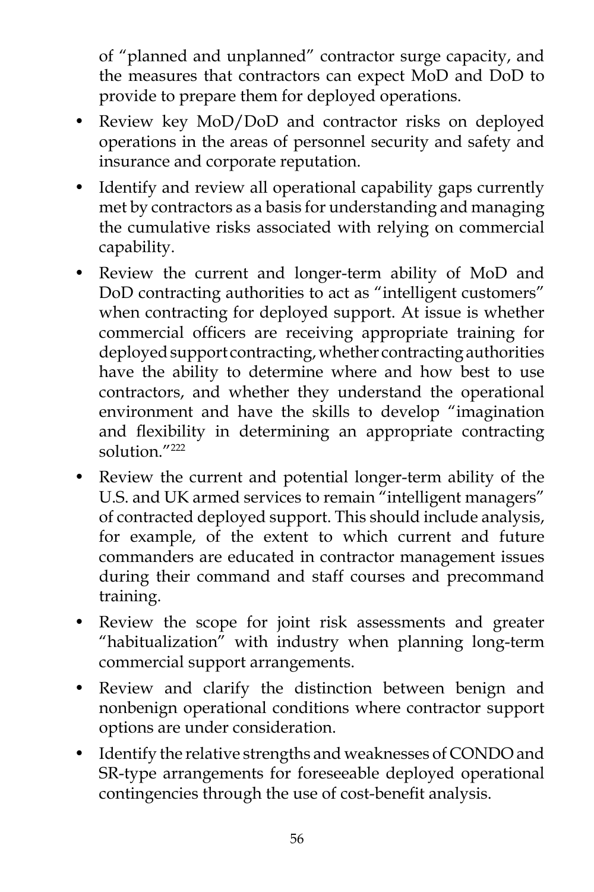of "planned and unplanned" contractor surge capacity, and the measures that contractors can expect MoD and DoD to provide to prepare them for deployed operations.

- Review key MoD/DoD and contractor risks on deployed operations in the areas of personnel security and safety and insurance and corporate reputation.
- Identify and review all operational capability gaps currently met by contractors as a basis for understanding and managing the cumulative risks associated with relying on commercial capability.
- Review the current and longer-term ability of MoD and DoD contracting authorities to act as "intelligent customers" when contracting for deployed support. At issue is whether commercial officers are receiving appropriate training for deployed support contracting, whether contracting authorities have the ability to determine where and how best to use contractors, and whether they understand the operational environment and have the skills to develop "imagination and flexibility in determining an appropriate contracting solution."[222]
- Review the current and potential longer-term ability of the U.S. and UK armed services to remain "intelligent managers" of contracted deployed support. This should include analysis, for example, of the extent to which current and future commanders are educated in contractor management issues during their command and staff courses and precommand training.
- Review the scope for joint risk assessments and greater "habitualization" with industry when planning long-term commercial support arrangements.
- Review and clarify the distinction between benign and nonbenign operational conditions where contractor support options are under consideration.
- Identify the relative strengths and weaknesses of CONDO and SR-type arrangements for foreseeable deployed operational contingencies through the use of cost-benefit analysis.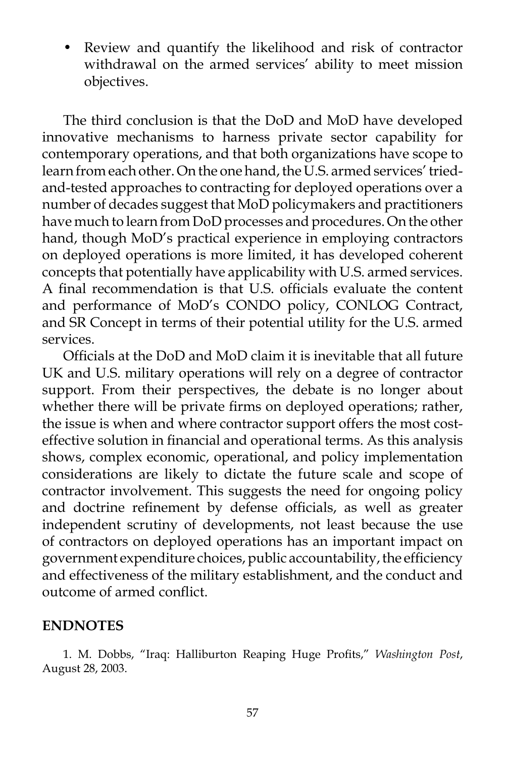- Review and quantify the likelihood and risk of contractor withdrawal on the armed services' ability to meet mission objectives.

The third conclusion is that the DoD and MoD have developed innovative mechanisms to harness private sector capability for contemporary operations, and that both organizations have scope to learn from each other. On the one hand, the U.S. armed services' tried-and-tested approaches to contracting for deployed operations over a number of decades suggest that MoD policymakers and practitioners have much to learn from DoD processes and procedures. On the other hand, though MoD's practical experience in employing contractors on deployed operations is more limited, it has developed coherent concepts that potentially have applicability with U.S. armed services. A final recommendation is that U.S. officials evaluate the content and performance of MoD's CONDO policy, CONLOG Contract, and SR Concept in terms of their potential utility for the U.S. armed services.

Officials at the DoD and MoD claim it is inevitable that all future UK and U.S. military operations will rely on a degree of contractor support. From their perspectives, the debate is no longer about whether there will be private firms on deployed operations; rather, the issue is when and where contractor support offers the most cost-effective solution in financial and operational terms. As this analysis shows, complex economic, operational, and policy implementation considerations are likely to dictate the future scale and scope of contractor involvement. This suggests the need for ongoing policy and doctrine refinement by defense officials, as well as greater independent scrutiny of developments, not least because the use of contractors on deployed operations has an important impact on government expenditure choices, public accountability, the efficiency and effectiveness of the military establishment, and the conduct and outcome of armed conflict.

## ENDNOTES

1. M. Dobbs, "Iraq: Halliburton Reaping Huge Profits," *Washington Post*, August 28, 2003.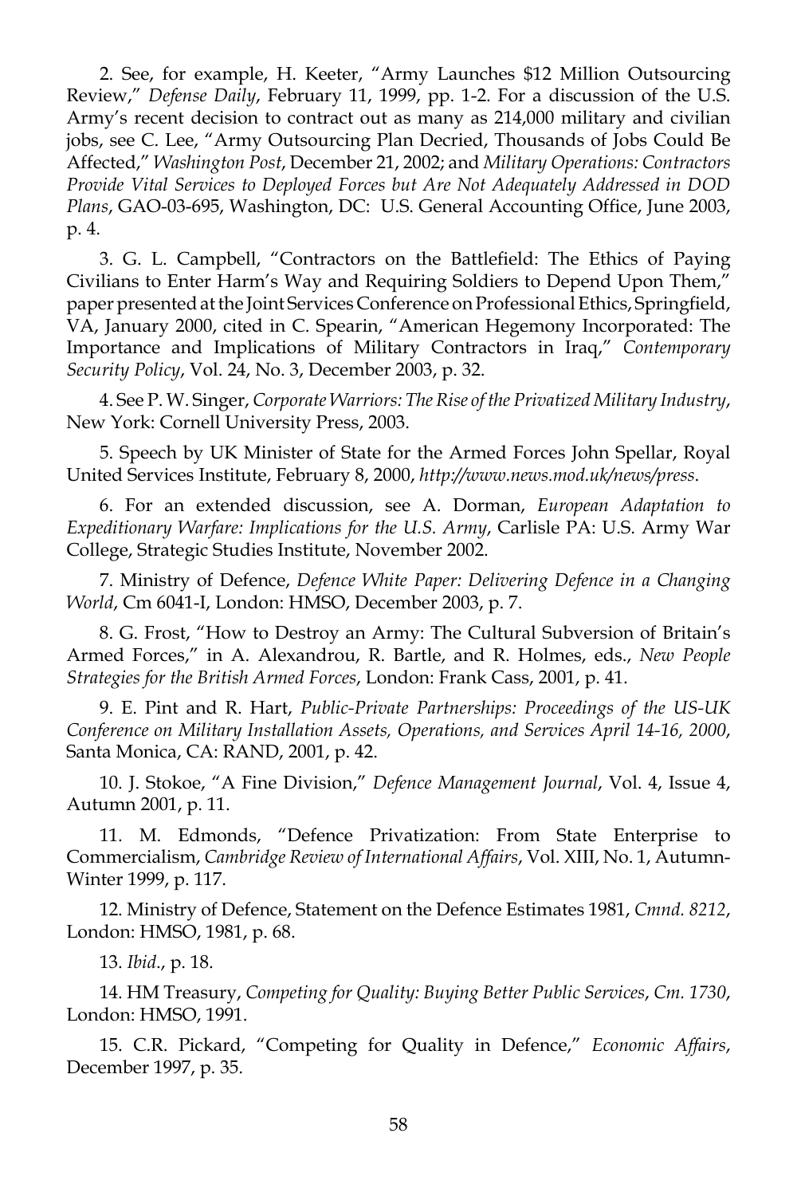2. See, for example, H. Keeter, "Army Launches $12 Million Outsourcing Review," *Defense Daily*, February 11, 1999, pp. 1-2. For a discussion of the U.S. Army's recent decision to contract out as many as 214,000 military and civilian jobs, see C. Lee, "Army Outsourcing Plan Decried, Thousands of Jobs Could Be Affected," *Washington Post*, December 21, 2002; and *Military Operations: Contractors Provide Vital Services to Deployed Forces but Are Not Adequately Addressed in DOD Plans*, GAO-03-695, Washington, DC: U.S. General Accounting Office, June 2003, p. 4.

3. G. L. Campbell, "Contractors on the Battlefield: The Ethics of Paying Civilians to Enter Harm's Way and Requiring Soldiers to Depend Upon Them," paper presented at the Joint Services Conference on Professional Ethics, Springfield, VA, January 2000, cited in C. Spearin, "American Hegemony Incorporated: The Importance and Implications of Military Contractors in Iraq," *Contemporary Security Policy*, Vol. 24, No. 3, December 2003, p. 32.

4. See P. W. Singer, *Corporate Warriors: The Rise of the Privatized Military Industry*, New York: Cornell University Press, 2003.

5. Speech by UK Minister of State for the Armed Forces John Spellar, Royal United Services Institute, February 8, 2000, *http://www.news.mod.uk/news/press*.

6. For an extended discussion, see A. Dorman, *European Adaptation to Expeditionary Warfare: Implications for the U.S. Army*, Carlisle PA: U.S. Army War College, Strategic Studies Institute, November 2002.

7. Ministry of Defence, *Defence White Paper: Delivering Defence in a Changing World*, Cm 6041-I, London: HMSO, December 2003, p. 7.

8. G. Frost, "How to Destroy an Army: The Cultural Subversion of Britain's Armed Forces," in A. Alexandrou, R. Bartle, and R. Holmes, eds., *New People Strategies for the British Armed Forces*, London: Frank Cass, 2001, p. 41.

9. E. Pint and R. Hart, *Public-Private Partnerships: Proceedings of the US-UK Conference on Military Installation Assets, Operations, and Services April 14-16, 2000*, Santa Monica, CA: RAND, 2001, p. 42.

10. J. Stokoe, "A Fine Division," *Defence Management Journal*, Vol. 4, Issue 4, Autumn 2001, p. 11.

11. M. Edmonds, "Defence Privatization: From State Enterprise to Commercialism, *Cambridge Review of International Affairs*, Vol. XIII, No. 1, Autumn-Winter 1999, p. 117.

12. Ministry of Defence, Statement on the Defence Estimates 1981, *Cmnd. 8212*, London: HMSO, 1981, p. 68.

13. *Ibid*., p. 18.

14. HM Treasury, *Competing for Quality: Buying Better Public Services*, *Cm. 1730*, London: HMSO, 1991.

15. C.R. Pickard, "Competing for Quality in Defence," *Economic Affairs*, December 1997, p. 35.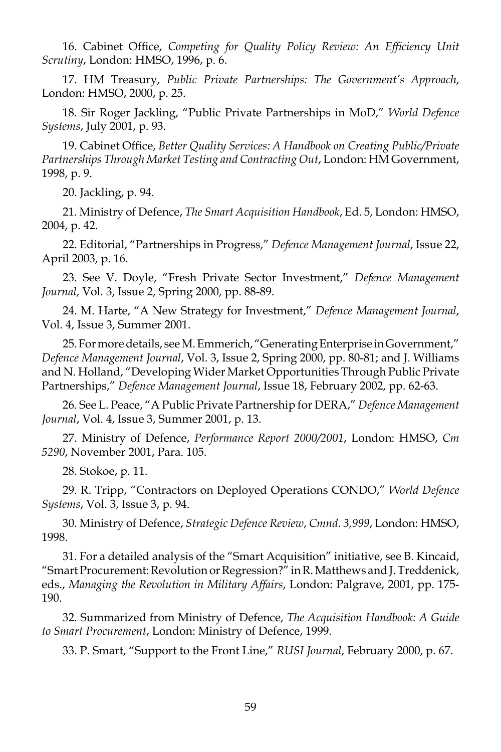16. Cabinet Office, *Competing for Quality Policy Review: An Efficiency Unit Scrutiny*, London: HMSO, 1996, p. 6.

17. HM Treasury, *Public Private Partnerships: The Government's Approach*, London: HMSO, 2000, p. 25.

18. Sir Roger Jackling, "Public Private Partnerships in MoD," *World Defence Systems*, July 2001, p. 93.

19. Cabinet Office, *Better Quality Services: A Handbook on Creating Public/Private Partnerships Through Market Testing and Contracting Out*, London: HM Government, 1998, p. 9.

20. Jackling, p. 94.

21. Ministry of Defence, *The Smart Acquisition Handbook*, Ed. 5, London: HMSO, 2004, p. 42.

22. Editorial, "Partnerships in Progress," *Defence Management Journal*, Issue 22, April 2003, p. 16.

23. See V. Doyle, "Fresh Private Sector Investment," *Defence Management Journal*, Vol. 3, Issue 2, Spring 2000, pp. 88-89.

24. M. Harte, "A New Strategy for Investment," *Defence Management Journal*, Vol. 4, Issue 3, Summer 2001.

25. For more details, see M. Emmerich, "Generating Enterprise in Government," *Defence Management Journal*, Vol. 3, Issue 2, Spring 2000, pp. 80-81; and J. Williams and N. Holland, "Developing Wider Market Opportunities Through Public Private Partnerships," *Defence Management Journal*, Issue 18, February 2002, pp. 62-63.

26. See L. Peace, "A Public Private Partnership for DERA," *Defence Management Journal*, Vol. 4, Issue 3, Summer 2001, p. 13.

27. Ministry of Defence, *Performance Report 2000/2001*, London: HMSO, *Cm 5290*, November 2001, Para. 105.

28. Stokoe, p. 11.

29. R. Tripp, "Contractors on Deployed Operations CONDO," *World Defence Systems*, Vol. 3, Issue 3, p. 94.

30. Ministry of Defence, *Strategic Defence Review*, *Cmnd. 3,999*, London: HMSO, 1998.

31. For a detailed analysis of the "Smart Acquisition" initiative, see B. Kincaid, "Smart Procurement: Revolution or Regression?" in R. Matthews and J. Treddenick, eds., *Managing the Revolution in Military Affairs*, London: Palgrave, 2001, pp. 175-190.

32. Summarized from Ministry of Defence, *The Acquisition Handbook: A Guide to Smart Procurement*, London: Ministry of Defence, 1999.

33. P. Smart, "Support to the Front Line," *RUSI Journal*, February 2000, p. 67.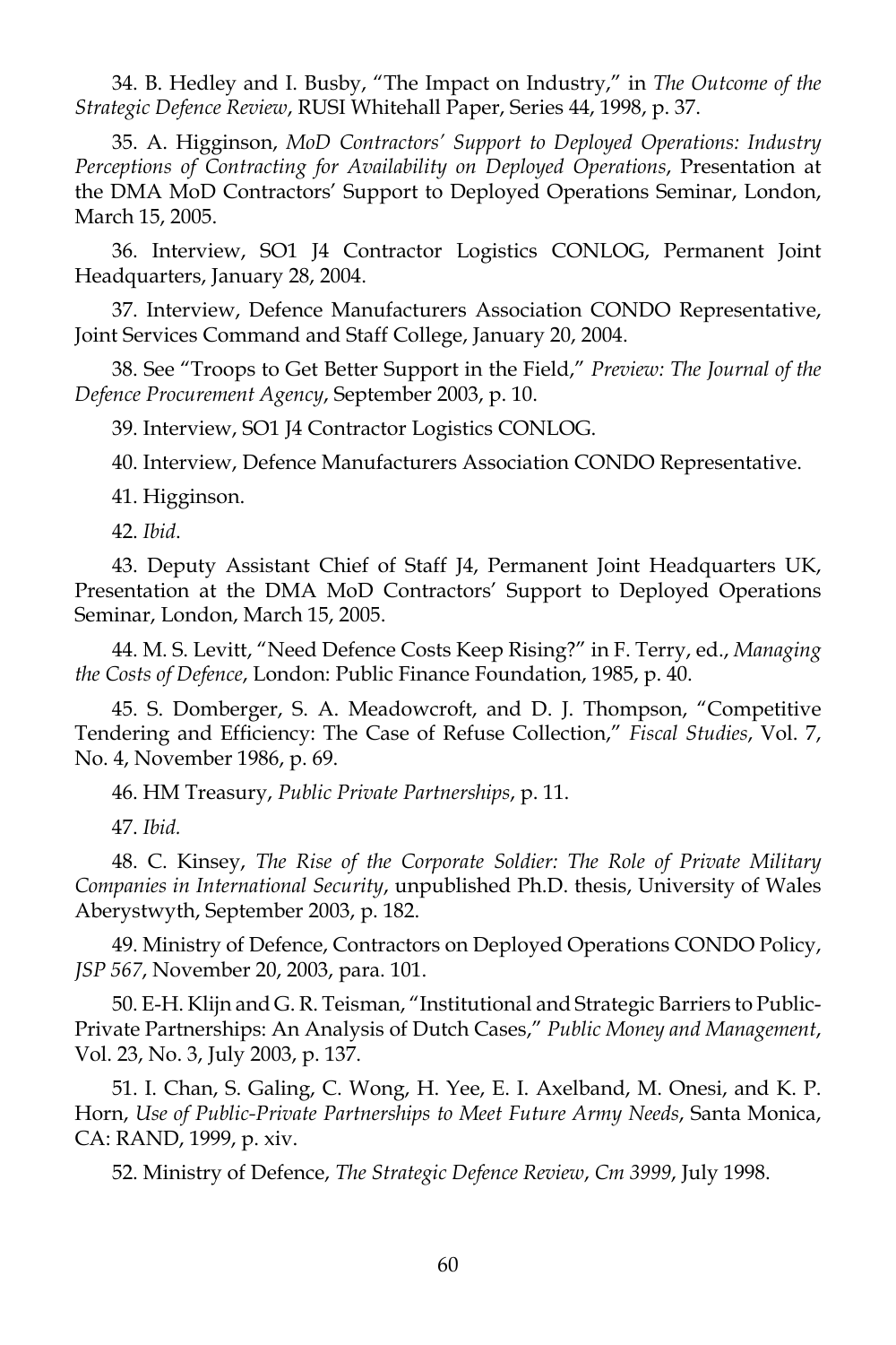34. B. Hedley and I. Busby, “The Impact on Industry,” in *The Outcome of the Strategic Defence Review*, RUSI Whitehall Paper, Series 44, 1998, p. 37.

35. A. Higginson, *MoD Contractors’ Support to Deployed Operations: Industry Perceptions of Contracting for Availability on Deployed Operations*, Presentation at the DMA MoD Contractors’ Support to Deployed Operations Seminar, London, March 15, 2005.

36. Interview, SO1 J4 Contractor Logistics CONLOG, Permanent Joint Headquarters, January 28, 2004.

37. Interview, Defence Manufacturers Association CONDO Representative, Joint Services Command and Staff College, January 20, 2004.

38. See “Troops to Get Better Support in the Field,” *Preview: The Journal of the Defence Procurement Agency*, September 2003, p. 10.

39. Interview, SO1 J4 Contractor Logistics CONLOG.

40. Interview, Defence Manufacturers Association CONDO Representative.

41. Higginson.

42. *Ibid*.

43. Deputy Assistant Chief of Staff J4, Permanent Joint Headquarters UK, Presentation at the DMA MoD Contractors’ Support to Deployed Operations Seminar, London, March 15, 2005.

44. M. S. Levitt, “Need Defence Costs Keep Rising?” in F. Terry, ed., *Managing the Costs of Defence*, London: Public Finance Foundation, 1985, p. 40.

45. S. Domberger, S. A. Meadowcroft, and D. J. Thompson, “Competitive Tendering and Efficiency: The Case of Refuse Collection,” *Fiscal Studies*, Vol. 7, No. 4, November 1986, p. 69.

46. HM Treasury, *Public Private Partnerships*, p. 11.

47. *Ibid.*

48. C. Kinsey, *The Rise of the Corporate Soldier: The Role of Private Military Companies in International Security*, unpublished Ph.D. thesis, University of Wales Aberystwyth, September 2003, p. 182.

49. Ministry of Defence, Contractors on Deployed Operations CONDO Policy, *JSP 567*, November 20, 2003, para. 101.

50. E-H. Klijn and G. R. Teisman, “Institutional and Strategic Barriers to Public-Private Partnerships: An Analysis of Dutch Cases,” *Public Money and Management*, Vol. 23, No. 3, July 2003, p. 137.

51. I. Chan, S. Galing, C. Wong, H. Yee, E. I. Axelband, M. Onesi, and K. P. Horn, *Use of Public-Private Partnerships to Meet Future Army Needs*, Santa Monica, CA: RAND, 1999, p. xiv.

52. Ministry of Defence, *The Strategic Defence Review*, *Cm 3999*, July 1998.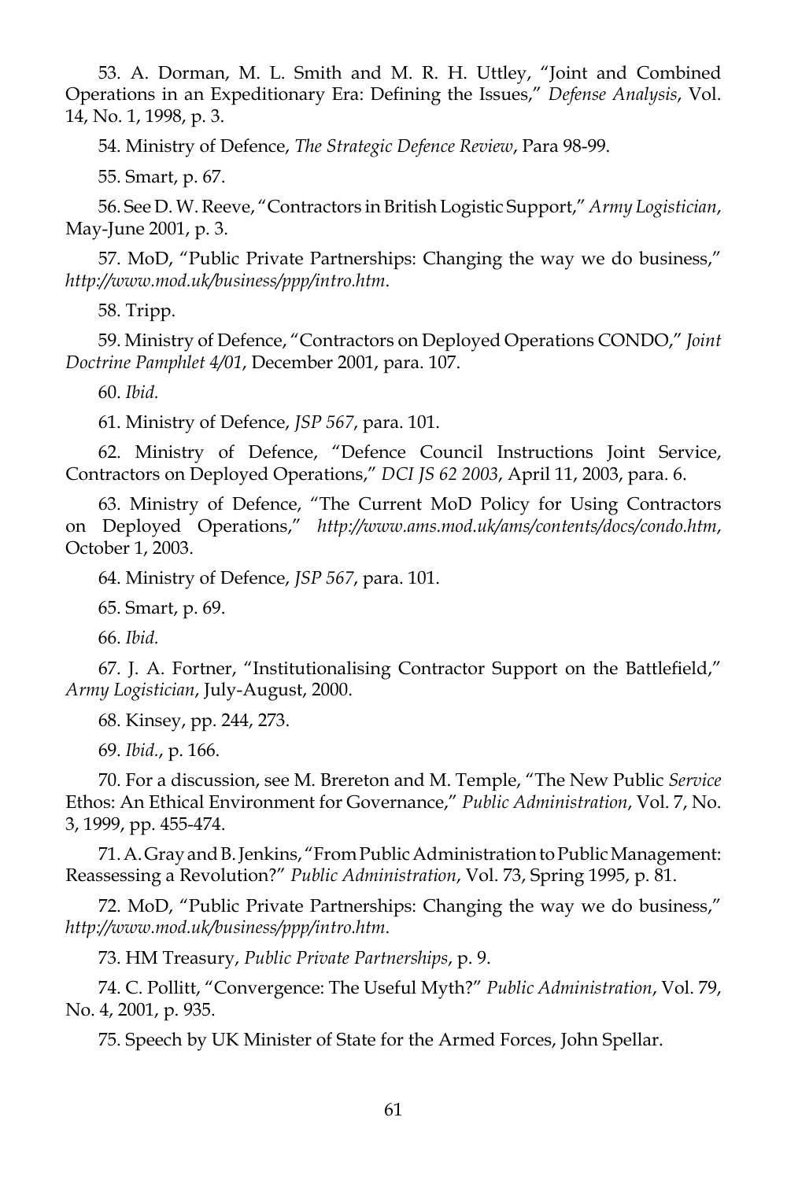53. A. Dorman, M. L. Smith and M. R. H. Uttley, "Joint and Combined Operations in an Expeditionary Era: Defining the Issues," *Defense Analysis*, Vol. 14, No. 1, 1998, p. 3.

54. Ministry of Defence, *The Strategic Defence Review*, Para 98-99.

55. Smart, p. 67.

56. See D. W. Reeve, "Contractors in British Logistic Support," *Army Logistician*, May-June 2001, p. 3.

57. MoD, "Public Private Partnerships: Changing the way we do business," *http://www.mod.uk/business/ppp/intro.htm*.

58. Tripp.

59. Ministry of Defence, "Contractors on Deployed Operations CONDO," *Joint Doctrine Pamphlet 4/01*, December 2001, para. 107.

60. *Ibid.*

61. Ministry of Defence, *JSP 567*, para. 101.

62. Ministry of Defence, "Defence Council Instructions Joint Service, Contractors on Deployed Operations," *DCI JS 62 2003*, April 11, 2003, para. 6.

63. Ministry of Defence, "The Current MoD Policy for Using Contractors on Deployed Operations," *http://www.ams.mod.uk/ams/contents/docs/condo.htm*, October 1, 2003.

64. Ministry of Defence, *JSP 567*, para. 101.

65. Smart, p. 69.

66. *Ibid.*

67. J. A. Fortner, "Institutionalising Contractor Support on the Battlefield," *Army Logistician*, July-August, 2000.

68. Kinsey, pp. 244, 273.

69. *Ibid.*, p. 166.

70. For a discussion, see M. Brereton and M. Temple, "The New Public *Service* Ethos: An Ethical Environment for Governance," *Public Administration*, Vol. 7, No. 3, 1999, pp. 455-474.

71. A. Gray and B. Jenkins, "From Public Administration to Public Management: Reassessing a Revolution?" *Public Administration*, Vol. 73, Spring 1995, p. 81.

72. MoD, "Public Private Partnerships: Changing the way we do business," *http://www.mod.uk/business/ppp/intro.htm*.

73. HM Treasury, *Public Private Partnerships*, p. 9.

74. C. Pollitt, "Convergence: The Useful Myth?" *Public Administration*, Vol. 79, No. 4, 2001, p. 935.

75. Speech by UK Minister of State for the Armed Forces, John Spellar.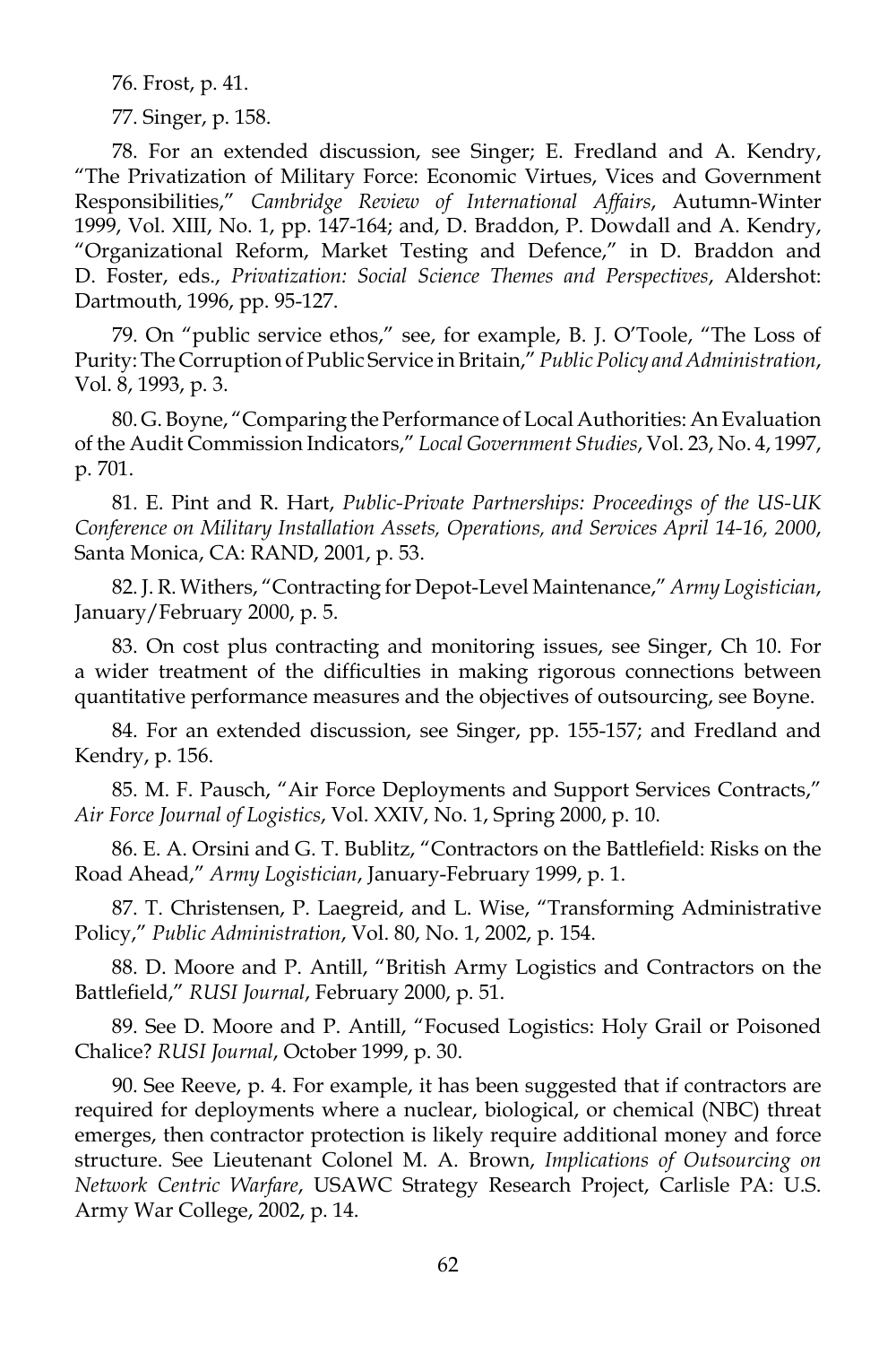76. Frost, p. 41.

77. Singer, p. 158.

78. For an extended discussion, see Singer; E. Fredland and A. Kendry, "The Privatization of Military Force: Economic Virtues, Vices and Government Responsibilities," *Cambridge Review of International Affairs*, Autumn-Winter 1999, Vol. XIII, No. 1, pp. 147-164; and, D. Braddon, P. Dowdall and A. Kendry, "Organizational Reform, Market Testing and Defence," in D. Braddon and D. Foster, eds., *Privatization: Social Science Themes and Perspectives*, Aldershot: Dartmouth, 1996, pp. 95-127.

79. On "public service ethos," see, for example, B. J. O'Toole, "The Loss of Purity: The Corruption of Public Service in Britain," *Public Policy and Administration*, Vol. 8, 1993, p. 3.

80. G. Boyne, "Comparing the Performance of Local Authorities: An Evaluation of the Audit Commission Indicators," *Local Government Studies*, Vol. 23, No. 4, 1997, p. 701.

81. E. Pint and R. Hart, *Public-Private Partnerships: Proceedings of the US-UK Conference on Military Installation Assets, Operations, and Services April 14-16, 2000*, Santa Monica, CA: RAND, 2001, p. 53.

82. J. R. Withers, "Contracting for Depot-Level Maintenance," *Army Logistician*, January/February 2000, p. 5.

83. On cost plus contracting and monitoring issues, see Singer, Ch 10. For a wider treatment of the difficulties in making rigorous connections between quantitative performance measures and the objectives of outsourcing, see Boyne.

84. For an extended discussion, see Singer, pp. 155-157; and Fredland and Kendry, p. 156.

85. M. F. Pausch, "Air Force Deployments and Support Services Contracts," *Air Force Journal of Logistics*, Vol. XXIV, No. 1, Spring 2000, p. 10.

86. E. A. Orsini and G. T. Bublitz, "Contractors on the Battlefield: Risks on the Road Ahead," *Army Logistician*, January-February 1999, p. 1.

87. T. Christensen, P. Laegreid, and L. Wise, "Transforming Administrative Policy," *Public Administration*, Vol. 80, No. 1, 2002, p. 154.

88. D. Moore and P. Antill, "British Army Logistics and Contractors on the Battlefield," *RUSI Journal*, February 2000, p. 51.

89. See D. Moore and P. Antill, "Focused Logistics: Holy Grail or Poisoned Chalice? *RUSI Journal*, October 1999, p. 30.

90. See Reeve, p. 4. For example, it has been suggested that if contractors are required for deployments where a nuclear, biological, or chemical (NBC) threat emerges, then contractor protection is likely require additional money and force structure. See Lieutenant Colonel M. A. Brown, *Implications of Outsourcing on Network Centric Warfare*, USAWC Strategy Research Project, Carlisle PA: U.S. Army War College, 2002, p. 14.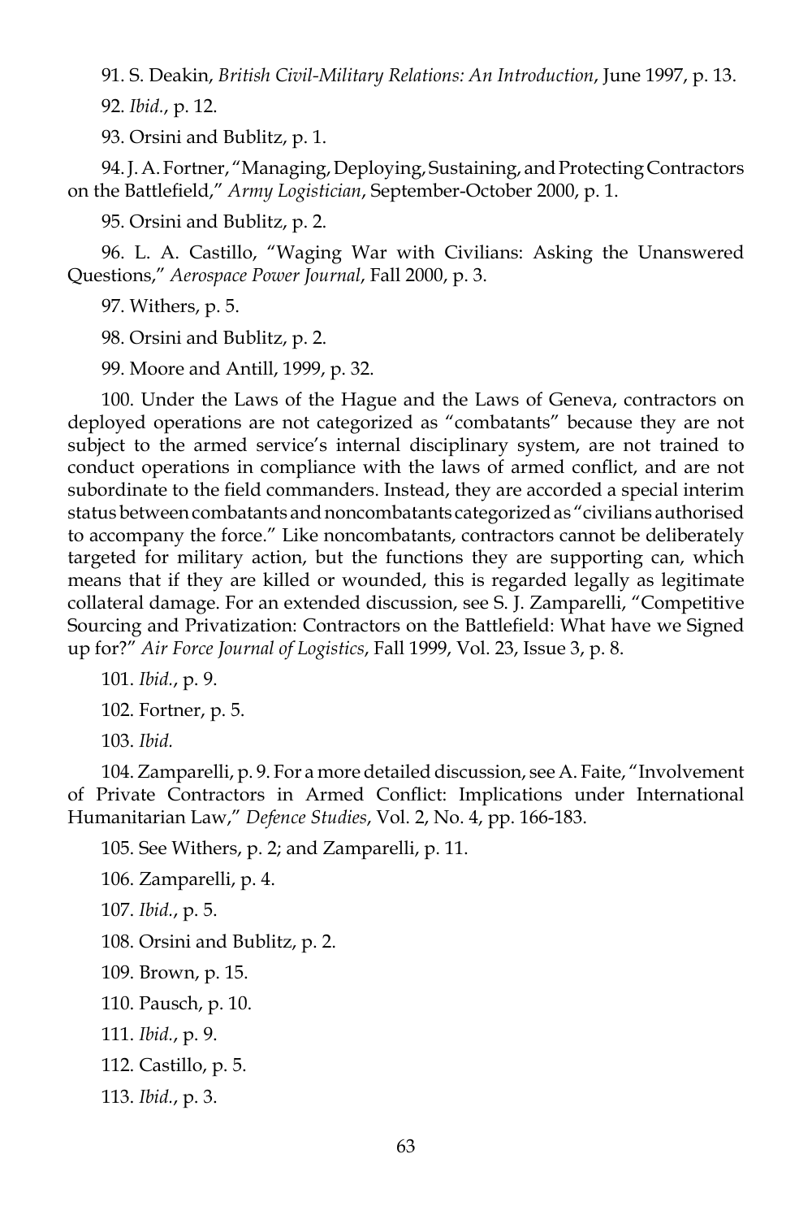91. S. Deakin, *British Civil-Military Relations: An Introduction*, June 1997, p. 13.

92. *Ibid.*, p. 12.

93. Orsini and Bublitz, p. 1.

94. J. A. Fortner, "Managing, Deploying, Sustaining, and Protecting Contractors on the Battlefield," *Army Logistician*, September-October 2000, p. 1.

95. Orsini and Bublitz, p. 2.

96. L. A. Castillo, "Waging War with Civilians: Asking the Unanswered Questions," *Aerospace Power Journal*, Fall 2000, p. 3.

97. Withers, p. 5.

98. Orsini and Bublitz, p. 2.

99. Moore and Antill, 1999, p. 32.

100. Under the Laws of the Hague and the Laws of Geneva, contractors on deployed operations are not categorized as "combatants" because they are not subject to the armed service's internal disciplinary system, are not trained to conduct operations in compliance with the laws of armed conflict, and are not subordinate to the field commanders. Instead, they are accorded a special interim status between combatants and noncombatants categorized as "civilians authorised to accompany the force." Like noncombatants, contractors cannot be deliberately targeted for military action, but the functions they are supporting can, which means that if they are killed or wounded, this is regarded legally as legitimate collateral damage. For an extended discussion, see S. J. Zamparelli, "Competitive Sourcing and Privatization: Contractors on the Battlefield: What have we Signed up for?" *Air Force Journal of Logistics*, Fall 1999, Vol. 23, Issue 3, p. 8.

101. *Ibid.*, p. 9.

102. Fortner, p. 5.

103. *Ibid.*

104. Zamparelli, p. 9. For a more detailed discussion, see A. Faite, "Involvement of Private Contractors in Armed Conflict: Implications under International Humanitarian Law," *Defence Studies*, Vol. 2, No. 4, pp. 166-183.

105. See Withers, p. 2; and Zamparelli, p. 11.

106. Zamparelli, p. 4.

107. *Ibid.*, p. 5.

108. Orsini and Bublitz, p. 2.

109. Brown, p. 15.

110. Pausch, p. 10.

111. *Ibid.*, p. 9.

112. Castillo, p. 5.

113. *Ibid.*, p. 3.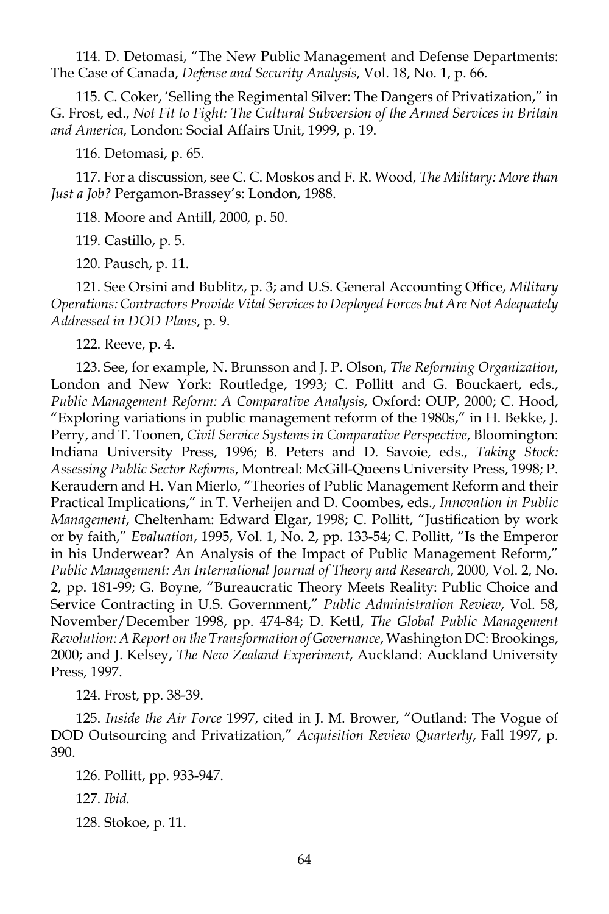114. D. Detomasi, "The New Public Management and Defense Departments: The Case of Canada, *Defense and Security Analysis*, Vol. 18, No. 1, p. 66.

115. C. Coker, 'Selling the Regimental Silver: The Dangers of Privatization," in G. Frost, ed., *Not Fit to Fight: The Cultural Subversion of the Armed Services in Britain and America*, London: Social Affairs Unit, 1999, p. 19.

116. Detomasi, p. 65.

117. For a discussion, see C. C. Moskos and F. R. Wood, *The Military: More than Just a Job?* Pergamon-Brassey's: London, 1988.

118. Moore and Antill, 2000, p. 50.

119. Castillo, p. 5.

120. Pausch, p. 11.

121. See Orsini and Bublitz, p. 3; and U.S. General Accounting Office, *Military Operations: Contractors Provide Vital Services to Deployed Forces but Are Not Adequately Addressed in DOD Plans*, p. 9.

122. Reeve, p. 4.

123. See, for example, N. Brunsson and J. P. Olson, *The Reforming Organization*, London and New York: Routledge, 1993; C. Pollitt and G. Bouckaert, eds., *Public Management Reform: A Comparative Analysis*, Oxford: OUP, 2000; C. Hood, "Exploring variations in public management reform of the 1980s," in H. Bekke, J. Perry, and T. Toonen, *Civil Service Systems in Comparative Perspective*, Bloomington: Indiana University Press, 1996; B. Peters and D. Savoie, eds., *Taking Stock: Assessing Public Sector Reforms*, Montreal: McGill-Queens University Press, 1998; P. Keraudern and H. Van Mierlo, "Theories of Public Management Reform and their Practical Implications," in T. Verheijen and D. Coombes, eds., *Innovation in Public Management*, Cheltenham: Edward Elgar, 1998; C. Pollitt, "Justification by work or by faith," *Evaluation*, 1995, Vol. 1, No. 2, pp. 133-54; C. Pollitt, "Is the Emperor in his Underwear? An Analysis of the Impact of Public Management Reform," *Public Management: An International Journal of Theory and Research*, 2000, Vol. 2, No. 2, pp. 181-99; G. Boyne, "Bureaucratic Theory Meets Reality: Public Choice and Service Contracting in U.S. Government," *Public Administration Review*, Vol. 58, November/December 1998, pp. 474-84; D. Kettl, *The Global Public Management Revolution: A Report on the Transformation of Governance*, Washington DC: Brookings, 2000; and J. Kelsey, *The New Zealand Experiment*, Auckland: Auckland University Press, 1997.

124. Frost, pp. 38-39.

125. *Inside the Air Force* 1997, cited in J. M. Brower, "Outland: The Vogue of DOD Outsourcing and Privatization," *Acquisition Review Quarterly*, Fall 1997, p. 390.

126. Pollitt, pp. 933-947.

127. *Ibid.*

128. Stokoe, p. 11.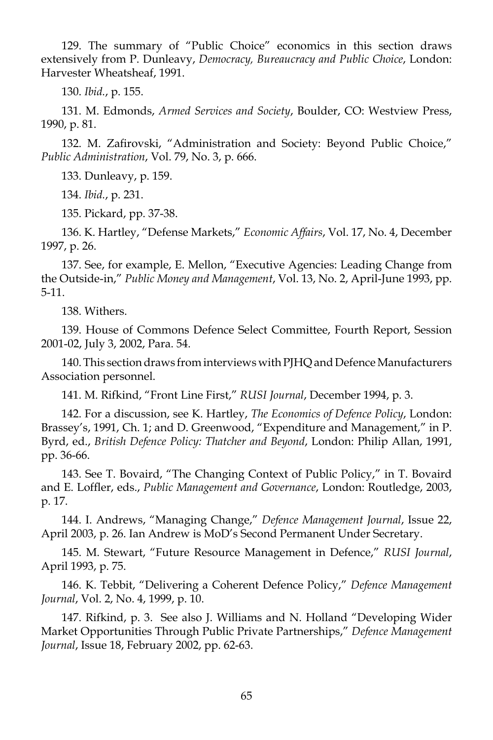129. The summary of "Public Choice" economics in this section draws extensively from P. Dunleavy, *Democracy, Bureaucracy and Public Choice*, London: Harvester Wheatsheaf, 1991.

130. *Ibid.*, p. 155.

131. M. Edmonds, *Armed Services and Society*, Boulder, CO: Westview Press, 1990, p. 81.

132. M. Zafirovski, "Administration and Society: Beyond Public Choice," *Public Administration*, Vol. 79, No. 3, p. 666.

133. Dunleavy, p. 159.

134. *Ibid.*, p. 231.

135. Pickard, pp. 37-38.

136. K. Hartley, "Defense Markets," *Economic Affairs*, Vol. 17, No. 4, December 1997, p. 26.

137. See, for example, E. Mellon, "Executive Agencies: Leading Change from the Outside-in," *Public Money and Management*, Vol. 13, No. 2, April-June 1993, pp. 5-11.

138. Withers.

139. House of Commons Defence Select Committee, Fourth Report, Session 2001-02, July 3, 2002, Para. 54.

140. This section draws from interviews with PJHQ and Defence Manufacturers Association personnel.

141. M. Rifkind, "Front Line First," *RUSI Journal*, December 1994, p. 3.

142. For a discussion, see K. Hartley, *The Economics of Defence Policy*, London: Brassey's, 1991, Ch. 1; and D. Greenwood, "Expenditure and Management," in P. Byrd, ed., *British Defence Policy: Thatcher and Beyond*, London: Philip Allan, 1991, pp. 36-66.

143. See T. Bovaird, "The Changing Context of Public Policy," in T. Bovaird and E. Loffler, eds., *Public Management and Governance*, London: Routledge, 2003, p. 17.

144. I. Andrews, "Managing Change," *Defence Management Journal*, Issue 22, April 2003, p. 26. Ian Andrew is MoD's Second Permanent Under Secretary.

145. M. Stewart, "Future Resource Management in Defence," *RUSI Journal*, April 1993, p. 75.

146. K. Tebbit, "Delivering a Coherent Defence Policy," *Defence Management Journal*, Vol. 2, No. 4, 1999, p. 10.

147. Rifkind, p. 3. See also J. Williams and N. Holland "Developing Wider Market Opportunities Through Public Private Partnerships," *Defence Management Journal*, Issue 18, February 2002, pp. 62-63.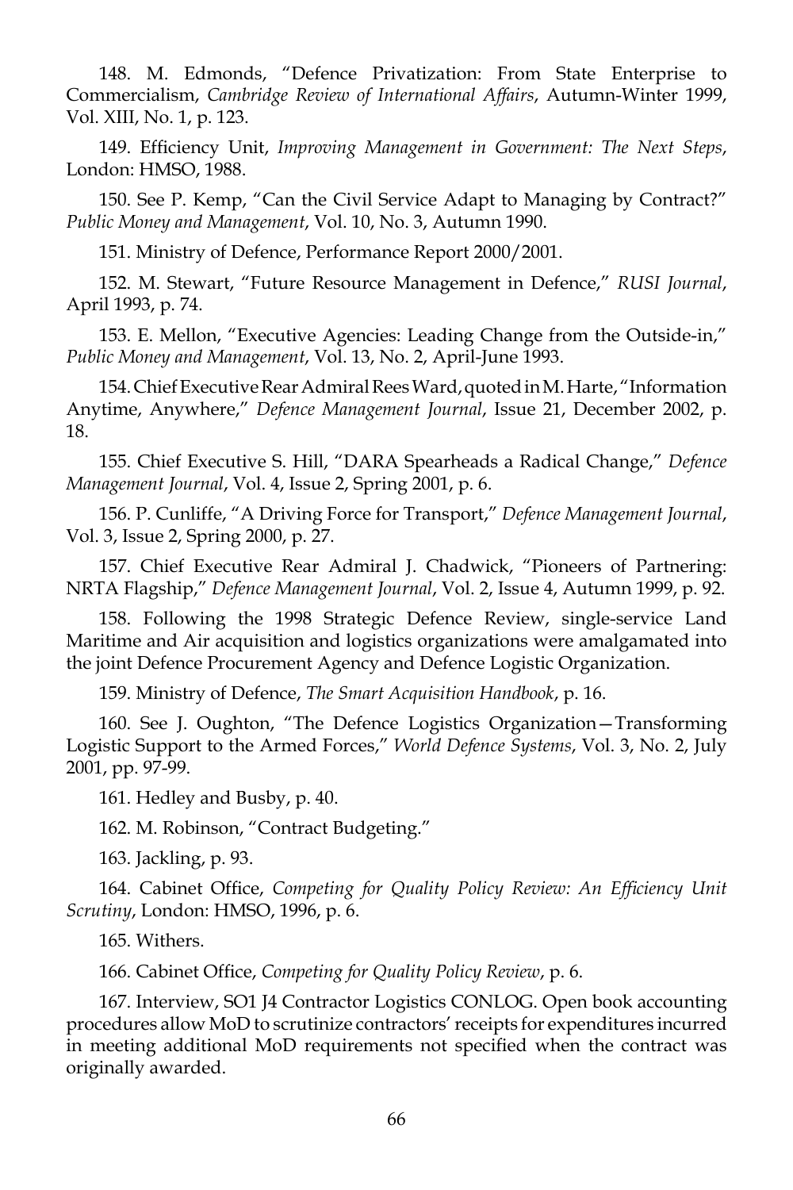148. M. Edmonds, "Defence Privatization: From State Enterprise to Commercialism, *Cambridge Review of International Affairs*, Autumn-Winter 1999, Vol. XIII, No. 1, p. 123.

149. Efficiency Unit, *Improving Management in Government: The Next Steps*, London: HMSO, 1988.

150. See P. Kemp, "Can the Civil Service Adapt to Managing by Contract?" *Public Money and Management*, Vol. 10, No. 3, Autumn 1990.

151. Ministry of Defence, Performance Report 2000/2001.

152. M. Stewart, "Future Resource Management in Defence," *RUSI Journal*, April 1993, p. 74.

153. E. Mellon, "Executive Agencies: Leading Change from the Outside-in," *Public Money and Management*, Vol. 13, No. 2, April-June 1993.

154. Chief Executive Rear Admiral Rees Ward, quoted in M. Harte, "Information Anytime, Anywhere," *Defence Management Journal*, Issue 21, December 2002, p. 18.

155. Chief Executive S. Hill, "DARA Spearheads a Radical Change," *Defence Management Journal*, Vol. 4, Issue 2, Spring 2001, p. 6.

156. P. Cunliffe, "A Driving Force for Transport," *Defence Management Journal*, Vol. 3, Issue 2, Spring 2000, p. 27.

157. Chief Executive Rear Admiral J. Chadwick, "Pioneers of Partnering: NRTA Flagship," *Defence Management Journal*, Vol. 2, Issue 4, Autumn 1999, p. 92.

158. Following the 1998 Strategic Defence Review, single-service Land Maritime and Air acquisition and logistics organizations were amalgamated into the joint Defence Procurement Agency and Defence Logistic Organization.

159. Ministry of Defence, *The Smart Acquisition Handbook*, p. 16.

160. See J. Oughton, "The Defence Logistics Organization—Transforming Logistic Support to the Armed Forces," *World Defence Systems*, Vol. 3, No. 2, July 2001, pp. 97-99.

161. Hedley and Busby, p. 40.

162. M. Robinson, "Contract Budgeting."

163. Jackling, p. 93.

164. Cabinet Office, *Competing for Quality Policy Review: An Efficiency Unit Scrutiny*, London: HMSO, 1996, p. 6.

165. Withers.

166. Cabinet Office, *Competing for Quality Policy Review*, p. 6.

167. Interview, SO1 J4 Contractor Logistics CONLOG. Open book accounting procedures allow MoD to scrutinize contractors' receipts for expenditures incurred in meeting additional MoD requirements not specified when the contract was originally awarded.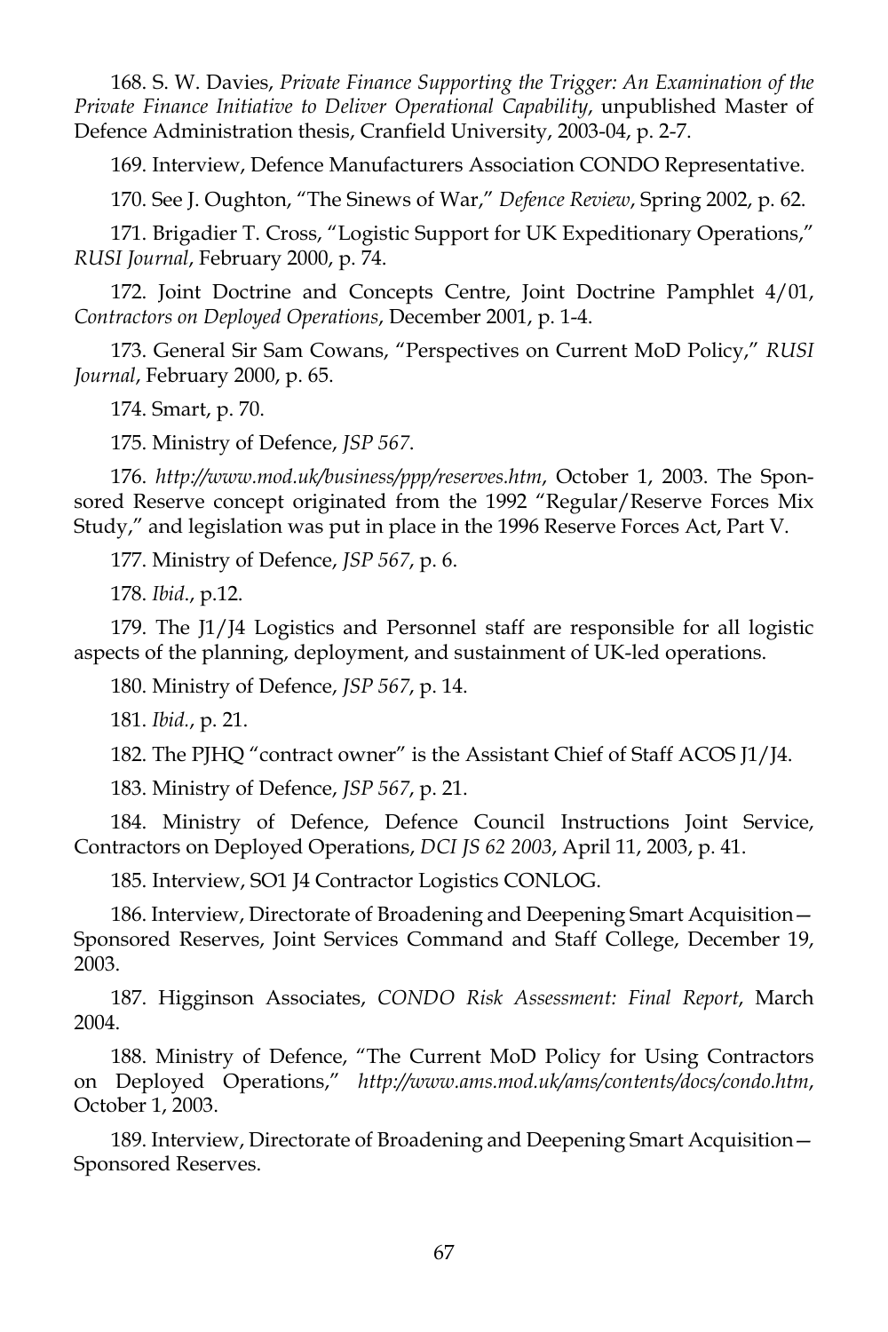168. S. W. Davies, *Private Finance Supporting the Trigger: An Examination of the Private Finance Initiative to Deliver Operational Capability*, unpublished Master of Defence Administration thesis, Cranfield University, 2003-04, p. 2-7.

169. Interview, Defence Manufacturers Association CONDO Representative.

170. See J. Oughton, "The Sinews of War," *Defence Review*, Spring 2002, p. 62.

171. Brigadier T. Cross, "Logistic Support for UK Expeditionary Operations," *RUSI Journal*, February 2000, p. 74.

172. Joint Doctrine and Concepts Centre, Joint Doctrine Pamphlet 4/01, *Contractors on Deployed Operations*, December 2001, p. 1-4.

173. General Sir Sam Cowans, "Perspectives on Current MoD Policy," *RUSI Journal*, February 2000, p. 65.

174. Smart, p. 70.

175. Ministry of Defence, *JSP 567*.

176. *http://www.mod.uk/business/ppp/reserves.htm*, October 1, 2003. The Sponsored Reserve concept originated from the 1992 "Regular/Reserve Forces Mix Study," and legislation was put in place in the 1996 Reserve Forces Act, Part V.

177. Ministry of Defence, *JSP 567*, p. 6.

178. *Ibid.*, p.12.

179. The J1/J4 Logistics and Personnel staff are responsible for all logistic aspects of the planning, deployment, and sustainment of UK-led operations.

180. Ministry of Defence, *JSP 567*, p. 14.

181. *Ibid.*, p. 21.

182. The PJHQ "contract owner" is the Assistant Chief of Staff ACOS J1/J4.

183. Ministry of Defence, *JSP 567*, p. 21.

184. Ministry of Defence, Defence Council Instructions Joint Service, Contractors on Deployed Operations, *DCI JS 62 2003*, April 11, 2003, p. 41.

185. Interview, SO1 J4 Contractor Logistics CONLOG.

186. Interview, Directorate of Broadening and Deepening Smart Acquisition—Sponsored Reserves, Joint Services Command and Staff College, December 19, 2003.

187. Higginson Associates, *CONDO Risk Assessment: Final Report*, March 2004.

188. Ministry of Defence, "The Current MoD Policy for Using Contractors on Deployed Operations," *http://www.ams.mod.uk/ams/contents/docs/condo.htm*, October 1, 2003.

189. Interview, Directorate of Broadening and Deepening Smart Acquisition—Sponsored Reserves.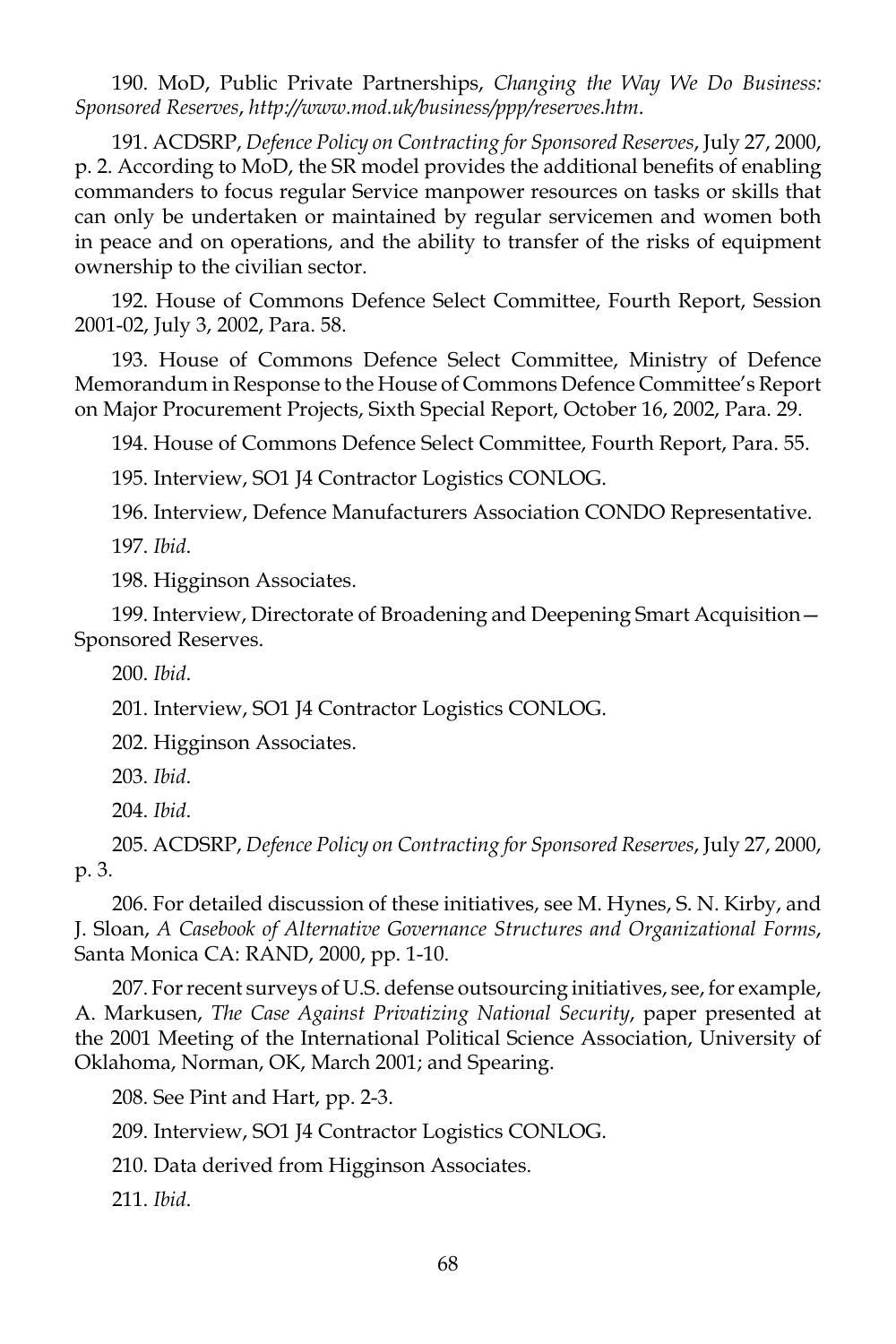190. MoD, Public Private Partnerships, *Changing the Way We Do Business: Sponsored Reserves*, *http://www.mod.uk/business/ppp/reserves.htm*.

191. ACDSRP, *Defence Policy on Contracting for Sponsored Reserves*, July 27, 2000, p. 2. According to MoD, the SR model provides the additional benefits of enabling commanders to focus regular Service manpower resources on tasks or skills that can only be undertaken or maintained by regular servicemen and women both in peace and on operations, and the ability to transfer of the risks of equipment ownership to the civilian sector.

192. House of Commons Defence Select Committee, Fourth Report, Session 2001-02, July 3, 2002, Para. 58.

193. House of Commons Defence Select Committee, Ministry of Defence Memorandum in Response to the House of Commons Defence Committee's Report on Major Procurement Projects, Sixth Special Report, October 16, 2002, Para. 29.

194. House of Commons Defence Select Committee, Fourth Report, Para. 55.

195. Interview, SO1 J4 Contractor Logistics CONLOG.

196. Interview, Defence Manufacturers Association CONDO Representative.

197. *Ibid*.

198. Higginson Associates.

199. Interview, Directorate of Broadening and Deepening Smart Acquisition—Sponsored Reserves.

200. *Ibid*.

201. Interview, SO1 J4 Contractor Logistics CONLOG.

202. Higginson Associates.

203. *Ibid*.

204. *Ibid*.

205. ACDSRP, *Defence Policy on Contracting for Sponsored Reserves*, July 27, 2000, p. 3.

206. For detailed discussion of these initiatives, see M. Hynes, S. N. Kirby, and J. Sloan, *A Casebook of Alternative Governance Structures and Organizational Forms*, Santa Monica CA: RAND, 2000, pp. 1-10.

207. For recent surveys of U.S. defense outsourcing initiatives, see, for example, A. Markusen, *The Case Against Privatizing National Security*, paper presented at the 2001 Meeting of the International Political Science Association, University of Oklahoma, Norman, OK, March 2001; and Spearing.

208. See Pint and Hart, pp. 2-3.

209. Interview, SO1 J4 Contractor Logistics CONLOG.

210. Data derived from Higginson Associates.

211. *Ibid*.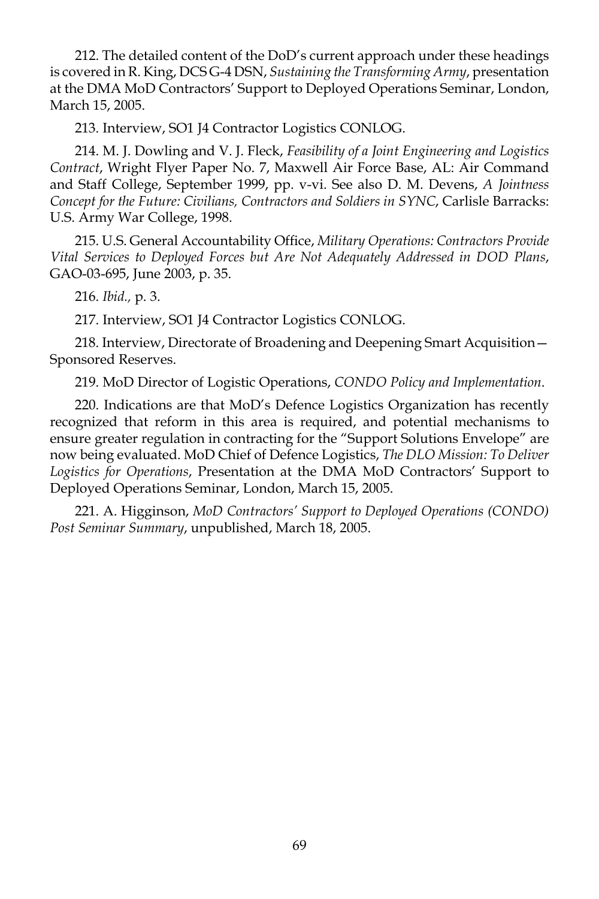212. The detailed content of the DoD's current approach under these headings is covered in R. King, DCS G-4 DSN, *Sustaining the Transforming Army*, presentation at the DMA MoD Contractors' Support to Deployed Operations Seminar, London, March 15, 2005.

213. Interview, SO1 J4 Contractor Logistics CONLOG.

214. M. J. Dowling and V. J. Fleck, *Feasibility of a Joint Engineering and Logistics Contract*, Wright Flyer Paper No. 7, Maxwell Air Force Base, AL: Air Command and Staff College, September 1999, pp. v-vi. See also D. M. Devens, *A Jointness Concept for the Future: Civilians, Contractors and Soldiers in SYNC*, Carlisle Barracks: U.S. Army War College, 1998.

215. U.S. General Accountability Office, *Military Operations: Contractors Provide Vital Services to Deployed Forces but Are Not Adequately Addressed in DOD Plans*, GAO-03-695, June 2003, p. 35.

216. *Ibid.,* p. 3.

217. Interview, SO1 J4 Contractor Logistics CONLOG.

218. Interview, Directorate of Broadening and Deepening Smart Acquisition—Sponsored Reserves.

219. MoD Director of Logistic Operations, *CONDO Policy and Implementation*.

220. Indications are that MoD's Defence Logistics Organization has recently recognized that reform in this area is required, and potential mechanisms to ensure greater regulation in contracting for the "Support Solutions Envelope" are now being evaluated. MoD Chief of Defence Logistics, *The DLO Mission: To Deliver Logistics for Operations*, Presentation at the DMA MoD Contractors' Support to Deployed Operations Seminar, London, March 15, 2005.

221. A. Higginson, *MoD Contractors' Support to Deployed Operations (CONDO) Post Seminar Summary*, unpublished, March 18, 2005.